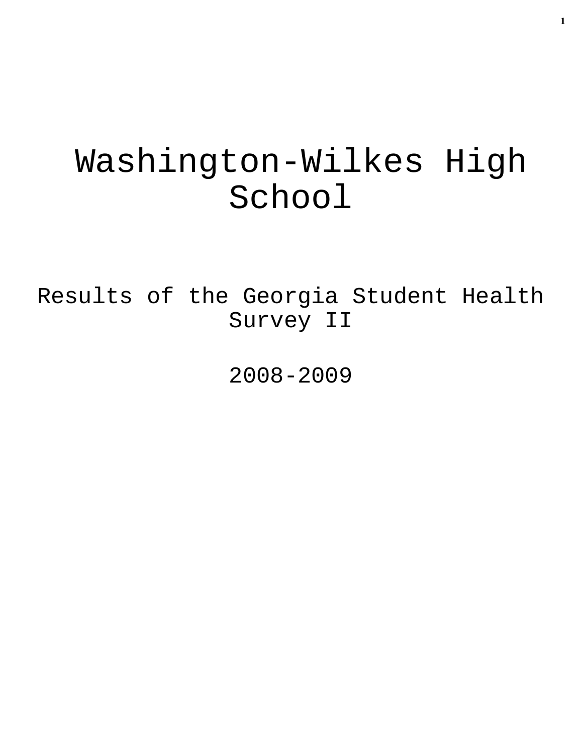# Washington-Wilkes High School

## Results of the Georgia Student Health Survey II

## 2008-2009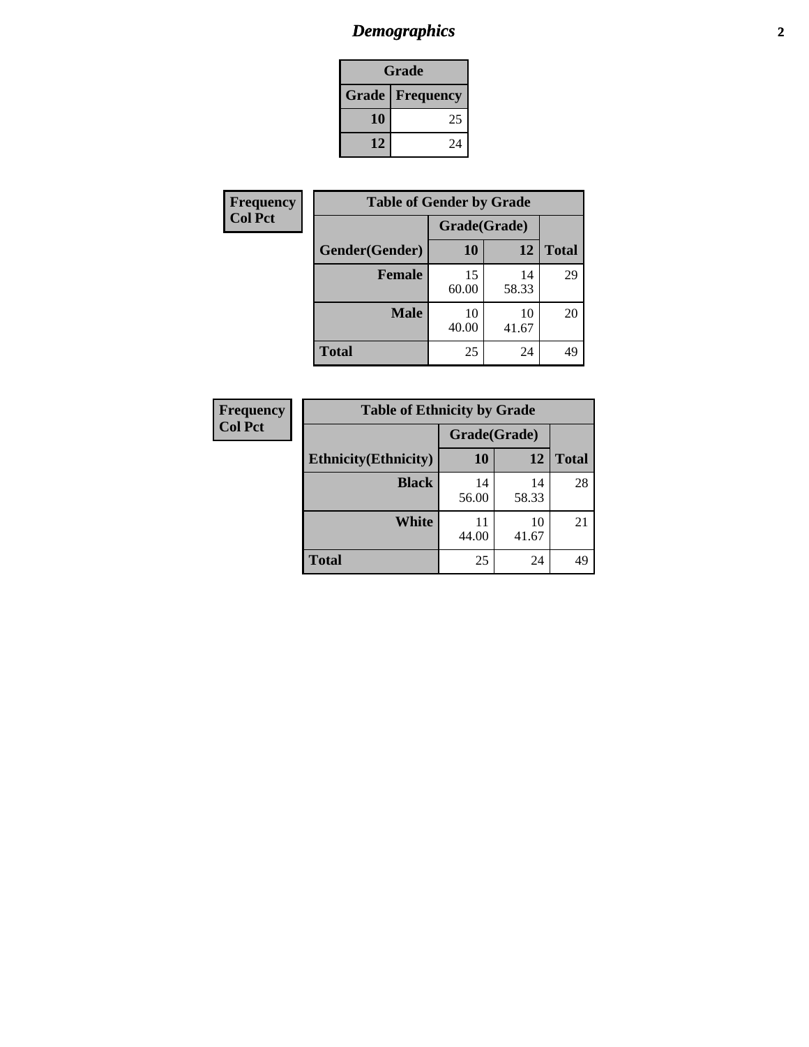# Demographics

| Grade | |
|---|---|
| **Grade** | **Frequency** |
| 10 | 25 |
| 12 | 24 |

**Frequency**
**Col Pct**

| Table of Gender by Grade | | | |
|---|---|---|---|
| | Grade(Grade) | | |
| Gender(Gender) | 10 | 12 | Total |
| Female | 15<br>60.00 | 14<br>58.33 | 29 |
| Male | 10<br>40.00 | 10<br>41.67 | 20 |
| Total | 25 | 24 | 49 |

**Frequency**
**Col Pct**

| Table of Ethnicity by Grade | | | |
|---|---|---|---|
| | Grade(Grade) | | |
| Ethnicity(Ethnicity) | 10 | 12 | Total |
| Black | 14<br>56.00 | 14<br>58.33 | 28 |
| White | 11<br>44.00 | 10<br>41.67 | 21 |
| Total | 25 | 24 | 49 |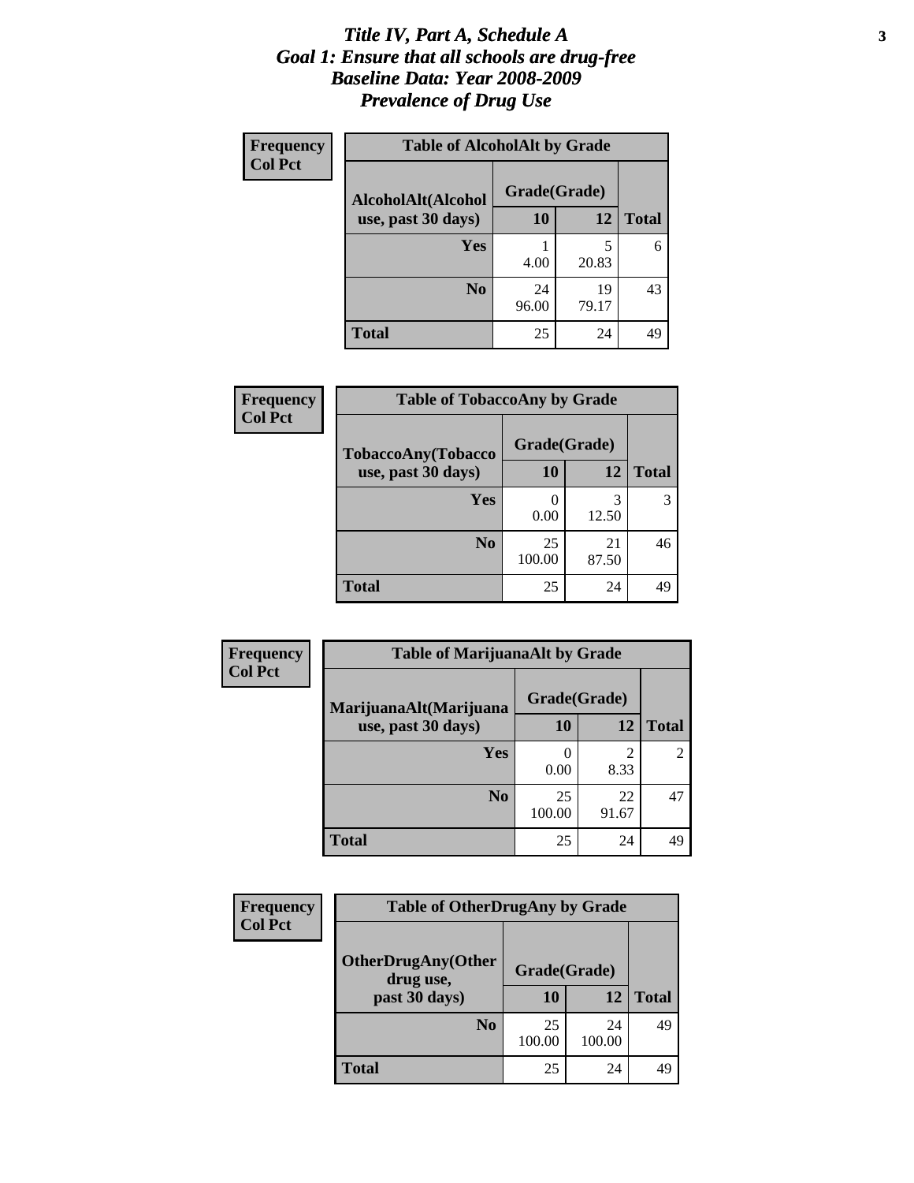# *Title IV, Part A, Schedule A*
## *Goal 1: Ensure that all schools are drug-free*
## *Baseline Data: Year 2008-2009*
## *Prevalence of Drug Use*

**Frequency**
**Col Pct**

| Table of AlcoholAlt by Grade | | | |
|---|---|---|---|
| **AlcoholAlt(Alcohol use, past 30 days)** | **Grade(Grade)** | | |
| | **10** | **12** | **Total** |
| **Yes** | 1<br>4.00 | 5<br>20.83 | 6 |
| **No** | 24<br>96.00 | 19<br>79.17 | 43 |
| **Total** | 25 | 24 | 49 |

**Frequency**
**Col Pct**

| Table of TobaccoAny by Grade | | | |
|---|---|---|---|
| **TobaccoAny(Tobacco use, past 30 days)** | **Grade(Grade)** | | |
| | **10** | **12** | **Total** |
| **Yes** | 0<br>0.00 | 3<br>12.50 | 3 |
| **No** | 25<br>100.00 | 21<br>87.50 | 46 |
| **Total** | 25 | 24 | 49 |

**Frequency**
**Col Pct**

| Table of MarijuanaAlt by Grade | | | |
|---|---|---|---|
| **MarijuanaAlt(Marijuana use, past 30 days)** | **Grade(Grade)** | | |
| | **10** | **12** | **Total** |
| **Yes** | 0<br>0.00 | 2<br>8.33 | 2 |
| **No** | 25<br>100.00 | 22<br>91.67 | 47 |
| **Total** | 25 | 24 | 49 |

**Frequency**
**Col Pct**

| Table of OtherDrugAny by Grade | | | |
|---|---|---|---|
| **OtherDrugAny(Other drug use, past 30 days)** | **Grade(Grade)** | | |
| | **10** | **12** | **Total** |
| **No** | 25<br>100.00 | 24<br>100.00 | 49 |
| **Total** | 25 | 24 | 49 |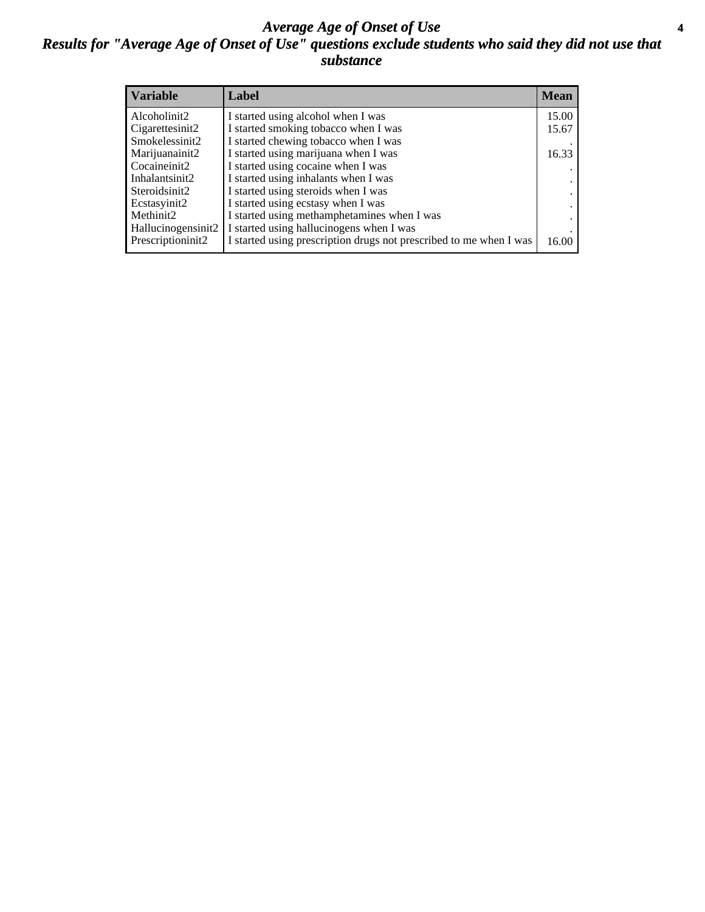# *Average Age of Onset of Use*

## *Results for "Average Age of Onset of Use" questions exclude students who said they did not use that substance*

| Variable | Label | Mean |
|---|---|---|
| Alcoholinit2 | I started using alcohol when I was | 15.00 |
| Cigarettesinit2 | I started smoking tobacco when I was | 15.67 |
| Smokelessinit2 | I started chewing tobacco when I was | . |
| Marijuanainit2 | I started using marijuana when I was | 16.33 |
| Cocaineinit2 | I started using cocaine when I was | . |
| Inhalantsinit2 | I started using inhalants when I was | . |
| Steroidsinit2 | I started using steroids when I was | . |
| Ecstasyinit2 | I started using ecstasy when I was | . |
| Methinit2 | I started using methamphetamines when I was | . |
| Hallucinogensinit2 | I started using hallucinogens when I was | . |
| Prescriptioninit2 | I started using prescription drugs not prescribed to me when I was | 16.00 |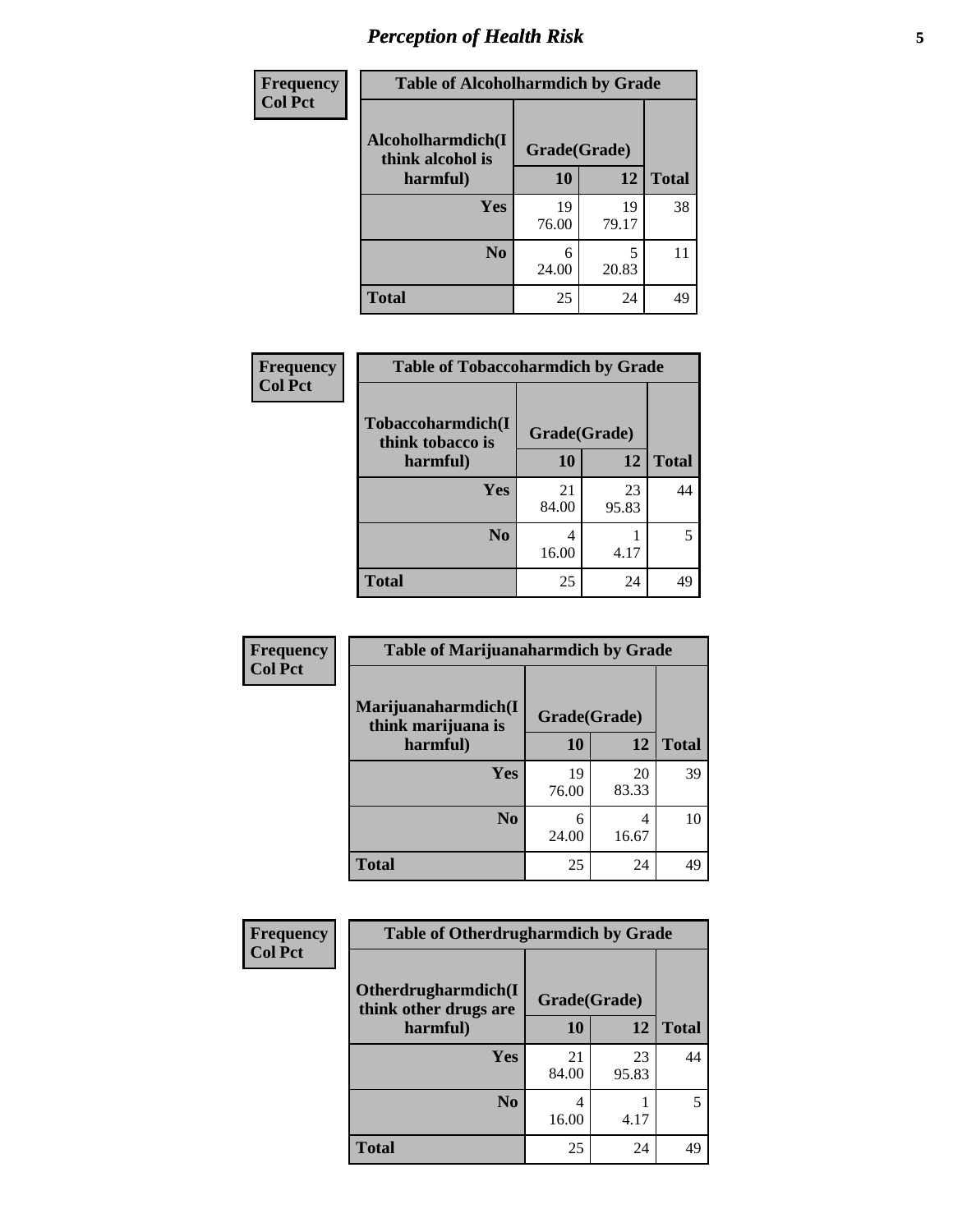## *Perception of Health Risk*

**Frequency**
**Col Pct**

| Table of Alcoholharmdich by Grade | | | |
|---|---|---|---|
| **Alcoholharmdich(I think alcohol is harmful)** | **Grade(Grade)** | | |
| | **10** | **12** | **Total** |
| **Yes** | 19<br>76.00 | 19<br>79.17 | 38 |
| **No** | 6<br>24.00 | 5<br>20.83 | 11 |
| **Total** | 25 | 24 | 49 |

**Frequency**
**Col Pct**

| Table of Tobaccoharmdich by Grade | | | |
|---|---|---|---|
| **Tobaccoharmdich(I think tobacco is harmful)** | **Grade(Grade)** | | |
| | **10** | **12** | **Total** |
| **Yes** | 21<br>84.00 | 23<br>95.83 | 44 |
| **No** | 4<br>16.00 | 1<br>4.17 | 5 |
| **Total** | 25 | 24 | 49 |

**Frequency**
**Col Pct**

| Table of Marijuanaharmdich by Grade | | | |
|---|---|---|---|
| **Marijuanaharmdich(I think marijuana is harmful)** | **Grade(Grade)** | | |
| | **10** | **12** | **Total** |
| **Yes** | 19<br>76.00 | 20<br>83.33 | 39 |
| **No** | 6<br>24.00 | 4<br>16.67 | 10 |
| **Total** | 25 | 24 | 49 |

**Frequency**
**Col Pct**

| Table of Otherdrugharmdich by Grade | | | |
|---|---|---|---|
| **Otherdrugharmdich(I think other drugs are harmful)** | **Grade(Grade)** | | |
| | **10** | **12** | **Total** |
| **Yes** | 21<br>84.00 | 23<br>95.83 | 44 |
| **No** | 4<br>16.00 | 1<br>4.17 | 5 |
| **Total** | 25 | 24 | 49 |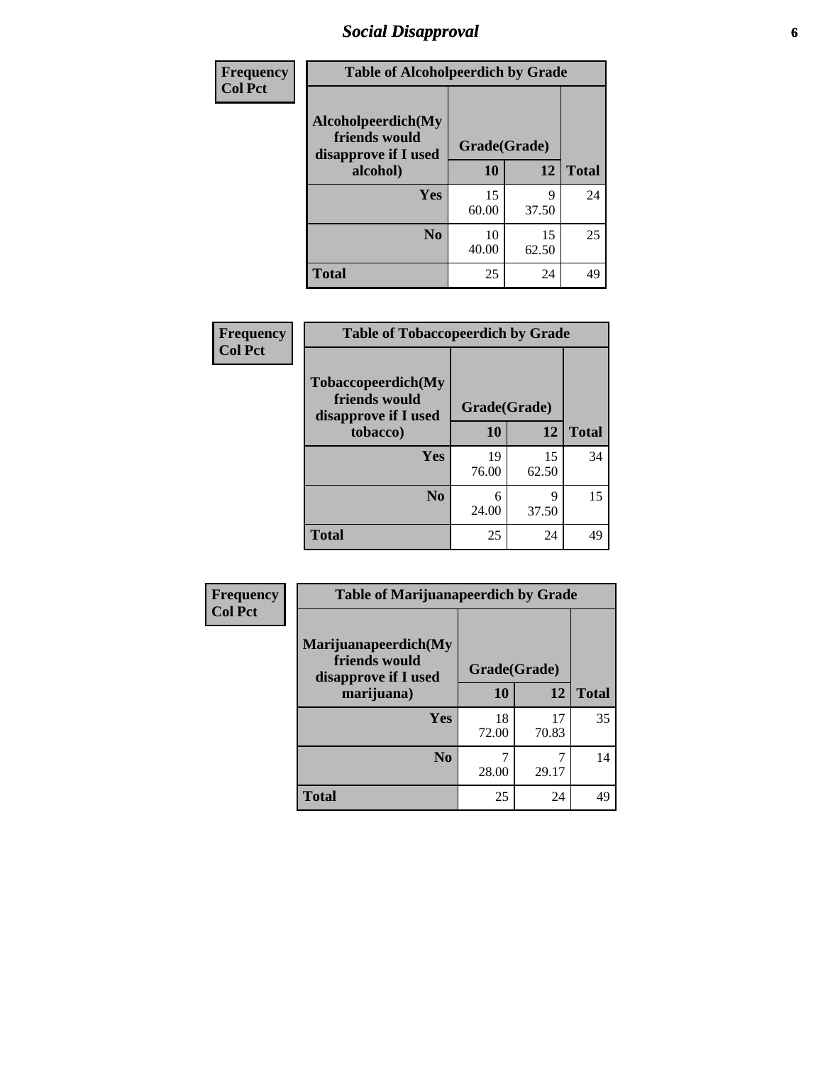# Social Disapproval

| Frequency<br>Col Pct | | | |
|---|---|---|---|
| **Table of Alcoholpeerdich by Grade** | | | |
| **Alcoholpeerdich(My friends would disapprove if I used alcohol)** | **Grade(Grade)** | | |
| | **10** | **12** | **Total** |
| **Yes** | 15<br>60.00 | 9<br>37.50 | 24 |
| **No** | 10<br>40.00 | 15<br>62.50 | 25 |
| **Total** | 25 | 24 | 49 |

| Frequency<br>Col Pct | | | |
|---|---|---|---|
| **Table of Tobaccopeerdich by Grade** | | | |
| **Tobaccopeerdich(My friends would disapprove if I used tobacco)** | **Grade(Grade)** | | |
| | **10** | **12** | **Total** |
| **Yes** | 19<br>76.00 | 15<br>62.50 | 34 |
| **No** | 6<br>24.00 | 9<br>37.50 | 15 |
| **Total** | 25 | 24 | 49 |

| Frequency<br>Col Pct | | | |
|---|---|---|---|
| **Table of Marijuanapeerdich by Grade** | | | |
| **Marijuanapeerdich(My friends would disapprove if I used marijuana)** | **Grade(Grade)** | | |
| | **10** | **12** | **Total** |
| **Yes** | 18<br>72.00 | 17<br>70.83 | 35 |
| **No** | 7<br>28.00 | 7<br>29.17 | 14 |
| **Total** | 25 | 24 | 49 |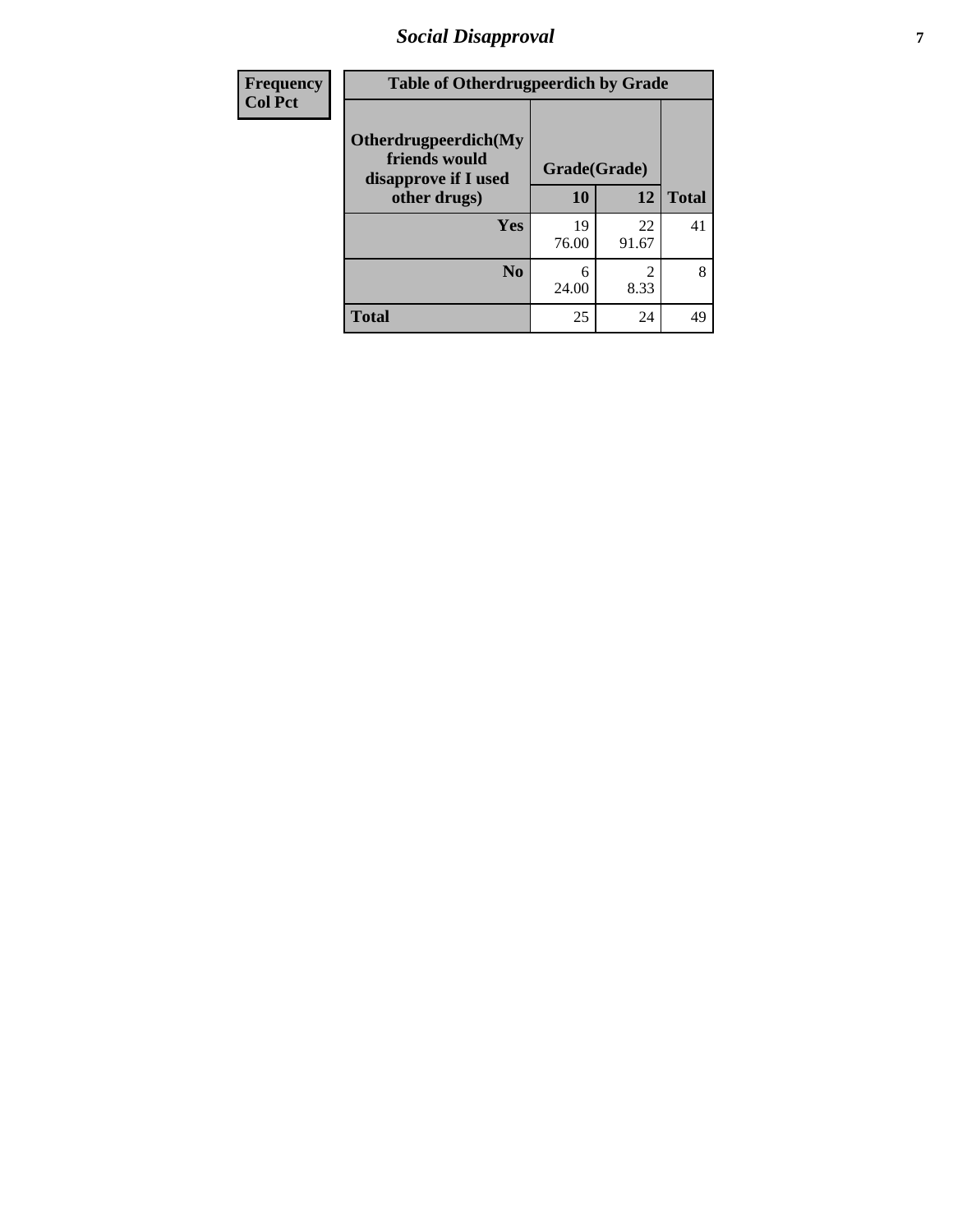| Frequency<br>Col Pct | Table of Otherdrugpeerdich by Grade | | | |
|---|---|---|---|---|
| | Otherdrugpeerdich(My friends would disapprove if I used other drugs) | Grade(Grade) | | |
| | | 10 | 12 | Total |
| | Yes | 19<br>76.00 | 22<br>91.67 | 41 |
| | No | 6<br>24.00 | 2<br>8.33 | 8 |
| | Total | 25 | 24 | 49 |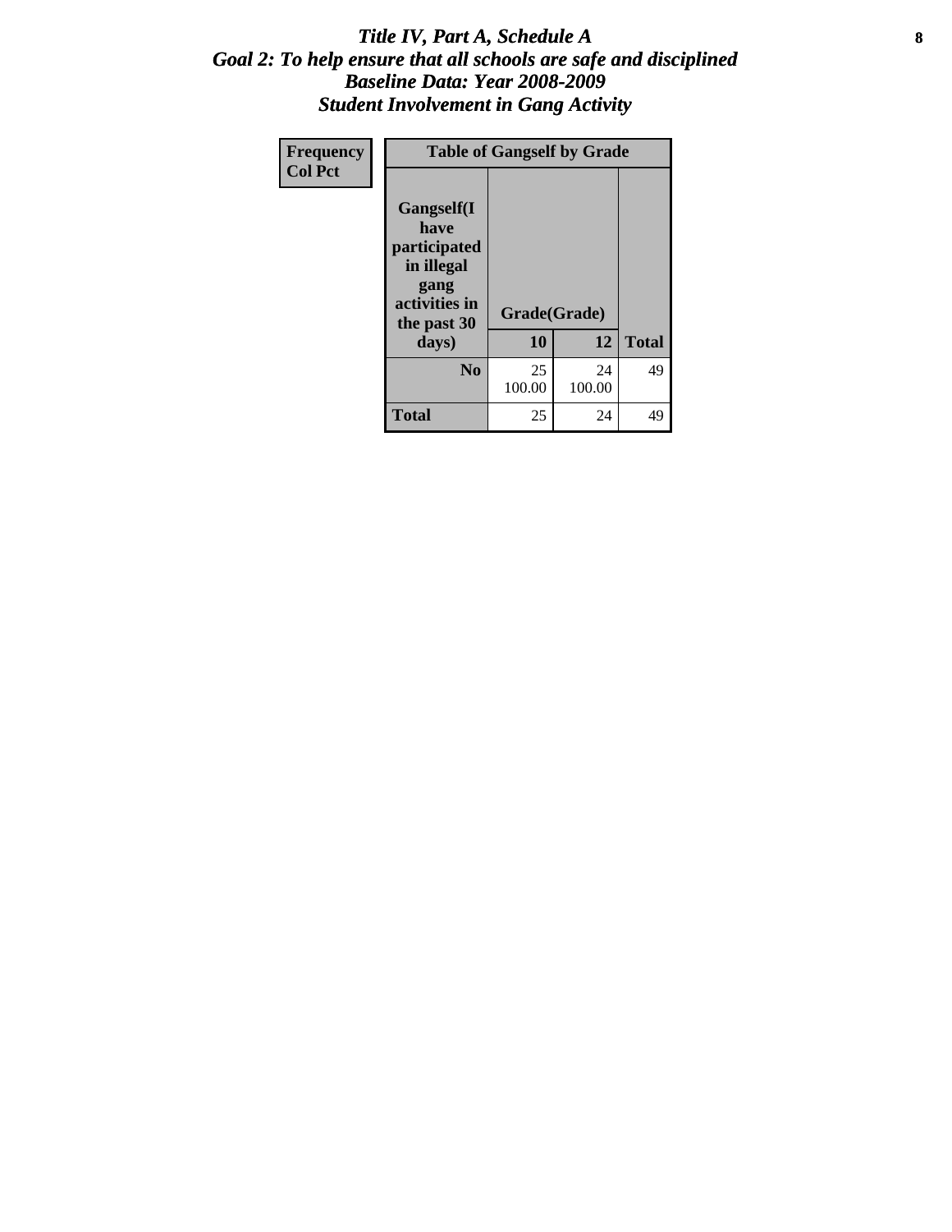# *Title IV, Part A, Schedule A*
## *Goal 2: To help ensure that all schools are safe and disciplined*
## *Baseline Data: Year 2008-2009*
## *Student Involvement in Gang Activity*

| Frequency<br>Col Pct |
|---|

| Table of Gangself by Grade | | | |
|---|---|---|---|
| **Gangself(I have participated in illegal gang activities in the past 30 days)** | **Grade(Grade)** | | |
| | **10** | **12** | **Total** |
| **No** | 25<br>100.00 | 24<br>100.00 | 49 |
| **Total** | 25 | 24 | 49 |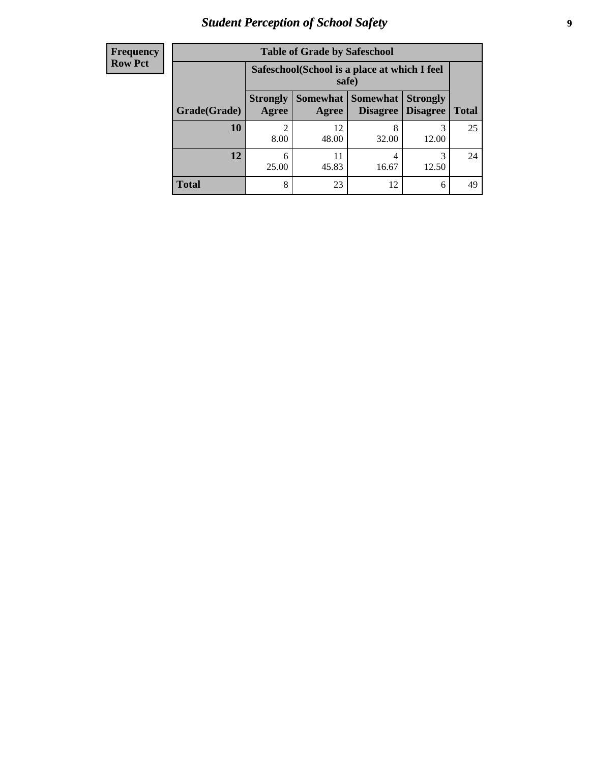## Student Perception of School Safety

| Frequency<br>Row Pct |
|---|

**Table of Grade by Safeschool**

| Grade(Grade) | Safeschool(School is a place at which I feel safe) | | | | Total |
|---|---|---|---|---|---|
| | Strongly Agree | Somewhat Agree | Somewhat Disagree | Strongly Disagree | |
| **10** | 2<br>8.00 | 12<br>48.00 | 8<br>32.00 | 3<br>12.00 | 25 |
| **12** | 6<br>25.00 | 11<br>45.83 | 4<br>16.67 | 3<br>12.50 | 24 |
| **Total** | 8 | 23 | 12 | 6 | 49 |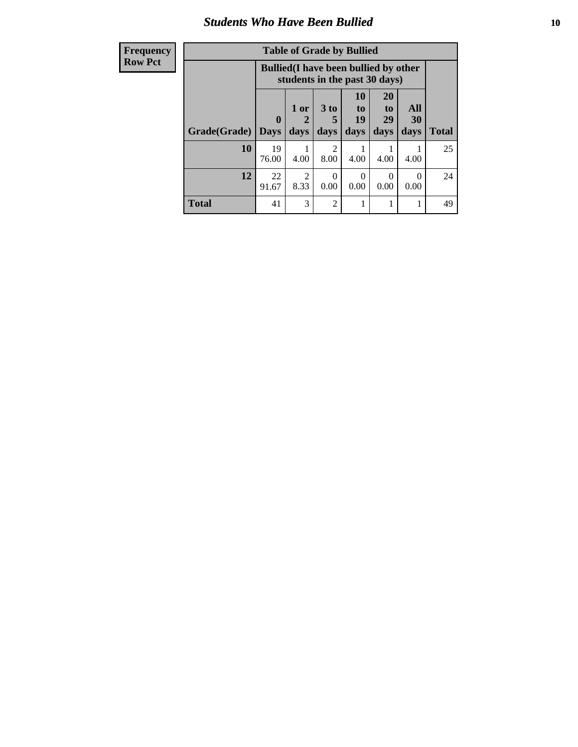## Students Who Have Been Bullied

| Frequency Row Pct |
|---|

**Table of Grade by Bullied**

| Grade(Grade) | Bullied(I have been bullied by other students in the past 30 days) | | | | | | Total |
|---|---|---|---|---|---|---|---|
| | 0 Days | 1 or 2 days | 3 to 5 days | 10 to 19 days | 20 to 29 days | All 30 days | |
| 10 | 19<br>76.00 | 1<br>4.00 | 2<br>8.00 | 1<br>4.00 | 1<br>4.00 | 1<br>4.00 | 25 |
| 12 | 22<br>91.67 | 2<br>8.33 | 0<br>0.00 | 0<br>0.00 | 0<br>0.00 | 0<br>0.00 | 24 |
| Total | 41 | 3 | 2 | 1 | 1 | 1 | 49 |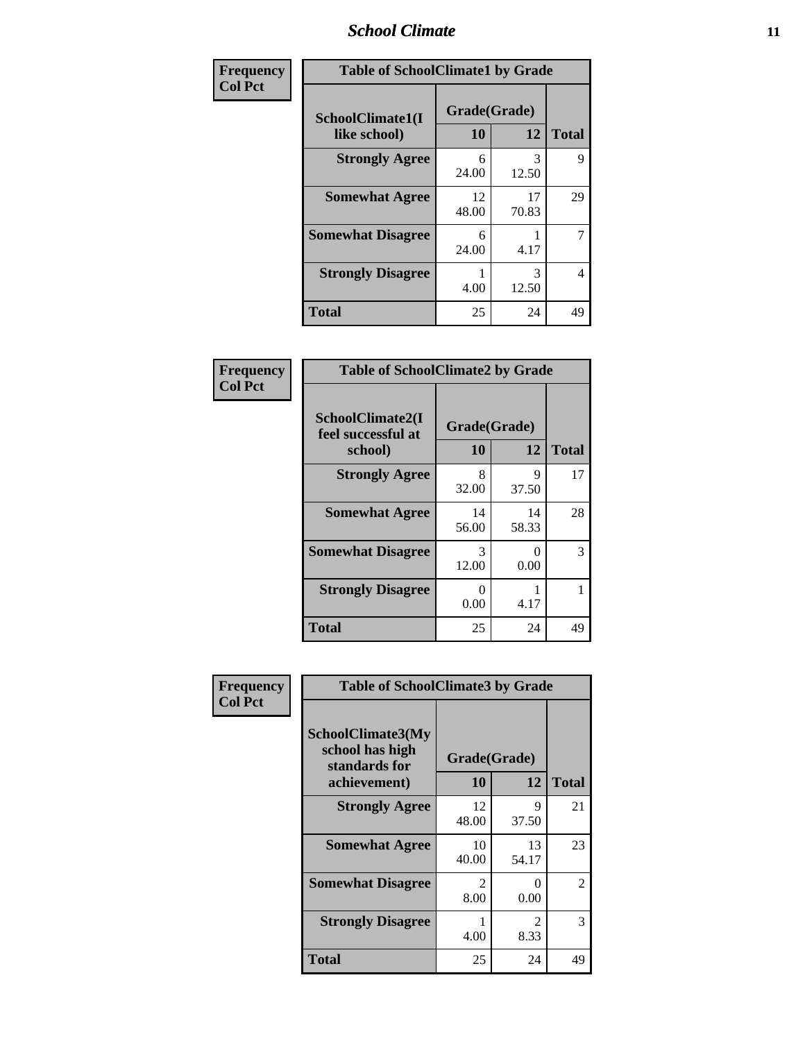## School Climate

**Frequency**
**Col Pct**

| Table of SchoolClimate1 by Grade | | | |
|---|---|---|---|
| **SchoolClimate1(I like school)** | **Grade(Grade)** | | |
| | **10** | **12** | **Total** |
| **Strongly Agree** | 6<br>24.00 | 3<br>12.50 | 9 |
| **Somewhat Agree** | 12<br>48.00 | 17<br>70.83 | 29 |
| **Somewhat Disagree** | 6<br>24.00 | 1<br>4.17 | 7 |
| **Strongly Disagree** | 1<br>4.00 | 3<br>12.50 | 4 |
| **Total** | 25 | 24 | 49 |

**Frequency**
**Col Pct**

| Table of SchoolClimate2 by Grade | | | |
|---|---|---|---|
| **SchoolClimate2(I feel successful at school)** | **Grade(Grade)** | | |
| | **10** | **12** | **Total** |
| **Strongly Agree** | 8<br>32.00 | 9<br>37.50 | 17 |
| **Somewhat Agree** | 14<br>56.00 | 14<br>58.33 | 28 |
| **Somewhat Disagree** | 3<br>12.00 | 0<br>0.00 | 3 |
| **Strongly Disagree** | 0<br>0.00 | 1<br>4.17 | 1 |
| **Total** | 25 | 24 | 49 |

**Frequency**
**Col Pct**

| Table of SchoolClimate3 by Grade | | | |
|---|---|---|---|
| **SchoolClimate3(My school has high standards for achievement)** | **Grade(Grade)** | | |
| | **10** | **12** | **Total** |
| **Strongly Agree** | 12<br>48.00 | 9<br>37.50 | 21 |
| **Somewhat Agree** | 10<br>40.00 | 13<br>54.17 | 23 |
| **Somewhat Disagree** | 2<br>8.00 | 0<br>0.00 | 2 |
| **Strongly Disagree** | 1<br>4.00 | 2<br>8.33 | 3 |
| **Total** | 25 | 24 | 49 |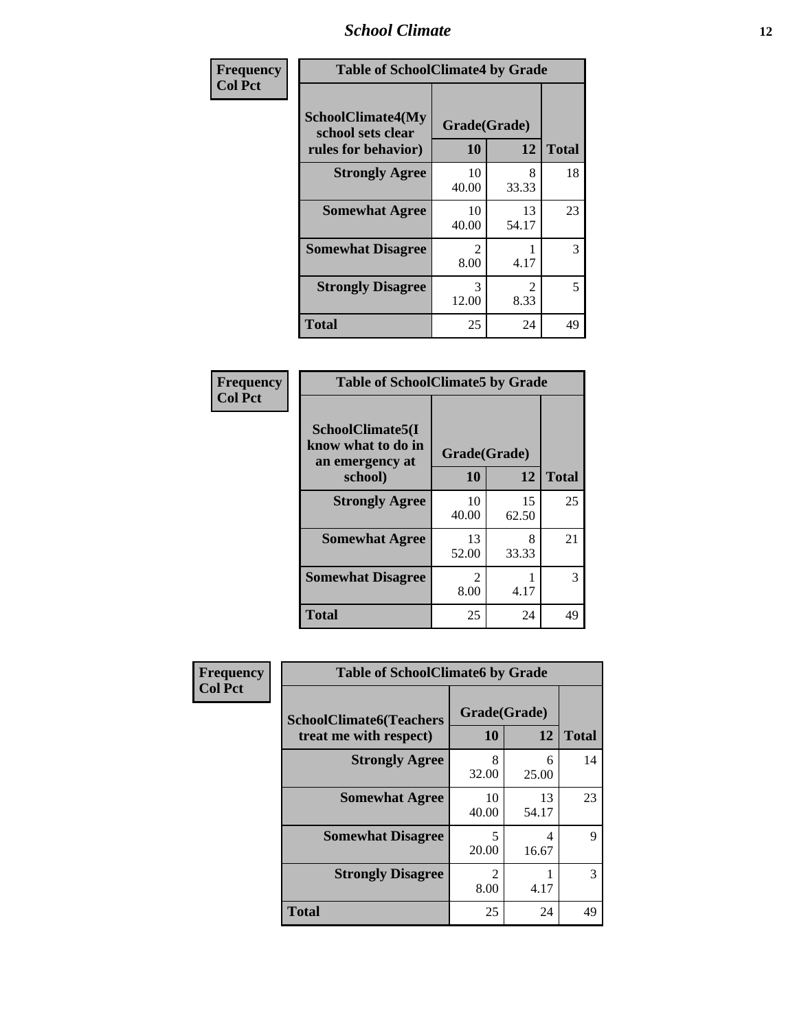| Frequency<br>Col Pct | Table of SchoolClimate4 by Grade | | |
|---|---|---|---|
| SchoolClimate4(My school sets clear rules for behavior) | Grade(Grade) | | |
| | 10 | 12 | Total |
| Strongly Agree | 10<br>40.00 | 8<br>33.33 | 18 |
| Somewhat Agree | 10<br>40.00 | 13<br>54.17 | 23 |
| Somewhat Disagree | 2<br>8.00 | 1<br>4.17 | 3 |
| Strongly Disagree | 3<br>12.00 | 2<br>8.33 | 5 |
| Total | 25 | 24 | 49 |

| Frequency<br>Col Pct | Table of SchoolClimate5 by Grade | | |
|---|---|---|---|
| SchoolClimate5(I know what to do in an emergency at school) | Grade(Grade) | | |
| | 10 | 12 | Total |
| Strongly Agree | 10<br>40.00 | 15<br>62.50 | 25 |
| Somewhat Agree | 13<br>52.00 | 8<br>33.33 | 21 |
| Somewhat Disagree | 2<br>8.00 | 1<br>4.17 | 3 |
| Total | 25 | 24 | 49 |

| Frequency<br>Col Pct | Table of SchoolClimate6 by Grade | | |
|---|---|---|---|
| SchoolClimate6(Teachers treat me with respect) | Grade(Grade) | | |
| | 10 | 12 | Total |
| Strongly Agree | 8<br>32.00 | 6<br>25.00 | 14 |
| Somewhat Agree | 10<br>40.00 | 13<br>54.17 | 23 |
| Somewhat Disagree | 5<br>20.00 | 4<br>16.67 | 9 |
| Strongly Disagree | 2<br>8.00 | 1<br>4.17 | 3 |
| Total | 25 | 24 | 49 |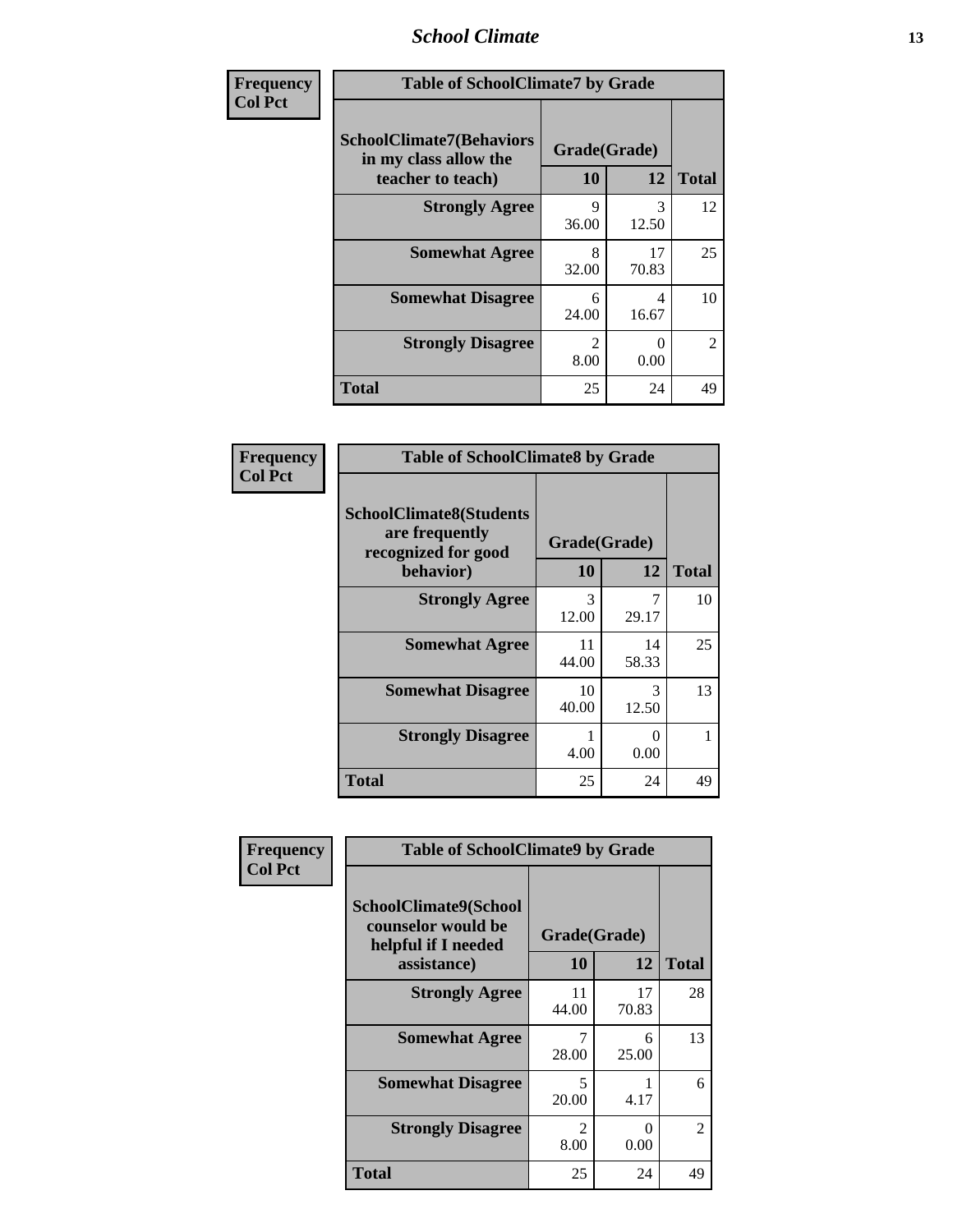| Frequency<br>Col Pct | Table of SchoolClimate7 by Grade | | |
|---|---|---|---|
| SchoolClimate7(Behaviors in my class allow the teacher to teach) | Grade(Grade) | | |
| | 10 | 12 | Total |
| Strongly Agree | 9<br>36.00 | 3<br>12.50 | 12 |
| Somewhat Agree | 8<br>32.00 | 17<br>70.83 | 25 |
| Somewhat Disagree | 6<br>24.00 | 4<br>16.67 | 10 |
| Strongly Disagree | 2<br>8.00 | 0<br>0.00 | 2 |
| Total | 25 | 24 | 49 |

| Frequency<br>Col Pct | Table of SchoolClimate8 by Grade | | |
|---|---|---|---|
| SchoolClimate8(Students are frequently recognized for good behavior) | Grade(Grade) | | |
| | 10 | 12 | Total |
| Strongly Agree | 3<br>12.00 | 7<br>29.17 | 10 |
| Somewhat Agree | 11<br>44.00 | 14<br>58.33 | 25 |
| Somewhat Disagree | 10<br>40.00 | 3<br>12.50 | 13 |
| Strongly Disagree | 1<br>4.00 | 0<br>0.00 | 1 |
| Total | 25 | 24 | 49 |

| Frequency<br>Col Pct | Table of SchoolClimate9 by Grade | | |
|---|---|---|---|
| SchoolClimate9(School counselor would be helpful if I needed assistance) | Grade(Grade) | | |
| | 10 | 12 | Total |
| Strongly Agree | 11<br>44.00 | 17<br>70.83 | 28 |
| Somewhat Agree | 7<br>28.00 | 6<br>25.00 | 13 |
| Somewhat Disagree | 5<br>20.00 | 1<br>4.17 | 6 |
| Strongly Disagree | 2<br>8.00 | 0<br>0.00 | 2 |
| Total | 25 | 24 | 49 |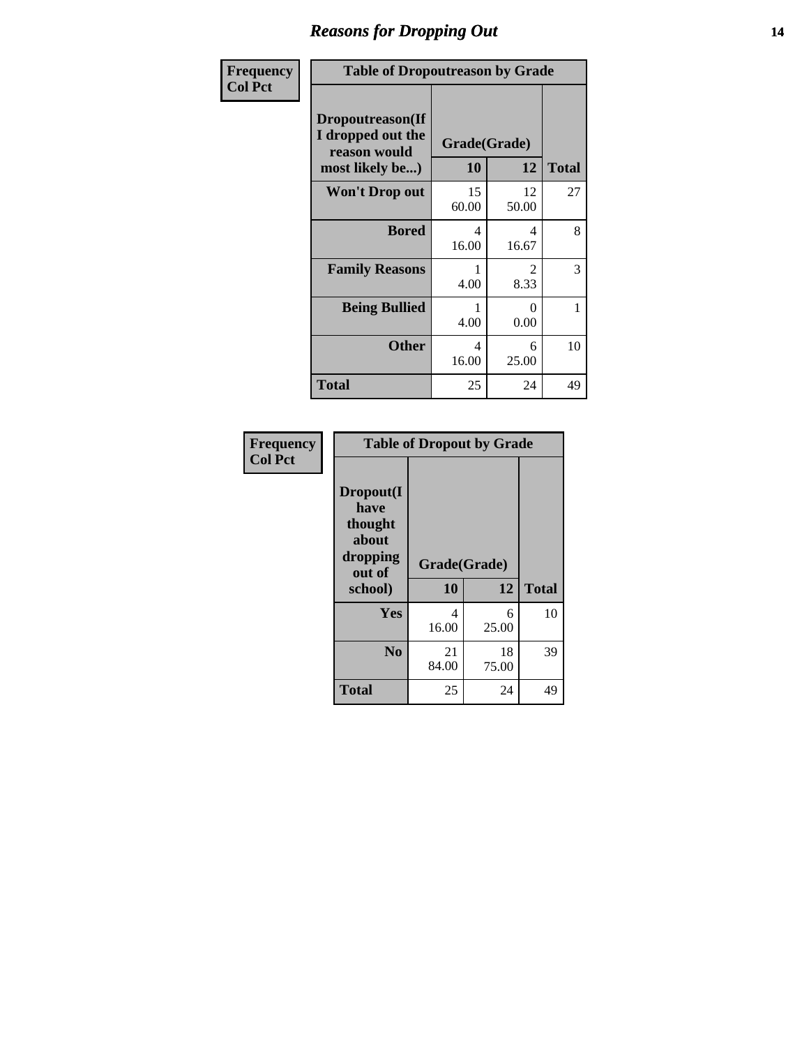# Reasons for Dropping Out

Frequency
Col Pct

| Table of Dropoutreason by Grade | | | |
|---|---|---|---|
| Dropoutreason(If I dropped out the reason would most likely be...) | Grade(Grade) | | |
| | 10 | 12 | Total |
| Won't Drop out | 15<br>60.00 | 12<br>50.00 | 27 |
| Bored | 4<br>16.00 | 4<br>16.67 | 8 |
| Family Reasons | 1<br>4.00 | 2<br>8.33 | 3 |
| Being Bullied | 1<br>4.00 | 0<br>0.00 | 1 |
| Other | 4<br>16.00 | 6<br>25.00 | 10 |
| Total | 25 | 24 | 49 |

Frequency
Col Pct

| Table of Dropout by Grade | | | |
|---|---|---|---|
| Dropout(I have thought about dropping out of school) | Grade(Grade) | | |
| | 10 | 12 | Total |
| Yes | 4<br>16.00 | 6<br>25.00 | 10 |
| No | 21<br>84.00 | 18<br>75.00 | 39 |
| Total | 25 | 24 | 49 |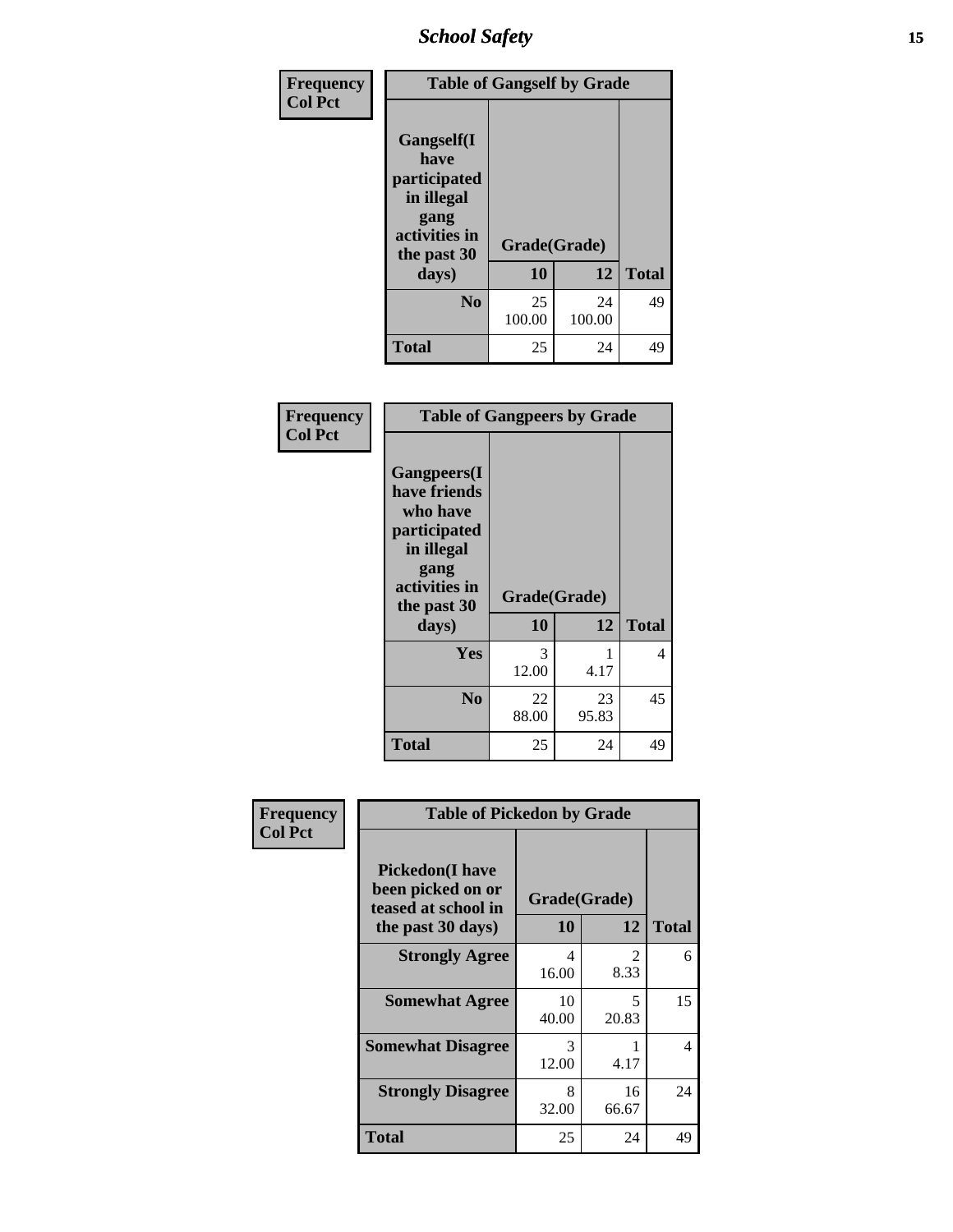| Frequency<br>Col Pct | | | |
|---|---|---|---|
| **Table of Gangself by Grade** | | | |
| **Gangself(I have participated in illegal gang activities in the past 30 days)** | **Grade(Grade)** | | |
| | **10** | **12** | **Total** |
| **No** | 25<br>100.00 | 24<br>100.00 | 49 |
| **Total** | 25 | 24 | 49 |

| Frequency<br>Col Pct | | | |
|---|---|---|---|
| **Table of Gangpeers by Grade** | | | |
| **Gangpeers(I have friends who have participated in illegal gang activities in the past 30 days)** | **Grade(Grade)** | | |
| | **10** | **12** | **Total** |
| **Yes** | 3<br>12.00 | 1<br>4.17 | 4 |
| **No** | 22<br>88.00 | 23<br>95.83 | 45 |
| **Total** | 25 | 24 | 49 |

| Frequency<br>Col Pct | | | |
|---|---|---|---|
| **Table of Pickedon by Grade** | | | |
| **Pickedon(I have been picked on or teased at school in the past 30 days)** | **Grade(Grade)** | | |
| | **10** | **12** | **Total** |
| **Strongly Agree** | 4<br>16.00 | 2<br>8.33 | 6 |
| **Somewhat Agree** | 10<br>40.00 | 5<br>20.83 | 15 |
| **Somewhat Disagree** | 3<br>12.00 | 1<br>4.17 | 4 |
| **Strongly Disagree** | 8<br>32.00 | 16<br>66.67 | 24 |
| **Total** | 25 | 24 | 49 |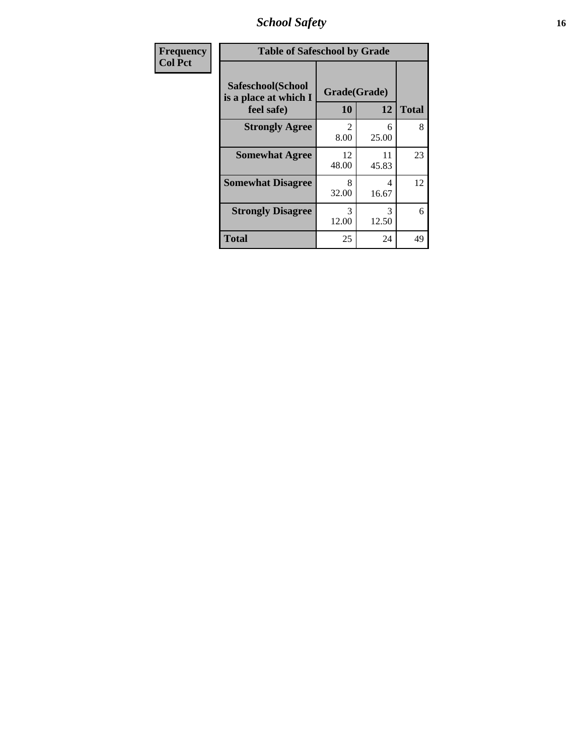| Frequency<br>Col Pct |
| --- |

**Table of Safeschool by Grade**

| Safeschool(School is a place at which I feel safe) | Grade(Grade) | | |
| --- | --- | --- | --- |
| | 10 | 12 | Total |
| Strongly Agree | 2<br>8.00 | 6<br>25.00 | 8 |
| Somewhat Agree | 12<br>48.00 | 11<br>45.83 | 23 |
| Somewhat Disagree | 8<br>32.00 | 4<br>16.67 | 12 |
| Strongly Disagree | 3<br>12.00 | 3<br>12.50 | 6 |
| Total | 25 | 24 | 49 |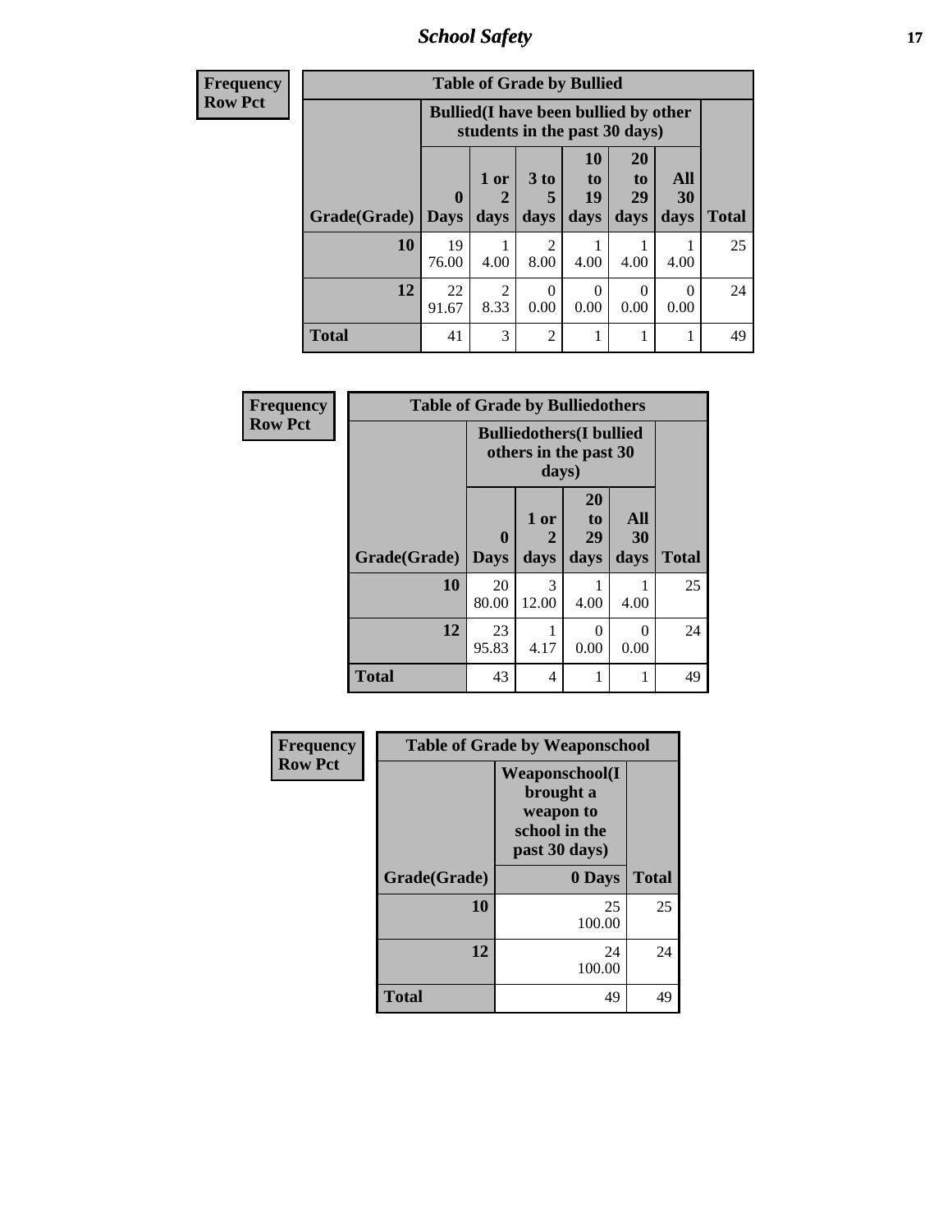| Frequency<br>Row Pct |
|---|

| Table of Grade by Bullied | | | | | | | |
|---|---|---|---|---|---|---|---|
| | Bullied(I have been bullied by other students in the past 30 days) | | | | | | |
| Grade(Grade) | 0 Days | 1 or 2 days | 3 to 5 days | 10 to 19 days | 20 to 29 days | All 30 days | Total |
| 10 | 19<br>76.00 | 1<br>4.00 | 2<br>8.00 | 1<br>4.00 | 1<br>4.00 | 1<br>4.00 | 25 |
| 12 | 22<br>91.67 | 2<br>8.33 | 0<br>0.00 | 0<br>0.00 | 0<br>0.00 | 0<br>0.00 | 24 |
| Total | 41 | 3 | 2 | 1 | 1 | 1 | 49 |

| Frequency<br>Row Pct |
|---|

| Table of Grade by Bulliedothers | | | | | |
|---|---|---|---|---|---|
| | Bulliedothers(I bullied others in the past 30 days) | | | | |
| Grade(Grade) | 0 Days | 1 or 2 days | 20 to 29 days | All 30 days | Total |
| 10 | 20<br>80.00 | 3<br>12.00 | 1<br>4.00 | 1<br>4.00 | 25 |
| 12 | 23<br>95.83 | 1<br>4.17 | 0<br>0.00 | 0<br>0.00 | 24 |
| Total | 43 | 4 | 1 | 1 | 49 |

| Frequency<br>Row Pct |
|---|

| Table of Grade by Weaponschool | | |
|---|---|---|
| | Weaponschool(I brought a weapon to school in the past 30 days) | |
| Grade(Grade) | 0 Days | Total |
| 10 | 25<br>100.00 | 25 |
| 12 | 24<br>100.00 | 24 |
| Total | 49 | 49 |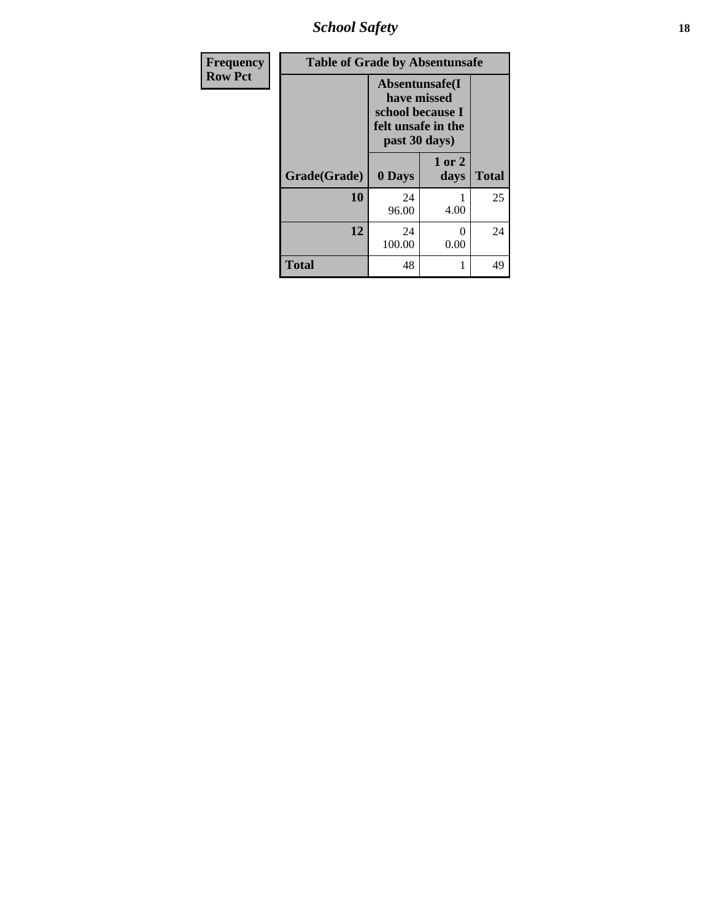| Frequency<br>Row Pct |
|---|

**Table of Grade by Absentunsafe**

| Grade(Grade) | Absentunsafe(I have missed school because I felt unsafe in the past 30 days) | | Total |
|---|---|---|---|
| | 0 Days | 1 or 2 days | |
| **10** | 24<br>96.00 | 1<br>4.00 | 25 |
| **12** | 24<br>100.00 | 0<br>0.00 | 24 |
| **Total** | 48 | 1 | 49 |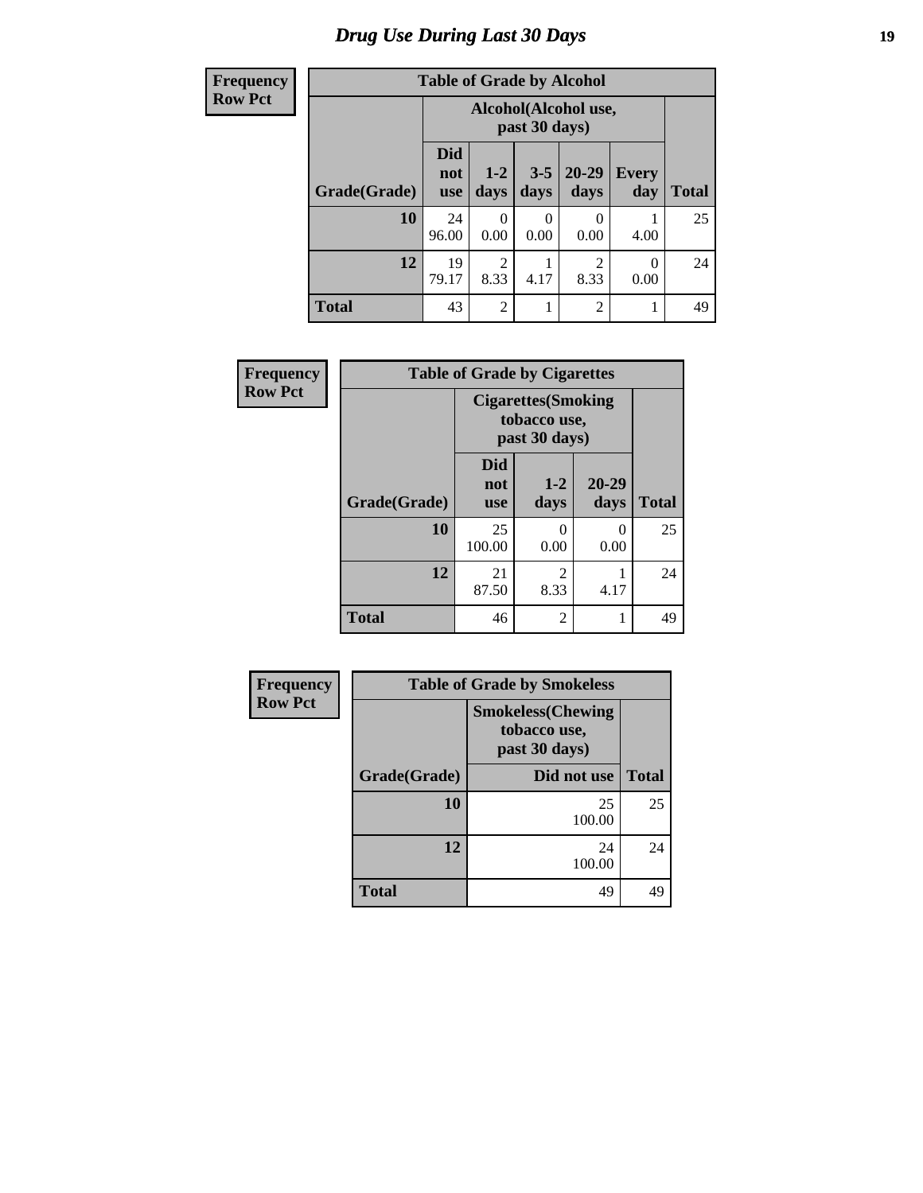# Drug Use During Last 30 Days

| Frequency Row Pct |
|---|

**Table of Grade by Alcohol**

| Grade(Grade) | Alcohol(Alcohol use, past 30 days) | | | | | Total |
|---|---|---|---|---|---|---|
| | Did not use | 1-2 days | 3-5 days | 20-29 days | Every day | |
| **10** | 24<br>96.00 | 0<br>0.00 | 0<br>0.00 | 0<br>0.00 | 1<br>4.00 | 25 |
| **12** | 19<br>79.17 | 2<br>8.33 | 1<br>4.17 | 2<br>8.33 | 0<br>0.00 | 24 |
| **Total** | 43 | 2 | 1 | 2 | 1 | 49 |

| Frequency Row Pct |
|---|

**Table of Grade by Cigarettes**

| Grade(Grade) | Cigarettes(Smoking tobacco use, past 30 days) | | | Total |
|---|---|---|---|---|
| | Did not use | 1-2 days | 20-29 days | |
| **10** | 25<br>100.00 | 0<br>0.00 | 0<br>0.00 | 25 |
| **12** | 21<br>87.50 | 2<br>8.33 | 1<br>4.17 | 24 |
| **Total** | 46 | 2 | 1 | 49 |

| Frequency Row Pct |
|---|

**Table of Grade by Smokeless**

| Grade(Grade) | Smokeless(Chewing tobacco use, past 30 days) | Total |
|---|---|---|
| | Did not use | |
| **10** | 25<br>100.00 | 25 |
| **12** | 24<br>100.00 | 24 |
| **Total** | 49 | 49 |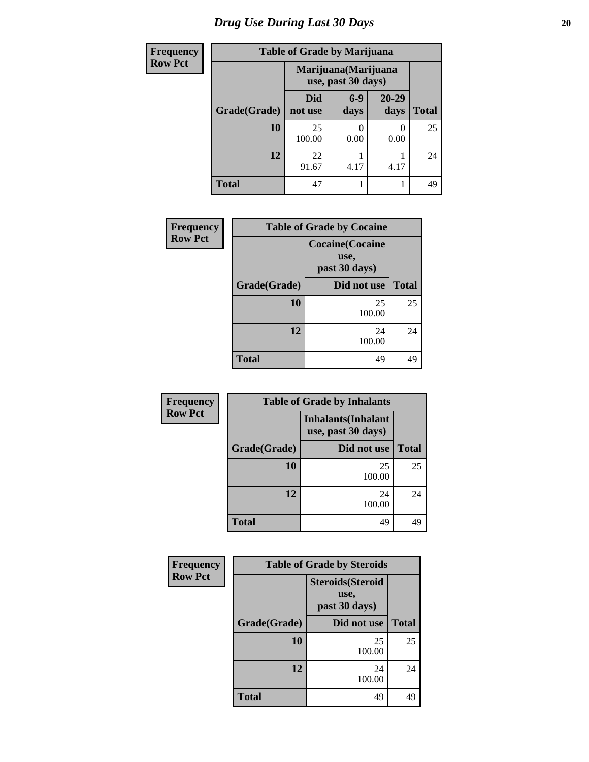# Drug Use During Last 30 Days

**Frequency**
**Row Pct**

| Table of Grade by Marijuana | | | | |
|---|---|---|---|---|
| | Marijuana(Marijuana use, past 30 days) | | | |
| Grade(Grade) | Did not use | 6-9 days | 20-29 days | Total |
| 10 | 25<br>100.00 | 0<br>0.00 | 0<br>0.00 | 25 |
| 12 | 22<br>91.67 | 1<br>4.17 | 1<br>4.17 | 24 |
| Total | 47 | 1 | 1 | 49 |

**Frequency**
**Row Pct**

| Table of Grade by Cocaine | | |
|---|---|---|
| | Cocaine(Cocaine use, past 30 days) | |
| Grade(Grade) | Did not use | Total |
| 10 | 25<br>100.00 | 25 |
| 12 | 24<br>100.00 | 24 |
| Total | 49 | 49 |

**Frequency**
**Row Pct**

| Table of Grade by Inhalants | | |
|---|---|---|
| | Inhalants(Inhalant use, past 30 days) | |
| Grade(Grade) | Did not use | Total |
| 10 | 25<br>100.00 | 25 |
| 12 | 24<br>100.00 | 24 |
| Total | 49 | 49 |

**Frequency**
**Row Pct**

| Table of Grade by Steroids | | |
|---|---|---|
| | Steroids(Steroid use, past 30 days) | |
| Grade(Grade) | Did not use | Total |
| 10 | 25<br>100.00 | 25 |
| 12 | 24<br>100.00 | 24 |
| Total | 49 | 49 |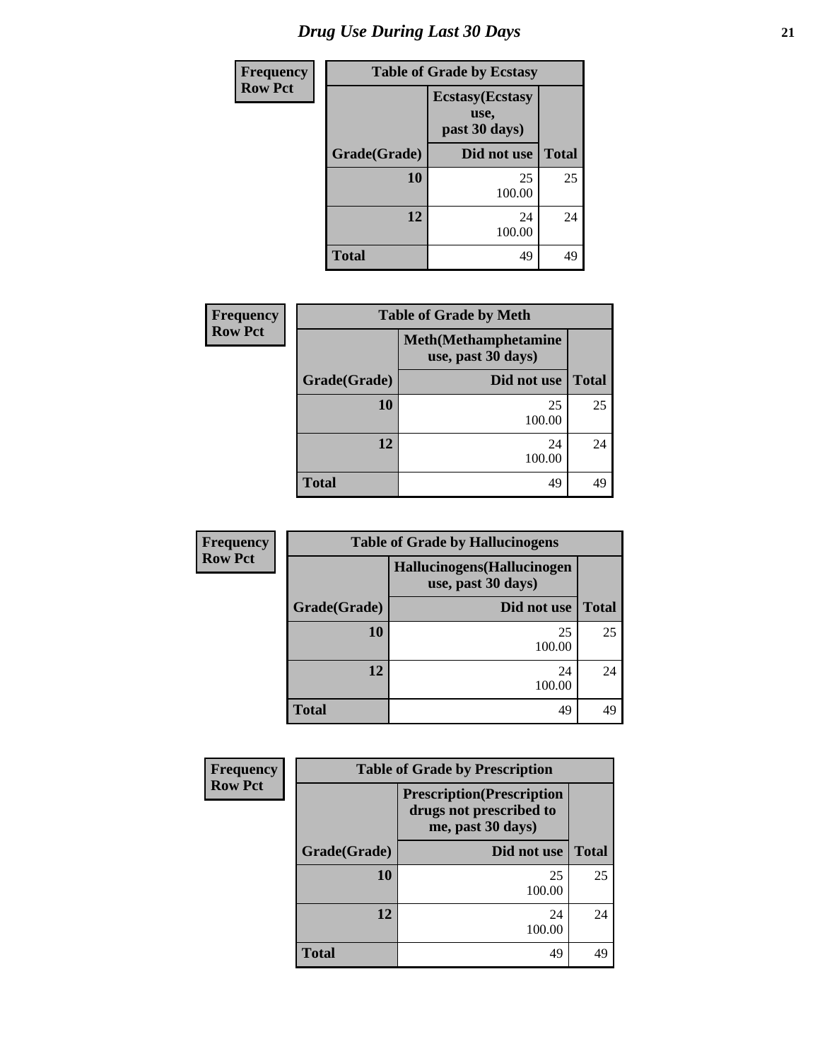# Drug Use During Last 30 Days

| Frequency<br>Row Pct |
|---|

**Table of Grade by Ecstasy**

| | Ecstasy(Ecstasy use, past 30 days) | |
|---|---|---|
| Grade(Grade) | Did not use | Total |
| 10 | 25<br>100.00 | 25 |
| 12 | 24<br>100.00 | 24 |
| Total | 49 | 49 |

| Frequency<br>Row Pct |
|---|

**Table of Grade by Meth**

| | Meth(Methamphetamine use, past 30 days) | |
|---|---|---|
| Grade(Grade) | Did not use | Total |
| 10 | 25<br>100.00 | 25 |
| 12 | 24<br>100.00 | 24 |
| Total | 49 | 49 |

| Frequency<br>Row Pct |
|---|

**Table of Grade by Hallucinogens**

| | Hallucinogens(Hallucinogen use, past 30 days) | |
|---|---|---|
| Grade(Grade) | Did not use | Total |
| 10 | 25<br>100.00 | 25 |
| 12 | 24<br>100.00 | 24 |
| Total | 49 | 49 |

| Frequency<br>Row Pct |
|---|

**Table of Grade by Prescription**

| | Prescription(Prescription drugs not prescribed to me, past 30 days) | |
|---|---|---|
| Grade(Grade) | Did not use | Total |
| 10 | 25<br>100.00 | 25 |
| 12 | 24<br>100.00 | 24 |
| Total | 49 | 49 |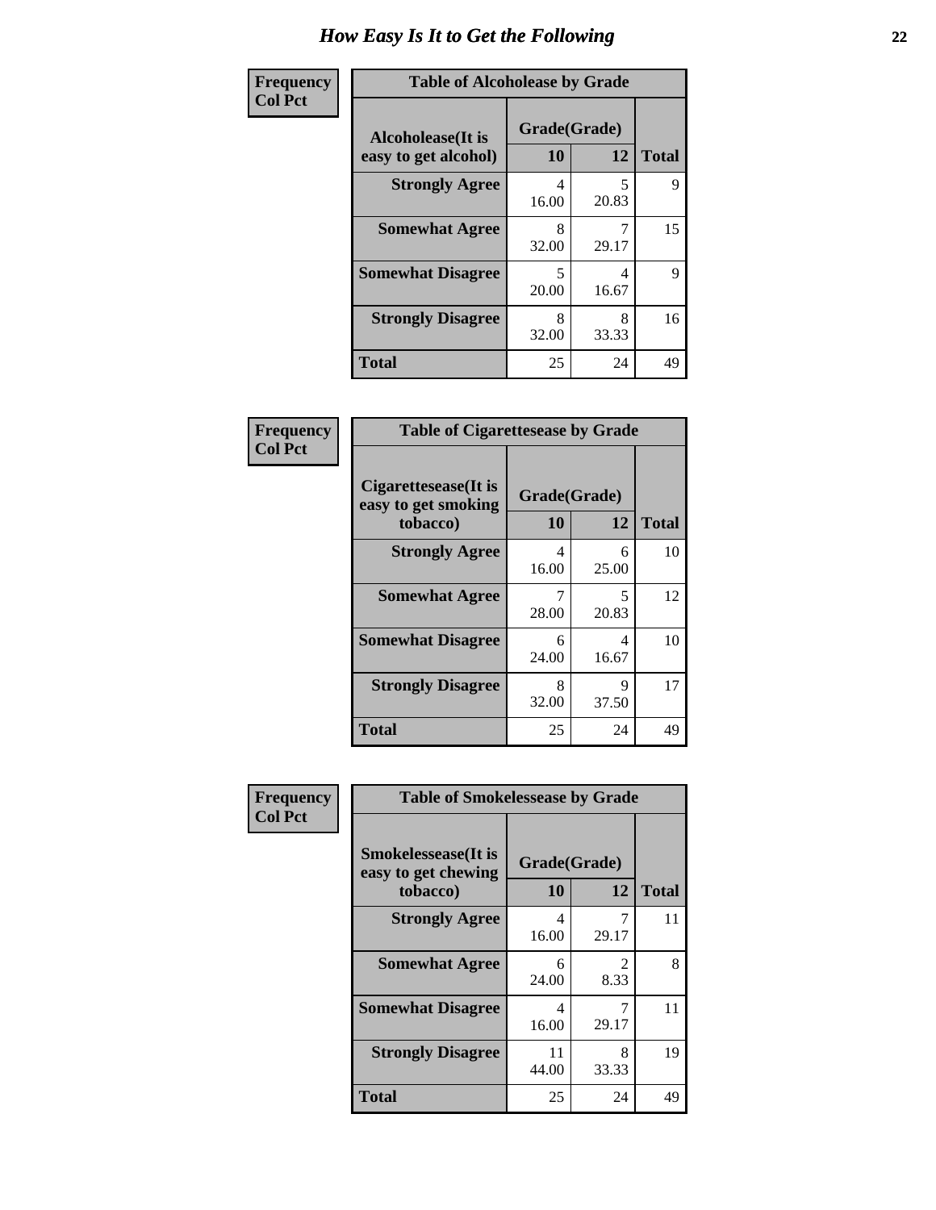# How Easy Is It to Get the Following

**Frequency**
**Col Pct**

**Table of Alcoholease by Grade**

| Alcoholease(It is easy to get alcohol) | Grade(Grade) | | Total |
|---|---|---|---|
| | 10 | 12 | |
| **Strongly Agree** | 4<br>16.00 | 5<br>20.83 | 9 |
| **Somewhat Agree** | 8<br>32.00 | 7<br>29.17 | 15 |
| **Somewhat Disagree** | 5<br>20.00 | 4<br>16.67 | 9 |
| **Strongly Disagree** | 8<br>32.00 | 8<br>33.33 | 16 |
| **Total** | 25 | 24 | 49 |

**Frequency**
**Col Pct**

**Table of Cigarettesease by Grade**

| Cigarettesease(It is easy to get smoking tobacco) | Grade(Grade) | | Total |
|---|---|---|---|
| | 10 | 12 | |
| **Strongly Agree** | 4<br>16.00 | 6<br>25.00 | 10 |
| **Somewhat Agree** | 7<br>28.00 | 5<br>20.83 | 12 |
| **Somewhat Disagree** | 6<br>24.00 | 4<br>16.67 | 10 |
| **Strongly Disagree** | 8<br>32.00 | 9<br>37.50 | 17 |
| **Total** | 25 | 24 | 49 |

**Frequency**
**Col Pct**

**Table of Smokelessease by Grade**

| Smokelessease(It is easy to get chewing tobacco) | Grade(Grade) | | Total |
|---|---|---|---|
| | 10 | 12 | |
| **Strongly Agree** | 4<br>16.00 | 7<br>29.17 | 11 |
| **Somewhat Agree** | 6<br>24.00 | 2<br>8.33 | 8 |
| **Somewhat Disagree** | 4<br>16.00 | 7<br>29.17 | 11 |
| **Strongly Disagree** | 11<br>44.00 | 8<br>33.33 | 19 |
| **Total** | 25 | 24 | 49 |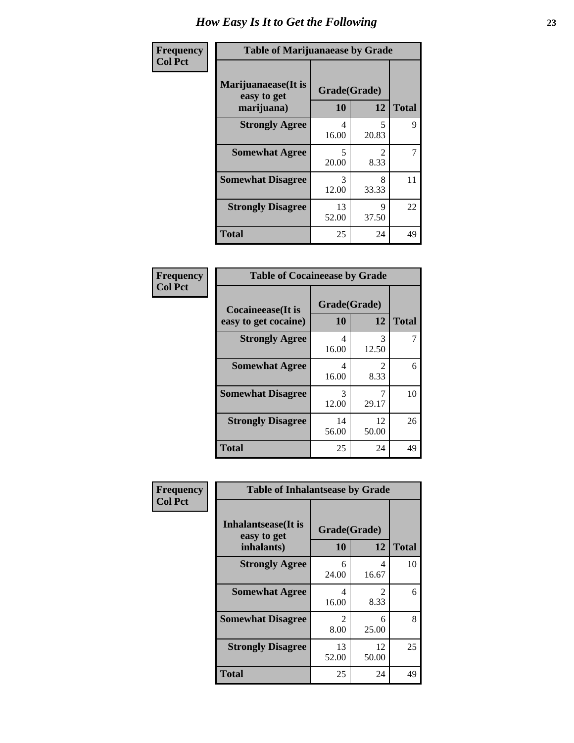# How Easy Is It to Get the Following

**Frequency**
**Col Pct**

| Table of Marijuanaease by Grade | | | |
|---|---|---|---|
| **Marijuanaease(It is easy to get marijuana)** | **Grade(Grade)** | | **Total** |
| | **10** | **12** | |
| **Strongly Agree** | 4<br>16.00 | 5<br>20.83 | 9 |
| **Somewhat Agree** | 5<br>20.00 | 2<br>8.33 | 7 |
| **Somewhat Disagree** | 3<br>12.00 | 8<br>33.33 | 11 |
| **Strongly Disagree** | 13<br>52.00 | 9<br>37.50 | 22 |
| **Total** | 25 | 24 | 49 |

**Frequency**
**Col Pct**

| Table of Cocaineease by Grade | | | |
|---|---|---|---|
| **Cocaineease(It is easy to get cocaine)** | **Grade(Grade)** | | **Total** |
| | **10** | **12** | |
| **Strongly Agree** | 4<br>16.00 | 3<br>12.50 | 7 |
| **Somewhat Agree** | 4<br>16.00 | 2<br>8.33 | 6 |
| **Somewhat Disagree** | 3<br>12.00 | 7<br>29.17 | 10 |
| **Strongly Disagree** | 14<br>56.00 | 12<br>50.00 | 26 |
| **Total** | 25 | 24 | 49 |

**Frequency**
**Col Pct**

| Table of Inhalantsease by Grade | | | |
|---|---|---|---|
| **Inhalantsease(It is easy to get inhalants)** | **Grade(Grade)** | | **Total** |
| | **10** | **12** | |
| **Strongly Agree** | 6<br>24.00 | 4<br>16.67 | 10 |
| **Somewhat Agree** | 4<br>16.00 | 2<br>8.33 | 6 |
| **Somewhat Disagree** | 2<br>8.00 | 6<br>25.00 | 8 |
| **Strongly Disagree** | 13<br>52.00 | 12<br>50.00 | 25 |
| **Total** | 25 | 24 | 49 |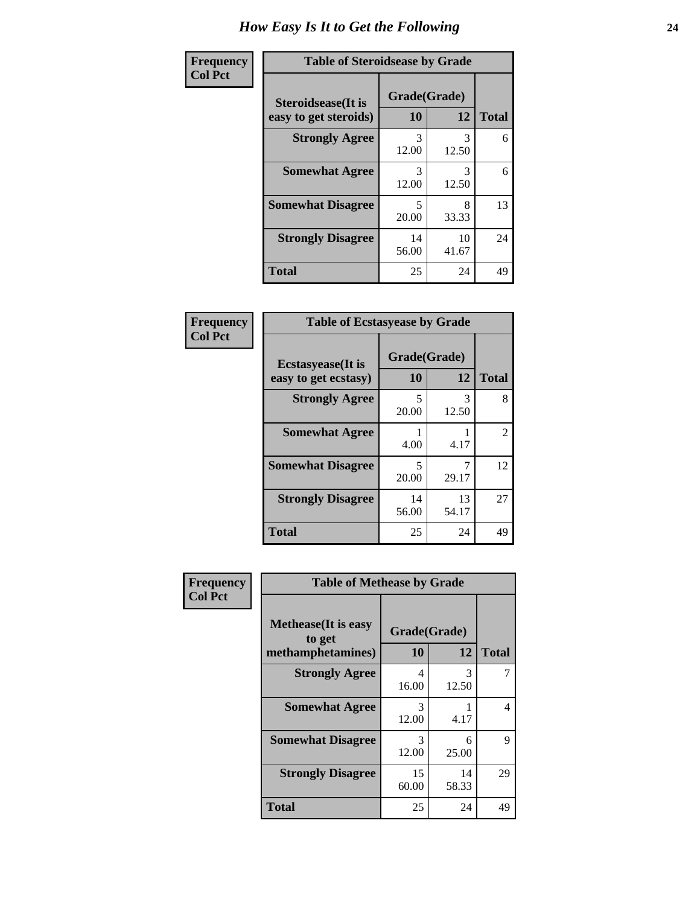# How Easy Is It to Get the Following

**Frequency**
**Col Pct**

**Table of Steroidsease by Grade**

| Steroidsease(It is easy to get steroids) | Grade(Grade) | | Total |
|---|---|---|---|
| | 10 | 12 | |
| **Strongly Agree** | 3<br>12.00 | 3<br>12.50 | 6 |
| **Somewhat Agree** | 3<br>12.00 | 3<br>12.50 | 6 |
| **Somewhat Disagree** | 5<br>20.00 | 8<br>33.33 | 13 |
| **Strongly Disagree** | 14<br>56.00 | 10<br>41.67 | 24 |
| **Total** | 25 | 24 | 49 |

**Frequency**
**Col Pct**

**Table of Ecstasyease by Grade**

| Ecstasyease(It is easy to get ecstasy) | Grade(Grade) | | Total |
|---|---|---|---|
| | 10 | 12 | |
| **Strongly Agree** | 5<br>20.00 | 3<br>12.50 | 8 |
| **Somewhat Agree** | 1<br>4.00 | 1<br>4.17 | 2 |
| **Somewhat Disagree** | 5<br>20.00 | 7<br>29.17 | 12 |
| **Strongly Disagree** | 14<br>56.00 | 13<br>54.17 | 27 |
| **Total** | 25 | 24 | 49 |

**Frequency**
**Col Pct**

**Table of Methease by Grade**

| Methease(It is easy to get methamphetamines) | Grade(Grade) | | Total |
|---|---|---|---|
| | 10 | 12 | |
| **Strongly Agree** | 4<br>16.00 | 3<br>12.50 | 7 |
| **Somewhat Agree** | 3<br>12.00 | 1<br>4.17 | 4 |
| **Somewhat Disagree** | 3<br>12.00 | 6<br>25.00 | 9 |
| **Strongly Disagree** | 15<br>60.00 | 14<br>58.33 | 29 |
| **Total** | 25 | 24 | 49 |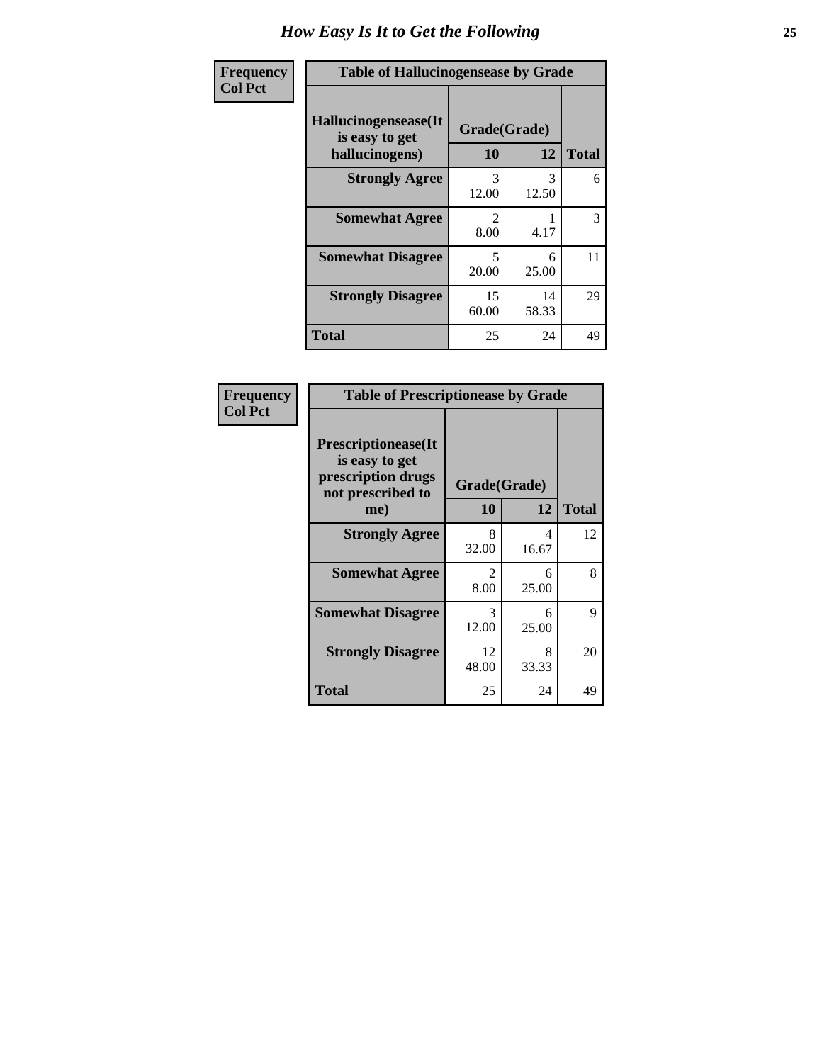# How Easy Is It to Get the Following

**Frequency**
**Col Pct**

| Table of Hallucinogensease by Grade | | | |
|---|---|---|---|
| **Hallucinogensease(It is easy to get hallucinogens)** | **Grade(Grade)** | | **Total** |
| | **10** | **12** | |
| **Strongly Agree** | 3<br>12.00 | 3<br>12.50 | 6 |
| **Somewhat Agree** | 2<br>8.00 | 1<br>4.17 | 3 |
| **Somewhat Disagree** | 5<br>20.00 | 6<br>25.00 | 11 |
| **Strongly Disagree** | 15<br>60.00 | 14<br>58.33 | 29 |
| **Total** | 25 | 24 | 49 |

**Frequency**
**Col Pct**

| Table of Prescriptionease by Grade | | | |
|---|---|---|---|
| **Prescriptionease(It is easy to get prescription drugs not prescribed to me)** | **Grade(Grade)** | | **Total** |
| | **10** | **12** | |
| **Strongly Agree** | 8<br>32.00 | 4<br>16.67 | 12 |
| **Somewhat Agree** | 2<br>8.00 | 6<br>25.00 | 8 |
| **Somewhat Disagree** | 3<br>12.00 | 6<br>25.00 | 9 |
| **Strongly Disagree** | 12<br>48.00 | 8<br>33.33 | 20 |
| **Total** | 25 | 24 | 49 |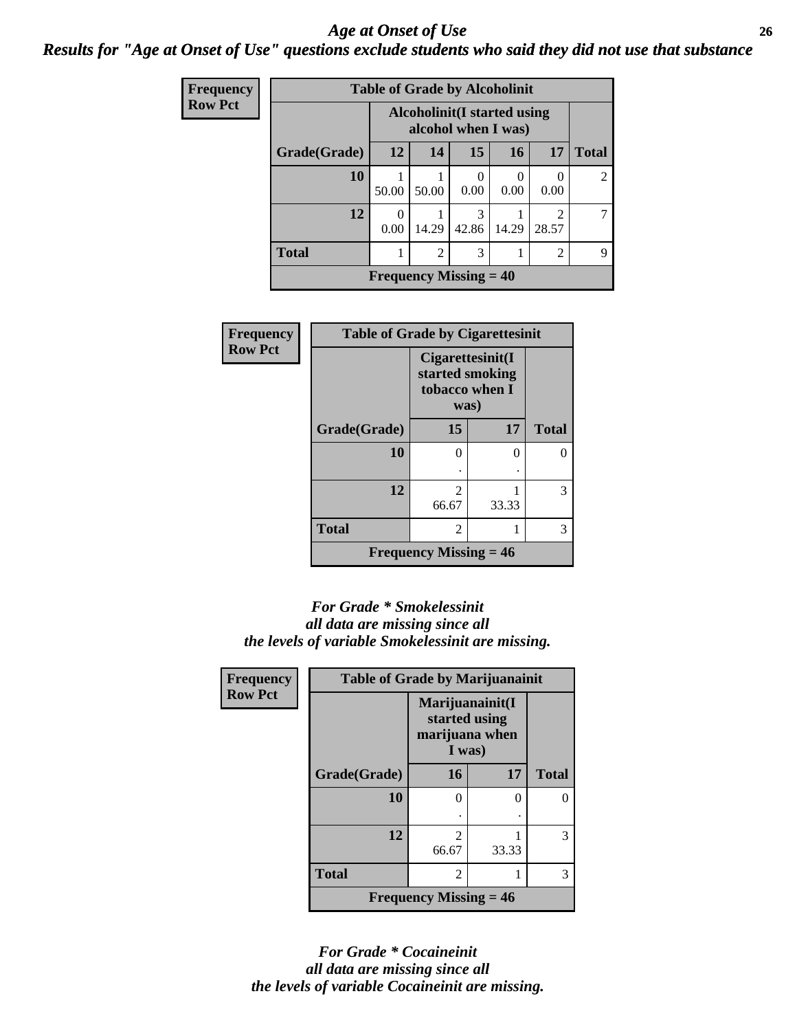# *Age at Onset of Use*

## *Results for "Age at Onset of Use" questions exclude students who said they did not use that substance*

| Frequency Row Pct | | | | | | |
|---|---|---|---|---|---|---|
| **Table of Grade by Alcoholinit** | | | | | | |
| | **Alcoholinit(I started using alcohol when I was)** | | | | | |
| **Grade(Grade)** | **12** | **14** | **15** | **16** | **17** | **Total** |
| **10** | 1<br>50.00 | 1<br>50.00 | 0<br>0.00 | 0<br>0.00 | 0<br>0.00 | 2 |
| **12** | 0<br>0.00 | 1<br>14.29 | 3<br>42.86 | 1<br>14.29 | 2<br>28.57 | 7 |
| **Total** | 1 | 2 | 3 | 1 | 2 | 9 |
| **Frequency Missing = 40** | | | | | | |

| Frequency Row Pct | | | |
|---|---|---|---|
| **Table of Grade by Cigarettesinit** | | | |
| | **Cigarettesinit(I started smoking tobacco when I was)** | | |
| **Grade(Grade)** | **15** | **17** | **Total** |
| **10** | 0<br>. | 0<br>. | 0 |
| **12** | 2<br>66.67 | 1<br>33.33 | 3 |
| **Total** | 2 | 1 | 3 |
| **Frequency Missing = 46** | | | |

*For Grade * Smokelessinit*
*all data are missing since all*
*the levels of variable Smokelessinit are missing.*

| Frequency Row Pct | | | |
|---|---|---|---|
| **Table of Grade by Marijuanainit** | | | |
| | **Marijuanainit(I started using marijuana when I was)** | | |
| **Grade(Grade)** | **16** | **17** | **Total** |
| **10** | 0<br>. | 0<br>. | 0 |
| **12** | 2<br>66.67 | 1<br>33.33 | 3 |
| **Total** | 2 | 1 | 3 |
| **Frequency Missing = 46** | | | |

*For Grade * Cocaineinit*
*all data are missing since all*
*the levels of variable Cocaineinit are missing.*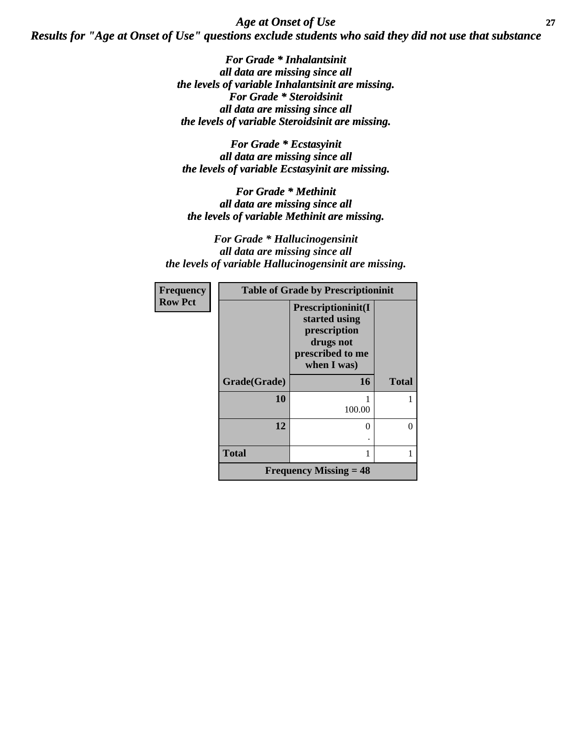## Age at Onset of Use

### Results for "Age at Onset of Use" questions exclude students who said they did not use that substance

***For Grade * Inhalantsinit all data are missing since all the levels of variable Inhalantsinit are missing.***
***For Grade * Steroidsinit all data are missing since all the levels of variable Steroidsinit are missing.***

***For Grade * Ecstasyinit all data are missing since all the levels of variable Ecstasyinit are missing.***

***For Grade * Methinit all data are missing since all the levels of variable Methinit are missing.***

***For Grade * Hallucinogensinit all data are missing since all the levels of variable Hallucinogensinit are missing.***

**Frequency**
**Row Pct**

| Table of Grade by Prescriptioninit | | |
|---|---|---|
| | **Prescriptioninit(I started using prescription drugs not prescribed to me when I was)** | |
| **Grade(Grade)** | **16** | **Total** |
| **10** | 1<br>100.00 | 1 |
| **12** | 0<br>. | 0 |
| **Total** | 1 | 1 |
| **Frequency Missing = 48** | | |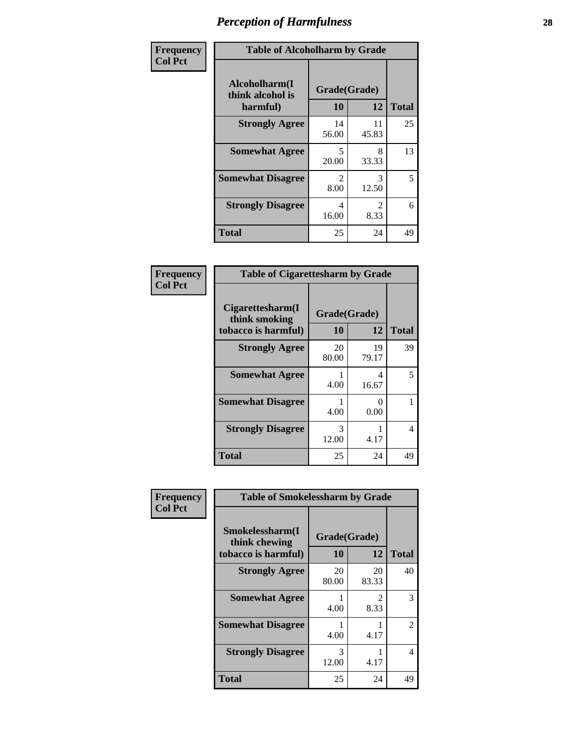# Perception of Harmfulness

| Frequency<br>Col Pct | Table of Alcoholharm by Grade | | |
|---|---|---|---|
| Alcoholharm(I think alcohol is harmful) | Grade(Grade) | | |
| | 10 | 12 | Total |
| Strongly Agree | 14<br>56.00 | 11<br>45.83 | 25 |
| Somewhat Agree | 5<br>20.00 | 8<br>33.33 | 13 |
| Somewhat Disagree | 2<br>8.00 | 3<br>12.50 | 5 |
| Strongly Disagree | 4<br>16.00 | 2<br>8.33 | 6 |
| Total | 25 | 24 | 49 |

| Frequency<br>Col Pct | Table of Cigarettesharm by Grade | | |
|---|---|---|---|
| Cigarettesharm(I think smoking tobacco is harmful) | Grade(Grade) | | |
| | 10 | 12 | Total |
| Strongly Agree | 20<br>80.00 | 19<br>79.17 | 39 |
| Somewhat Agree | 1<br>4.00 | 4<br>16.67 | 5 |
| Somewhat Disagree | 1<br>4.00 | 0<br>0.00 | 1 |
| Strongly Disagree | 3<br>12.00 | 1<br>4.17 | 4 |
| Total | 25 | 24 | 49 |

| Frequency<br>Col Pct | Table of Smokelessharm by Grade | | |
|---|---|---|---|
| Smokelessharm(I think chewing tobacco is harmful) | Grade(Grade) | | |
| | 10 | 12 | Total |
| Strongly Agree | 20<br>80.00 | 20<br>83.33 | 40 |
| Somewhat Agree | 1<br>4.00 | 2<br>8.33 | 3 |
| Somewhat Disagree | 1<br>4.00 | 1<br>4.17 | 2 |
| Strongly Disagree | 3<br>12.00 | 1<br>4.17 | 4 |
| Total | 25 | 24 | 49 |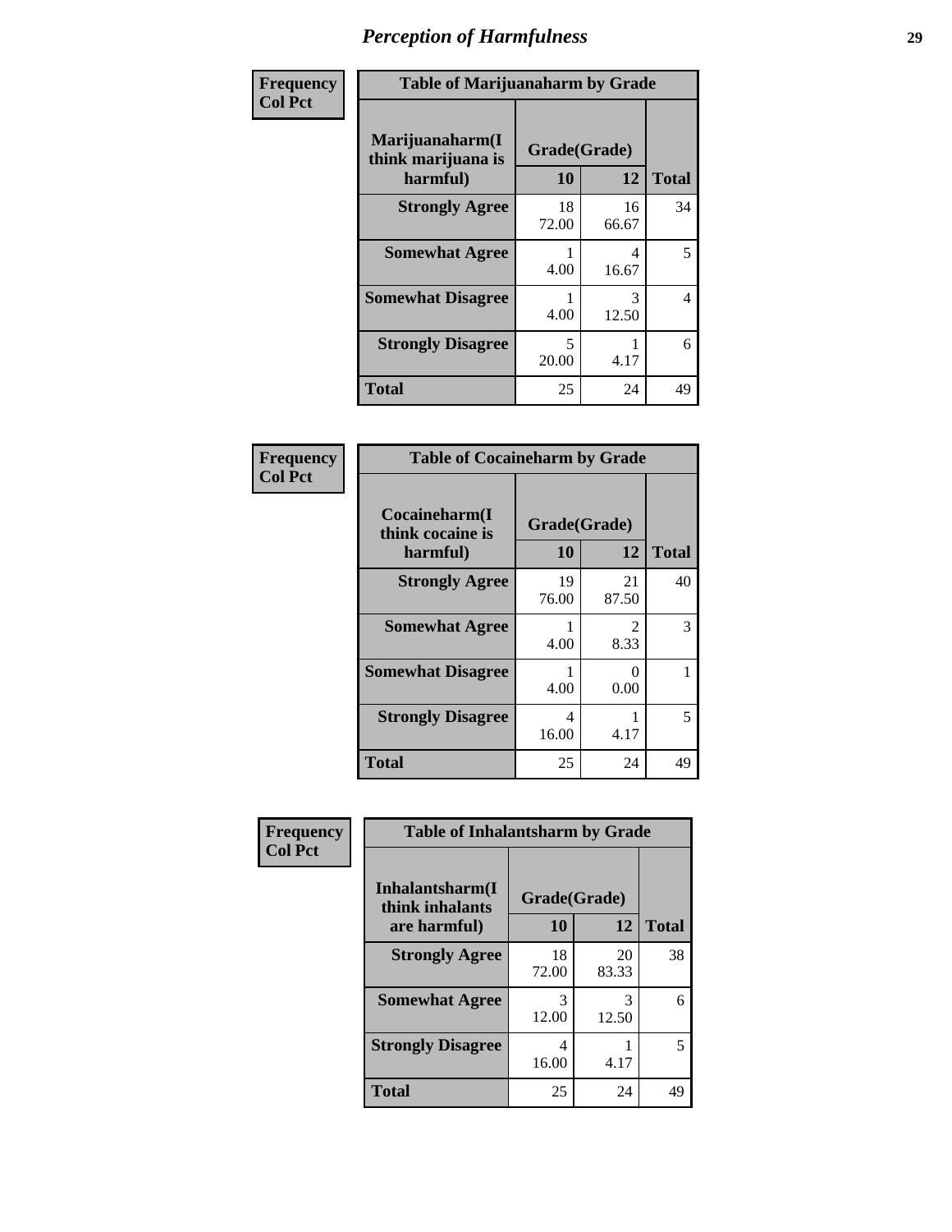## Perception of Harmfulness

| Frequency Col Pct | | | |
|---|---|---|---|
| **Table of Marijuanaharm by Grade** | | | |
| **Marijuanaharm(I think marijuana is harmful)** | **Grade(Grade)** | | |
| | **10** | **12** | **Total** |
| **Strongly Agree** | 18<br>72.00 | 16<br>66.67 | 34 |
| **Somewhat Agree** | 1<br>4.00 | 4<br>16.67 | 5 |
| **Somewhat Disagree** | 1<br>4.00 | 3<br>12.50 | 4 |
| **Strongly Disagree** | 5<br>20.00 | 1<br>4.17 | 6 |
| **Total** | 25 | 24 | 49 |

| Frequency Col Pct | | | |
|---|---|---|---|
| **Table of Cocaineharm by Grade** | | | |
| **Cocaineharm(I think cocaine is harmful)** | **Grade(Grade)** | | |
| | **10** | **12** | **Total** |
| **Strongly Agree** | 19<br>76.00 | 21<br>87.50 | 40 |
| **Somewhat Agree** | 1<br>4.00 | 2<br>8.33 | 3 |
| **Somewhat Disagree** | 1<br>4.00 | 0<br>0.00 | 1 |
| **Strongly Disagree** | 4<br>16.00 | 1<br>4.17 | 5 |
| **Total** | 25 | 24 | 49 |

| Frequency Col Pct | | | |
|---|---|---|---|
| **Table of Inhalantsharm by Grade** | | | |
| **Inhalantsharm(I think inhalants are harmful)** | **Grade(Grade)** | | |
| | **10** | **12** | **Total** |
| **Strongly Agree** | 18<br>72.00 | 20<br>83.33 | 38 |
| **Somewhat Agree** | 3<br>12.00 | 3<br>12.50 | 6 |
| **Strongly Disagree** | 4<br>16.00 | 1<br>4.17 | 5 |
| **Total** | 25 | 24 | 49 |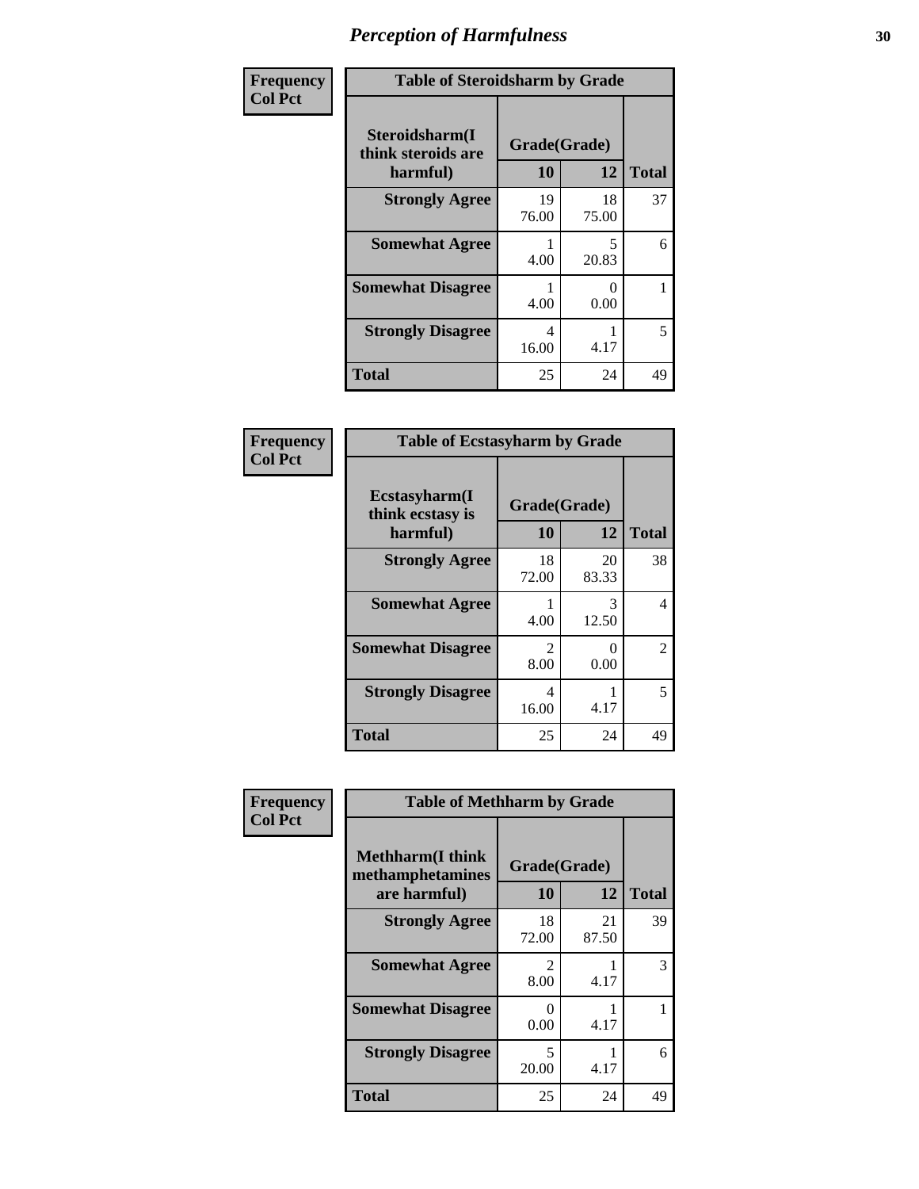# Perception of Harmfulness

| Frequency<br>Col Pct | Table of Steroidsharm by Grade | | |
|---|---|---|---|
| Steroidsharm(I think steroids are harmful) | Grade(Grade) | | |
| | 10 | 12 | Total |
| Strongly Agree | 19<br>76.00 | 18<br>75.00 | 37 |
| Somewhat Agree | 1<br>4.00 | 5<br>20.83 | 6 |
| Somewhat Disagree | 1<br>4.00 | 0<br>0.00 | 1 |
| Strongly Disagree | 4<br>16.00 | 1<br>4.17 | 5 |
| Total | 25 | 24 | 49 |

| Frequency<br>Col Pct | Table of Ecstasyharm by Grade | | |
|---|---|---|---|
| Ecstasyharm(I think ecstasy is harmful) | Grade(Grade) | | |
| | 10 | 12 | Total |
| Strongly Agree | 18<br>72.00 | 20<br>83.33 | 38 |
| Somewhat Agree | 1<br>4.00 | 3<br>12.50 | 4 |
| Somewhat Disagree | 2<br>8.00 | 0<br>0.00 | 2 |
| Strongly Disagree | 4<br>16.00 | 1<br>4.17 | 5 |
| Total | 25 | 24 | 49 |

| Frequency<br>Col Pct | Table of Methharm by Grade | | |
|---|---|---|---|
| Methharm(I think methamphetamines are harmful) | Grade(Grade) | | |
| | 10 | 12 | Total |
| Strongly Agree | 18<br>72.00 | 21<br>87.50 | 39 |
| Somewhat Agree | 2<br>8.00 | 1<br>4.17 | 3 |
| Somewhat Disagree | 0<br>0.00 | 1<br>4.17 | 1 |
| Strongly Disagree | 5<br>20.00 | 1<br>4.17 | 6 |
| Total | 25 | 24 | 49 |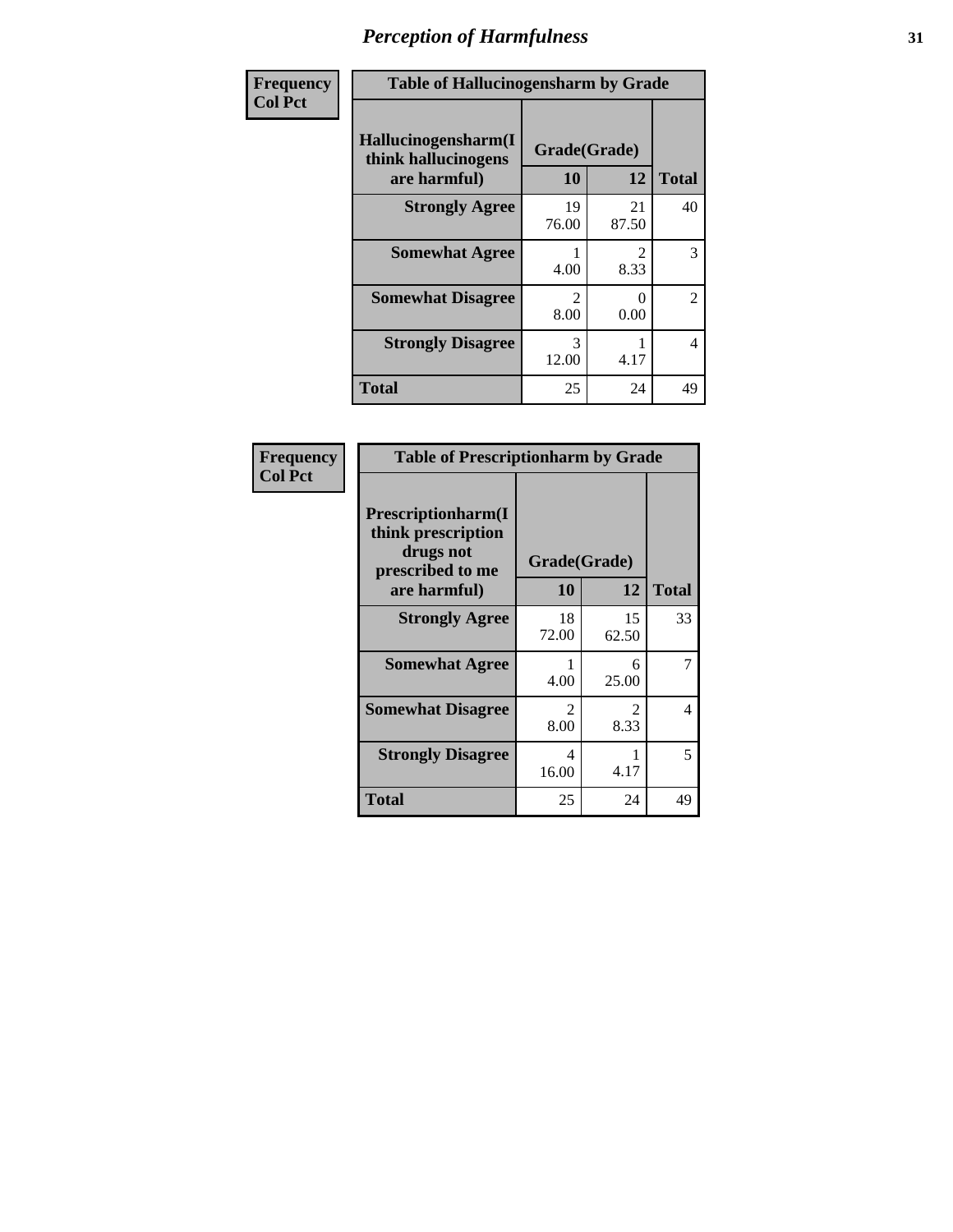# Perception of Harmfulness

| Frequency<br>Col Pct | Table of Hallucinogensharm by Grade | | |
|---|---|---|---|
| Hallucinogensharm(I think hallucinogens are harmful) | Grade(Grade) 10 | 12 | Total |
| Strongly Agree | 19<br>76.00 | 21<br>87.50 | 40 |
| Somewhat Agree | 1<br>4.00 | 2<br>8.33 | 3 |
| Somewhat Disagree | 2<br>8.00 | 0<br>0.00 | 2 |
| Strongly Disagree | 3<br>12.00 | 1<br>4.17 | 4 |
| Total | 25 | 24 | 49 |

| Frequency<br>Col Pct | Table of Prescriptionharm by Grade | | |
|---|---|---|---|
| Prescriptionharm(I think prescription drugs not prescribed to me are harmful) | Grade(Grade) 10 | 12 | Total |
| Strongly Agree | 18<br>72.00 | 15<br>62.50 | 33 |
| Somewhat Agree | 1<br>4.00 | 6<br>25.00 | 7 |
| Somewhat Disagree | 2<br>8.00 | 2<br>8.33 | 4 |
| Strongly Disagree | 4<br>16.00 | 1<br>4.17 | 5 |
| Total | 25 | 24 | 49 |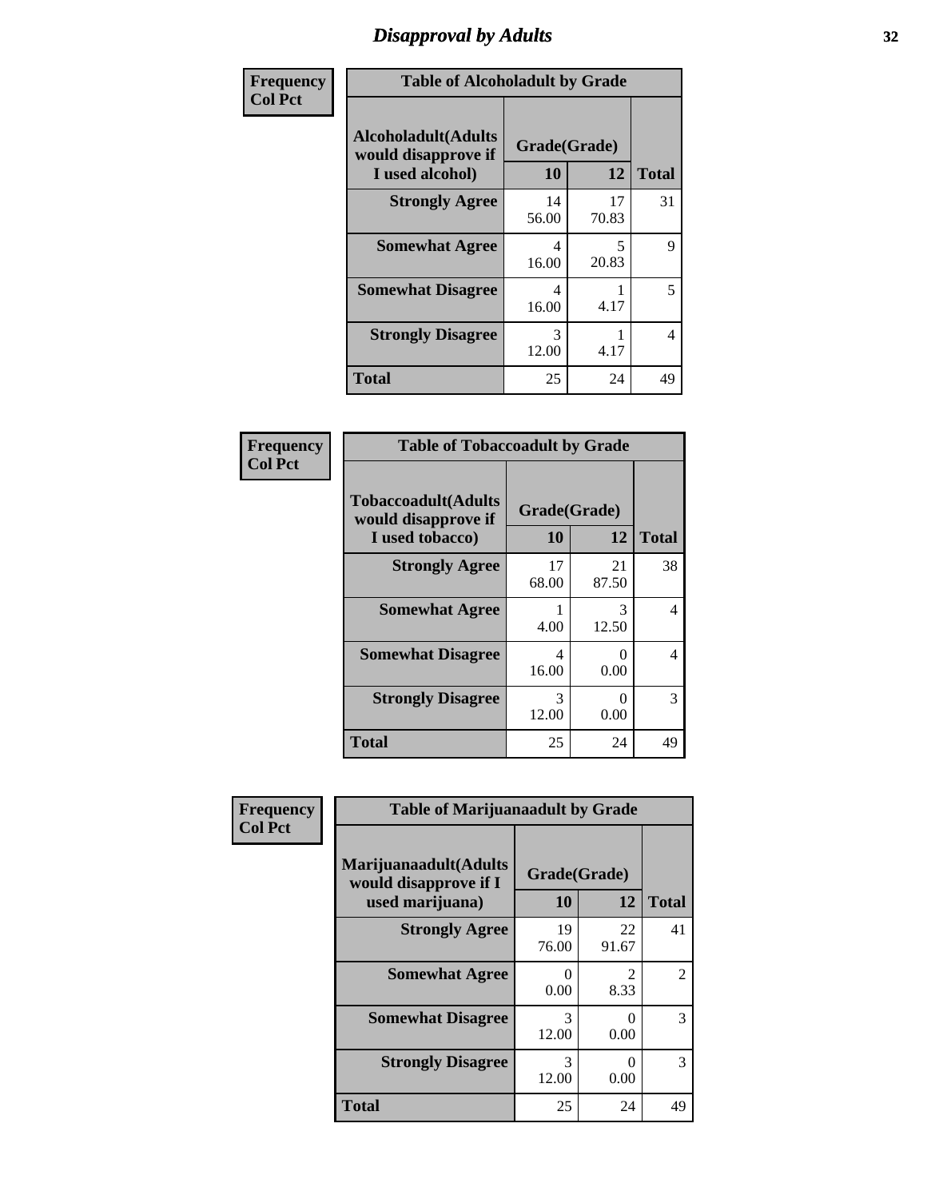# Disapproval by Adults

| Frequency Col Pct | Table of Alcoholadult by Grade | | |
|---|---|---|---|
| **Alcoholadult(Adults would disapprove if I used alcohol)** | **Grade(Grade)** | | **Total** |
| | **10** | **12** | |
| **Strongly Agree** | 14 56.00 | 17 70.83 | 31 |
| **Somewhat Agree** | 4 16.00 | 5 20.83 | 9 |
| **Somewhat Disagree** | 4 16.00 | 1 4.17 | 5 |
| **Strongly Disagree** | 3 12.00 | 1 4.17 | 4 |
| **Total** | 25 | 24 | 49 |

| Frequency Col Pct | Table of Tobaccoadult by Grade | | |
|---|---|---|---|
| **Tobaccoadult(Adults would disapprove if I used tobacco)** | **Grade(Grade)** | | **Total** |
| | **10** | **12** | |
| **Strongly Agree** | 17 68.00 | 21 87.50 | 38 |
| **Somewhat Agree** | 1 4.00 | 3 12.50 | 4 |
| **Somewhat Disagree** | 4 16.00 | 0 0.00 | 4 |
| **Strongly Disagree** | 3 12.00 | 0 0.00 | 3 |
| **Total** | 25 | 24 | 49 |

| Frequency Col Pct | Table of Marijuanaadult by Grade | | |
|---|---|---|---|
| **Marijuanaadult(Adults would disapprove if I used marijuana)** | **Grade(Grade)** | | **Total** |
| | **10** | **12** | |
| **Strongly Agree** | 19 76.00 | 22 91.67 | 41 |
| **Somewhat Agree** | 0 0.00 | 2 8.33 | 2 |
| **Somewhat Disagree** | 3 12.00 | 0 0.00 | 3 |
| **Strongly Disagree** | 3 12.00 | 0 0.00 | 3 |
| **Total** | 25 | 24 | 49 |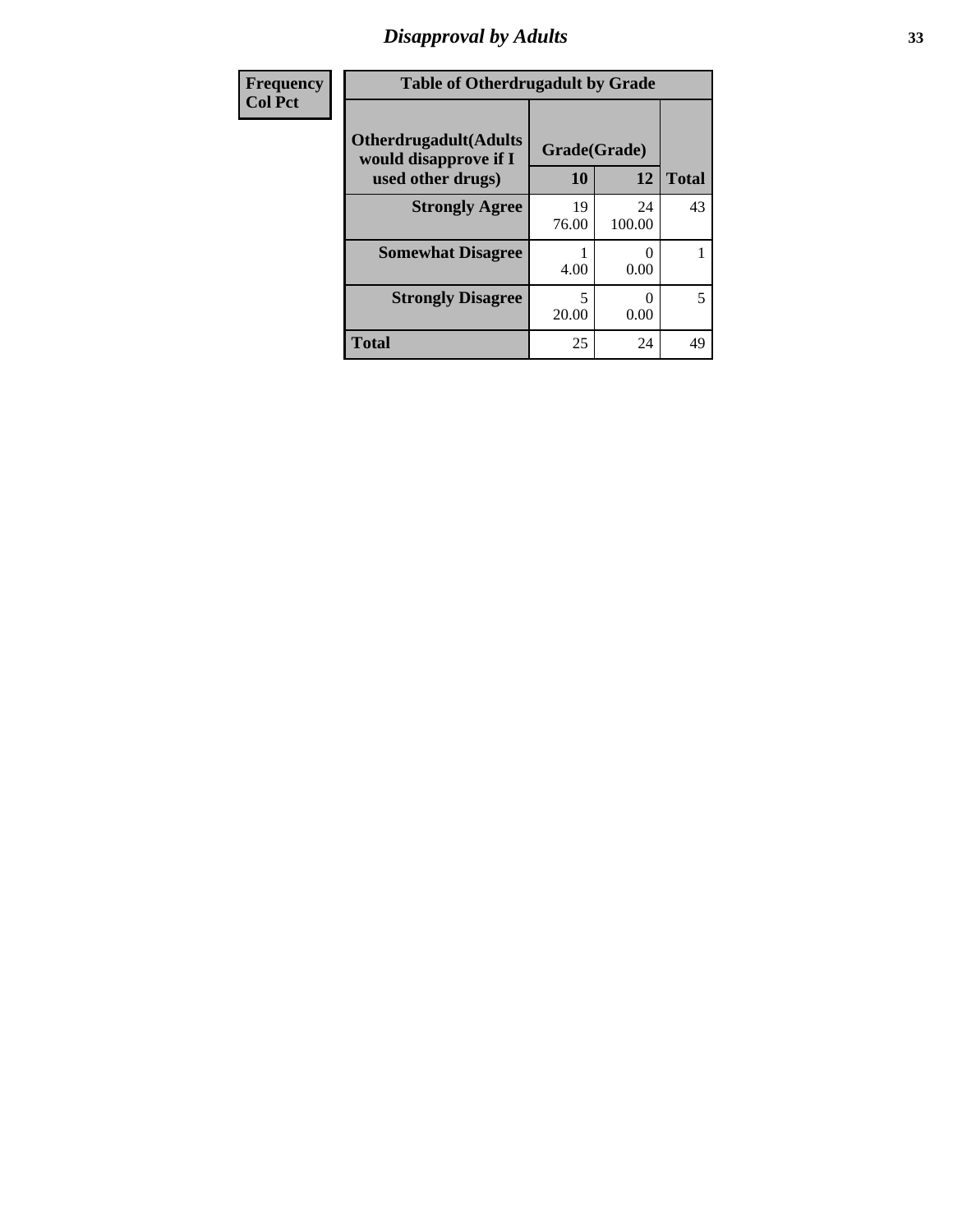# Disapproval by Adults

| Frequency<br>Col Pct |
|---|

**Table of Otherdrugadult by Grade**

| Otherdrugadult(Adults would disapprove if I used other drugs) | Grade(Grade) | | |
|---|---|---|---|
| | 10 | 12 | Total |
| **Strongly Agree** | 19<br>76.00 | 24<br>100.00 | 43 |
| **Somewhat Disagree** | 1<br>4.00 | 0<br>0.00 | 1 |
| **Strongly Disagree** | 5<br>20.00 | 0<br>0.00 | 5 |
| **Total** | 25 | 24 | 49 |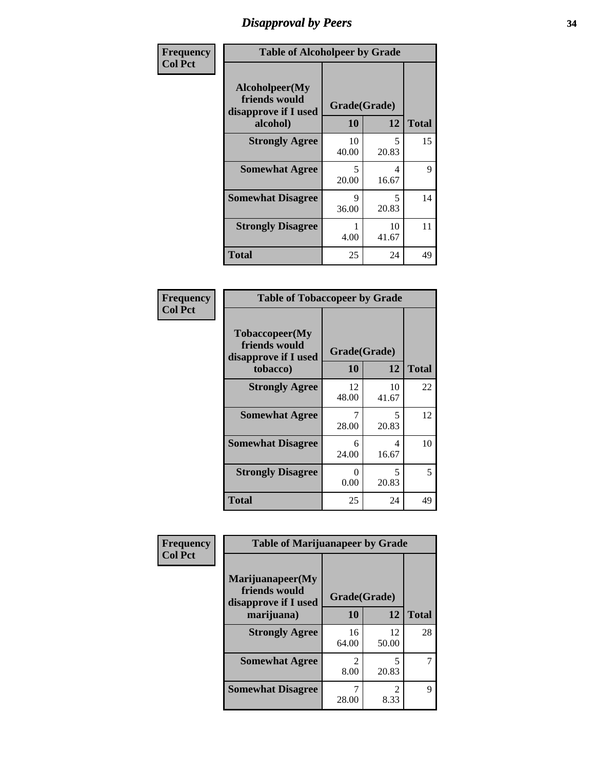## Disapproval by Peers

| Frequency Col Pct | | | |
|---|---|---|---|

**Table of Alcoholpeer by Grade**

| Alcoholpeer(My friends would disapprove if I used alcohol) | Grade(Grade) 10 | 12 | Total |
|---|---|---|---|
| Strongly Agree | 10<br>40.00 | 5<br>20.83 | 15 |
| Somewhat Agree | 5<br>20.00 | 4<br>16.67 | 9 |
| Somewhat Disagree | 9<br>36.00 | 5<br>20.83 | 14 |
| Strongly Disagree | 1<br>4.00 | 10<br>41.67 | 11 |
| Total | 25 | 24 | 49 |

| Frequency Col Pct | | | |
|---|---|---|---|

**Table of Tobaccopeer by Grade**

| Tobaccopeer(My friends would disapprove if I used tobacco) | Grade(Grade) 10 | 12 | Total |
|---|---|---|---|
| Strongly Agree | 12<br>48.00 | 10<br>41.67 | 22 |
| Somewhat Agree | 7<br>28.00 | 5<br>20.83 | 12 |
| Somewhat Disagree | 6<br>24.00 | 4<br>16.67 | 10 |
| Strongly Disagree | 0<br>0.00 | 5<br>20.83 | 5 |
| Total | 25 | 24 | 49 |

| Frequency Col Pct | | | |
|---|---|---|---|

**Table of Marijuanapeer by Grade**

| Marijuanapeer(My friends would disapprove if I used marijuana) | Grade(Grade) 10 | 12 | Total |
|---|---|---|---|
| Strongly Agree | 16<br>64.00 | 12<br>50.00 | 28 |
| Somewhat Agree | 2<br>8.00 | 5<br>20.83 | 7 |
| Somewhat Disagree | 7<br>28.00 | 2<br>8.33 | 9 |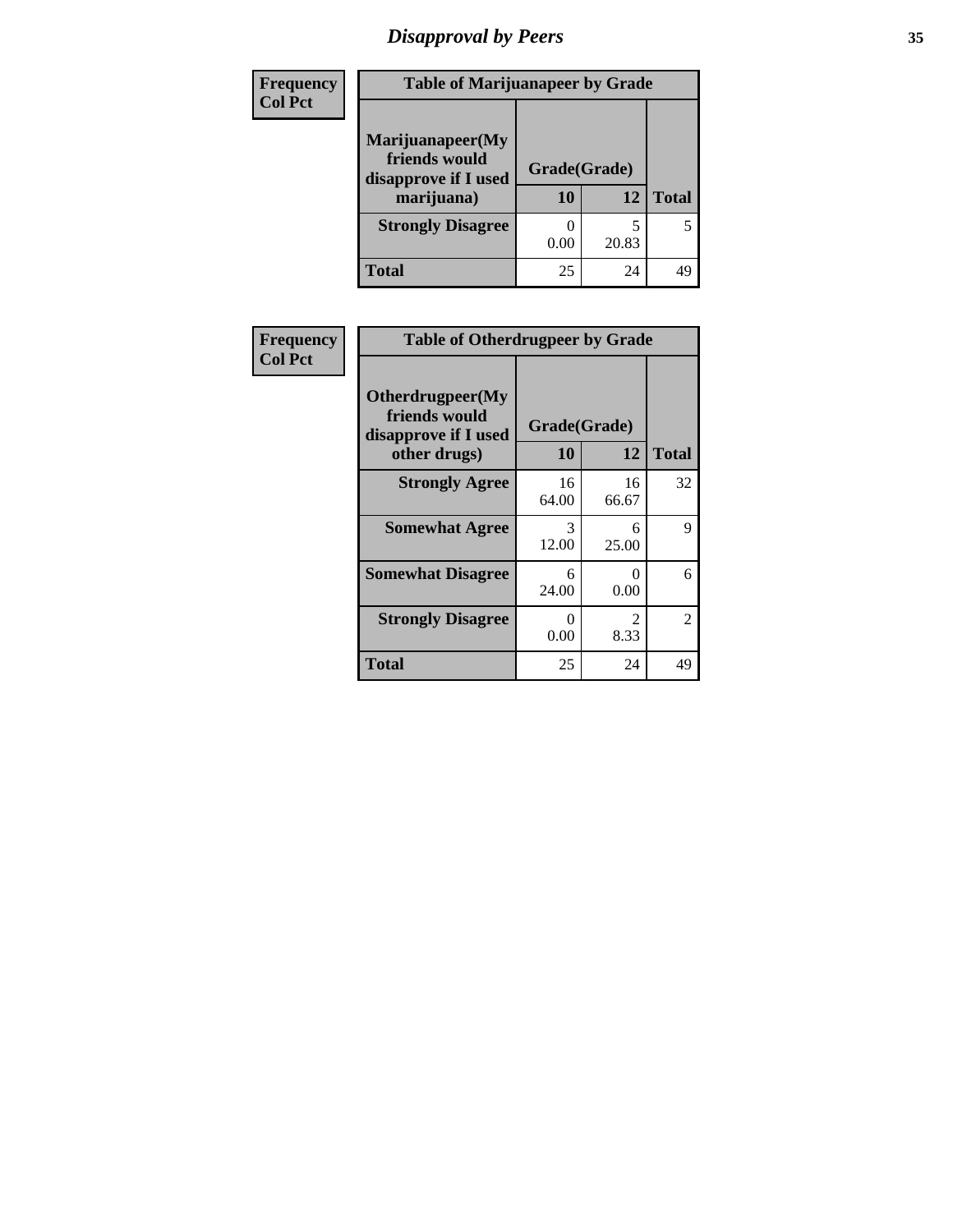# Disapproval by Peers

| Frequency<br>Col Pct |
|---|

**Table of Marijuanapeer by Grade**

| Marijuanapeer(My friends would disapprove if I used marijuana) | Grade(Grade) 10 | 12 | Total |
|---|---|---|---|
| **Strongly Disagree** | 0<br>0.00 | 5<br>20.83 | 5 |
| **Total** | 25 | 24 | 49 |

| Frequency<br>Col Pct |
|---|

**Table of Otherdrugpeer by Grade**

| Otherdrugpeer(My friends would disapprove if I used other drugs) | Grade(Grade) 10 | 12 | Total |
|---|---|---|---|
| **Strongly Agree** | 16<br>64.00 | 16<br>66.67 | 32 |
| **Somewhat Agree** | 3<br>12.00 | 6<br>25.00 | 9 |
| **Somewhat Disagree** | 6<br>24.00 | 0<br>0.00 | 6 |
| **Strongly Disagree** | 0<br>0.00 | 2<br>8.33 | 2 |
| **Total** | 25 | 24 | 49 |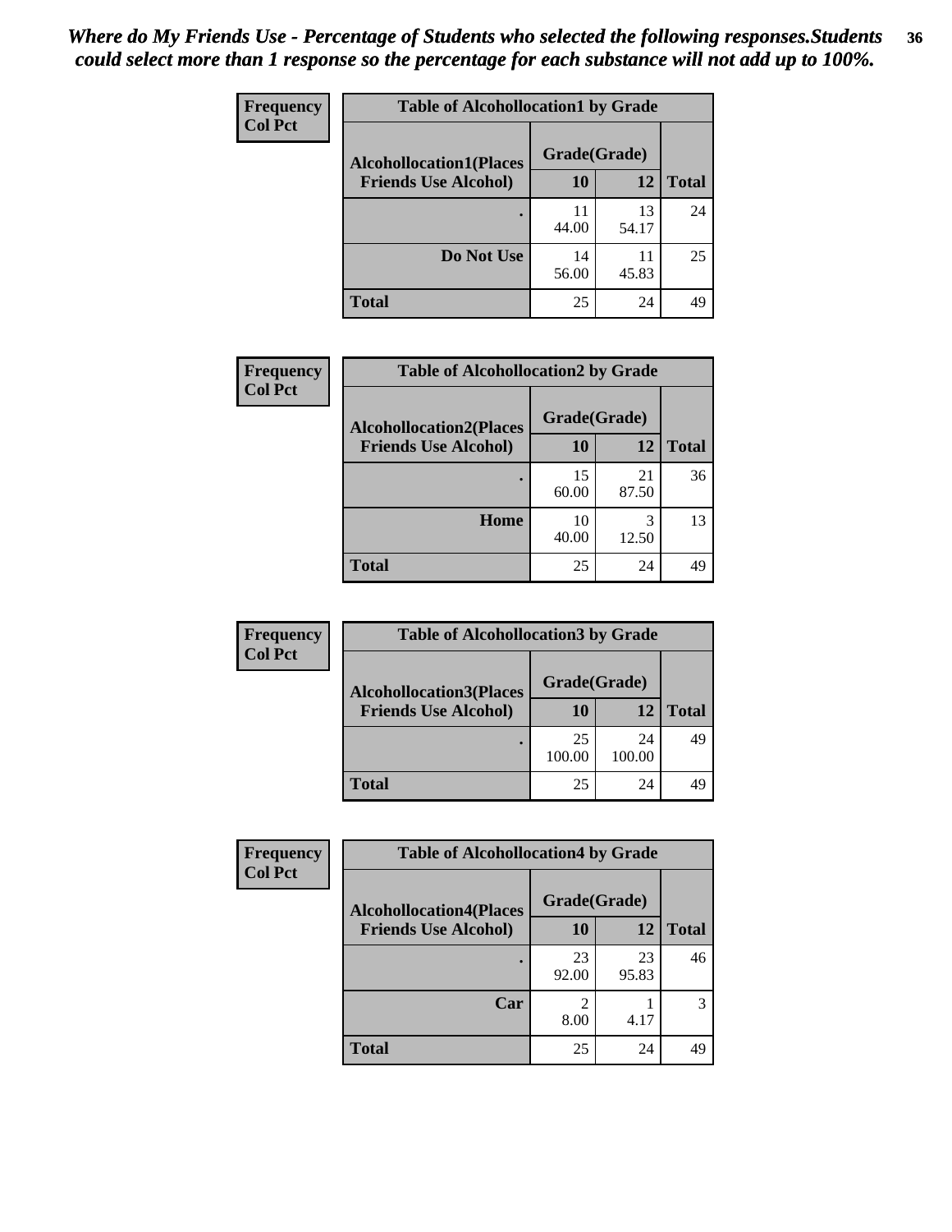*Where do My Friends Use - Percentage of Students who selected the following responses.Students could select more than 1 response so the percentage for each substance will not add up to 100%.*

**Frequency**
**Col Pct**

| Table of Alcohollocation1 by Grade | | | |
|---|---|---|---|
| Alcohollocation1(Places Friends Use Alcohol) | Grade(Grade) | | Total |
| | 10 | 12 | |
| . | 11<br>44.00 | 13<br>54.17 | 24 |
| Do Not Use | 14<br>56.00 | 11<br>45.83 | 25 |
| Total | 25 | 24 | 49 |

**Frequency**
**Col Pct**

| Table of Alcohollocation2 by Grade | | | |
|---|---|---|---|
| Alcohollocation2(Places Friends Use Alcohol) | Grade(Grade) | | Total |
| | 10 | 12 | |
| . | 15<br>60.00 | 21<br>87.50 | 36 |
| Home | 10<br>40.00 | 3<br>12.50 | 13 |
| Total | 25 | 24 | 49 |

**Frequency**
**Col Pct**

| Table of Alcohollocation3 by Grade | | | |
|---|---|---|---|
| Alcohollocation3(Places Friends Use Alcohol) | Grade(Grade) | | Total |
| | 10 | 12 | |
| . | 25<br>100.00 | 24<br>100.00 | 49 |
| Total | 25 | 24 | 49 |

**Frequency**
**Col Pct**

| Table of Alcohollocation4 by Grade | | | |
|---|---|---|---|
| Alcohollocation4(Places Friends Use Alcohol) | Grade(Grade) | | Total |
| | 10 | 12 | |
| . | 23<br>92.00 | 23<br>95.83 | 46 |
| Car | 2<br>8.00 | 1<br>4.17 | 3 |
| Total | 25 | 24 | 49 |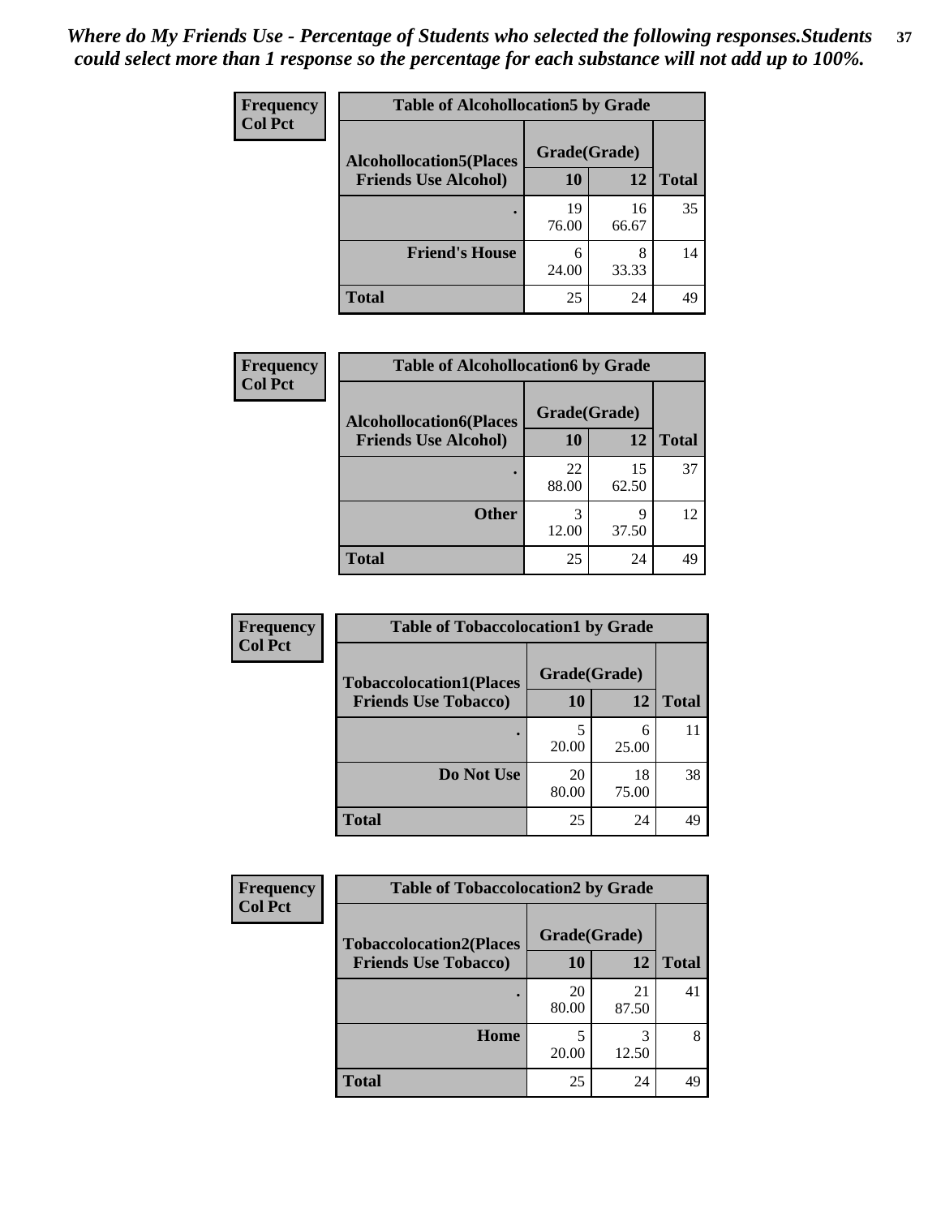*Where do My Friends Use - Percentage of Students who selected the following responses.Students could select more than 1 response so the percentage for each substance will not add up to 100%.*

**Frequency**
**Col Pct**

| Table of Alcohollocation5 by Grade | | | |
|---|---|---|---|
| **Alcohollocation5(Places Friends Use Alcohol)** | **Grade(Grade)** | | |
| | **10** | **12** | **Total** |
| **.** | 19<br>76.00 | 16<br>66.67 | 35 |
| **Friend's House** | 6<br>24.00 | 8<br>33.33 | 14 |
| **Total** | 25 | 24 | 49 |

**Frequency**
**Col Pct**

| Table of Alcohollocation6 by Grade | | | |
|---|---|---|---|
| **Alcohollocation6(Places Friends Use Alcohol)** | **Grade(Grade)** | | |
| | **10** | **12** | **Total** |
| **.** | 22<br>88.00 | 15<br>62.50 | 37 |
| **Other** | 3<br>12.00 | 9<br>37.50 | 12 |
| **Total** | 25 | 24 | 49 |

**Frequency**
**Col Pct**

| Table of Tobaccolocation1 by Grade | | | |
|---|---|---|---|
| **Tobaccolocation1(Places Friends Use Tobacco)** | **Grade(Grade)** | | |
| | **10** | **12** | **Total** |
| **.** | 5<br>20.00 | 6<br>25.00 | 11 |
| **Do Not Use** | 20<br>80.00 | 18<br>75.00 | 38 |
| **Total** | 25 | 24 | 49 |

**Frequency**
**Col Pct**

| Table of Tobaccolocation2 by Grade | | | |
|---|---|---|---|
| **Tobaccolocation2(Places Friends Use Tobacco)** | **Grade(Grade)** | | |
| | **10** | **12** | **Total** |
| **.** | 20<br>80.00 | 21<br>87.50 | 41 |
| **Home** | 5<br>20.00 | 3<br>12.50 | 8 |
| **Total** | 25 | 24 | 49 |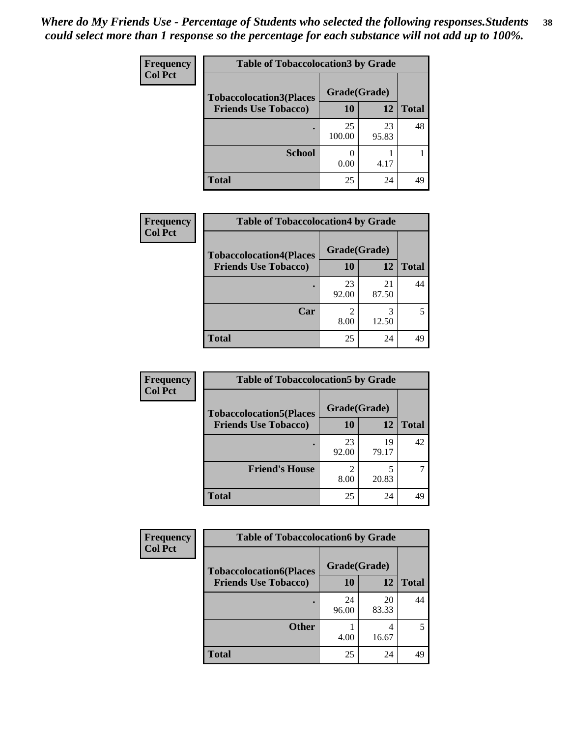*Where do My Friends Use - Percentage of Students who selected the following responses.Students could select more than 1 response so the percentage for each substance will not add up to 100%.*

**Frequency**
**Col Pct**

| Table of Tobaccolocation3 by Grade | | | |
|---|---|---|---|
| **Tobaccolocation3(Places Friends Use Tobacco)** | **Grade(Grade)** | | **Total** |
| | **10** | **12** | |
| **.** | 25<br>100.00 | 23<br>95.83 | 48 |
| **School** | 0<br>0.00 | 1<br>4.17 | 1 |
| **Total** | 25 | 24 | 49 |

**Frequency**
**Col Pct**

| Table of Tobaccolocation4 by Grade | | | |
|---|---|---|---|
| **Tobaccolocation4(Places Friends Use Tobacco)** | **Grade(Grade)** | | **Total** |
| | **10** | **12** | |
| **.** | 23<br>92.00 | 21<br>87.50 | 44 |
| **Car** | 2<br>8.00 | 3<br>12.50 | 5 |
| **Total** | 25 | 24 | 49 |

**Frequency**
**Col Pct**

| Table of Tobaccolocation5 by Grade | | | |
|---|---|---|---|
| **Tobaccolocation5(Places Friends Use Tobacco)** | **Grade(Grade)** | | **Total** |
| | **10** | **12** | |
| **.** | 23<br>92.00 | 19<br>79.17 | 42 |
| **Friend's House** | 2<br>8.00 | 5<br>20.83 | 7 |
| **Total** | 25 | 24 | 49 |

**Frequency**
**Col Pct**

| Table of Tobaccolocation6 by Grade | | | |
|---|---|---|---|
| **Tobaccolocation6(Places Friends Use Tobacco)** | **Grade(Grade)** | | **Total** |
| | **10** | **12** | |
| **.** | 24<br>96.00 | 20<br>83.33 | 44 |
| **Other** | 1<br>4.00 | 4<br>16.67 | 5 |
| **Total** | 25 | 24 | 49 |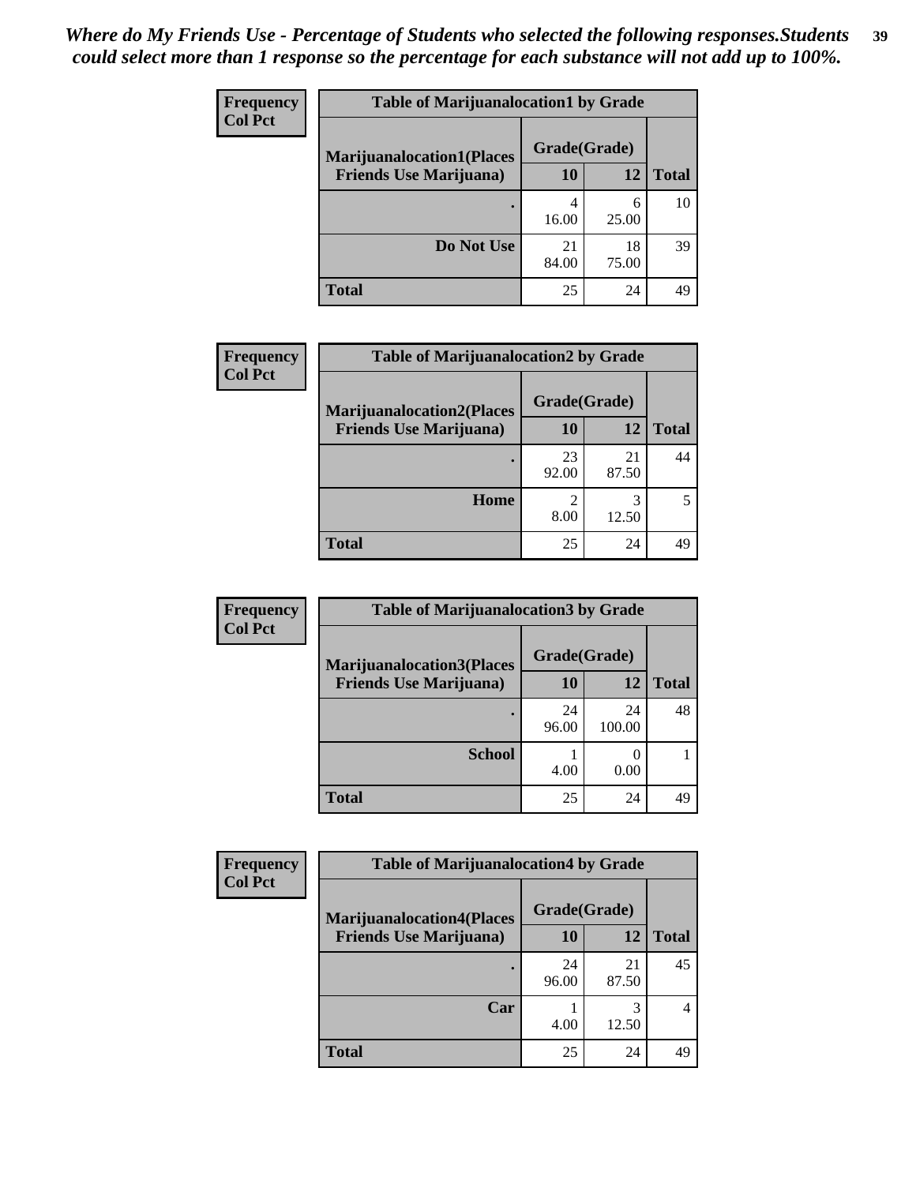*Where do My Friends Use - Percentage of Students who selected the following responses.Students could select more than 1 response so the percentage for each substance will not add up to 100%.*

**Frequency**
**Col Pct**

| Table of Marijuanalocation1 by Grade | | | |
|---|---|---|---|
| Marijuanalocation1(Places Friends Use Marijuana) | Grade(Grade) | | Total |
| | 10 | 12 | |
| . | 4<br>16.00 | 6<br>25.00 | 10 |
| Do Not Use | 21<br>84.00 | 18<br>75.00 | 39 |
| Total | 25 | 24 | 49 |

**Frequency**
**Col Pct**

| Table of Marijuanalocation2 by Grade | | | |
|---|---|---|---|
| Marijuanalocation2(Places Friends Use Marijuana) | Grade(Grade) | | Total |
| | 10 | 12 | |
| . | 23<br>92.00 | 21<br>87.50 | 44 |
| Home | 2<br>8.00 | 3<br>12.50 | 5 |
| Total | 25 | 24 | 49 |

**Frequency**
**Col Pct**

| Table of Marijuanalocation3 by Grade | | | |
|---|---|---|---|
| Marijuanalocation3(Places Friends Use Marijuana) | Grade(Grade) | | Total |
| | 10 | 12 | |
| . | 24<br>96.00 | 24<br>100.00 | 48 |
| School | 1<br>4.00 | 0<br>0.00 | 1 |
| Total | 25 | 24 | 49 |

**Frequency**
**Col Pct**

| Table of Marijuanalocation4 by Grade | | | |
|---|---|---|---|
| Marijuanalocation4(Places Friends Use Marijuana) | Grade(Grade) | | Total |
| | 10 | 12 | |
| . | 24<br>96.00 | 21<br>87.50 | 45 |
| Car | 1<br>4.00 | 3<br>12.50 | 4 |
| Total | 25 | 24 | 49 |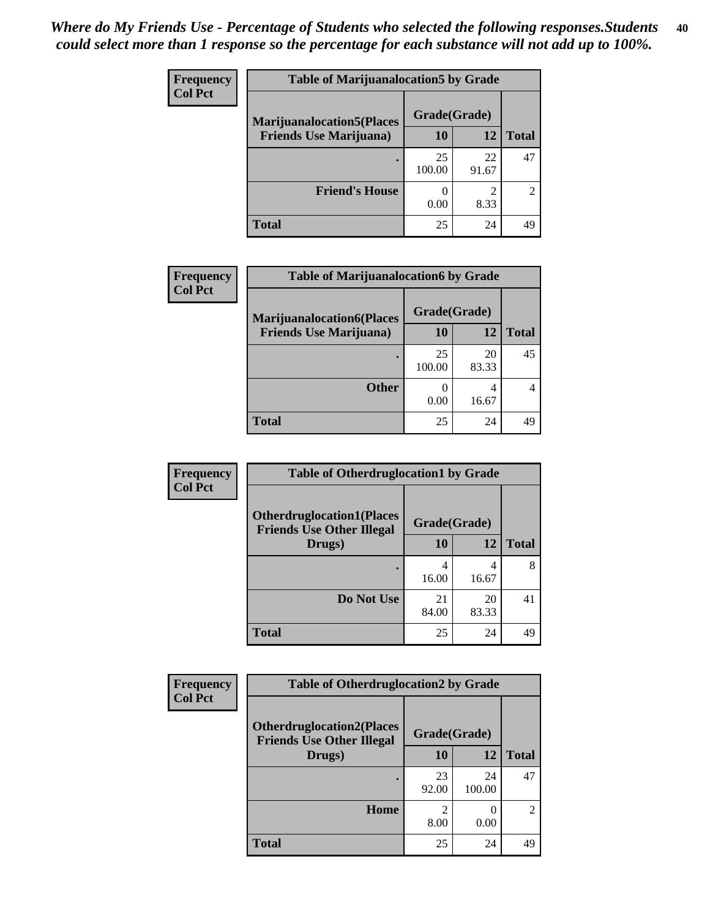*Where do My Friends Use - Percentage of Students who selected the following responses.Students could select more than 1 response so the percentage for each substance will not add up to 100%.*

**Frequency**
**Col Pct**

| Table of Marijuanalocation5 by Grade | | | |
|---|---|---|---|
| **Marijuanalocation5(Places Friends Use Marijuana)** | **Grade(Grade)** | | |
| | **10** | **12** | **Total** |
| . | 25<br>100.00 | 22<br>91.67 | 47 |
| **Friend's House** | 0<br>0.00 | 2<br>8.33 | 2 |
| **Total** | 25 | 24 | 49 |

**Frequency**
**Col Pct**

| Table of Marijuanalocation6 by Grade | | | |
|---|---|---|---|
| **Marijuanalocation6(Places Friends Use Marijuana)** | **Grade(Grade)** | | |
| | **10** | **12** | **Total** |
| . | 25<br>100.00 | 20<br>83.33 | 45 |
| **Other** | 0<br>0.00 | 4<br>16.67 | 4 |
| **Total** | 25 | 24 | 49 |

**Frequency**
**Col Pct**

| Table of Otherdruglocation1 by Grade | | | |
|---|---|---|---|
| **Otherdruglocation1(Places Friends Use Other Illegal Drugs)** | **Grade(Grade)** | | |
| | **10** | **12** | **Total** |
| . | 4<br>16.00 | 4<br>16.67 | 8 |
| **Do Not Use** | 21<br>84.00 | 20<br>83.33 | 41 |
| **Total** | 25 | 24 | 49 |

**Frequency**
**Col Pct**

| Table of Otherdruglocation2 by Grade | | | |
|---|---|---|---|
| **Otherdruglocation2(Places Friends Use Other Illegal Drugs)** | **Grade(Grade)** | | |
| | **10** | **12** | **Total** |
| . | 23<br>92.00 | 24<br>100.00 | 47 |
| **Home** | 2<br>8.00 | 0<br>0.00 | 2 |
| **Total** | 25 | 24 | 49 |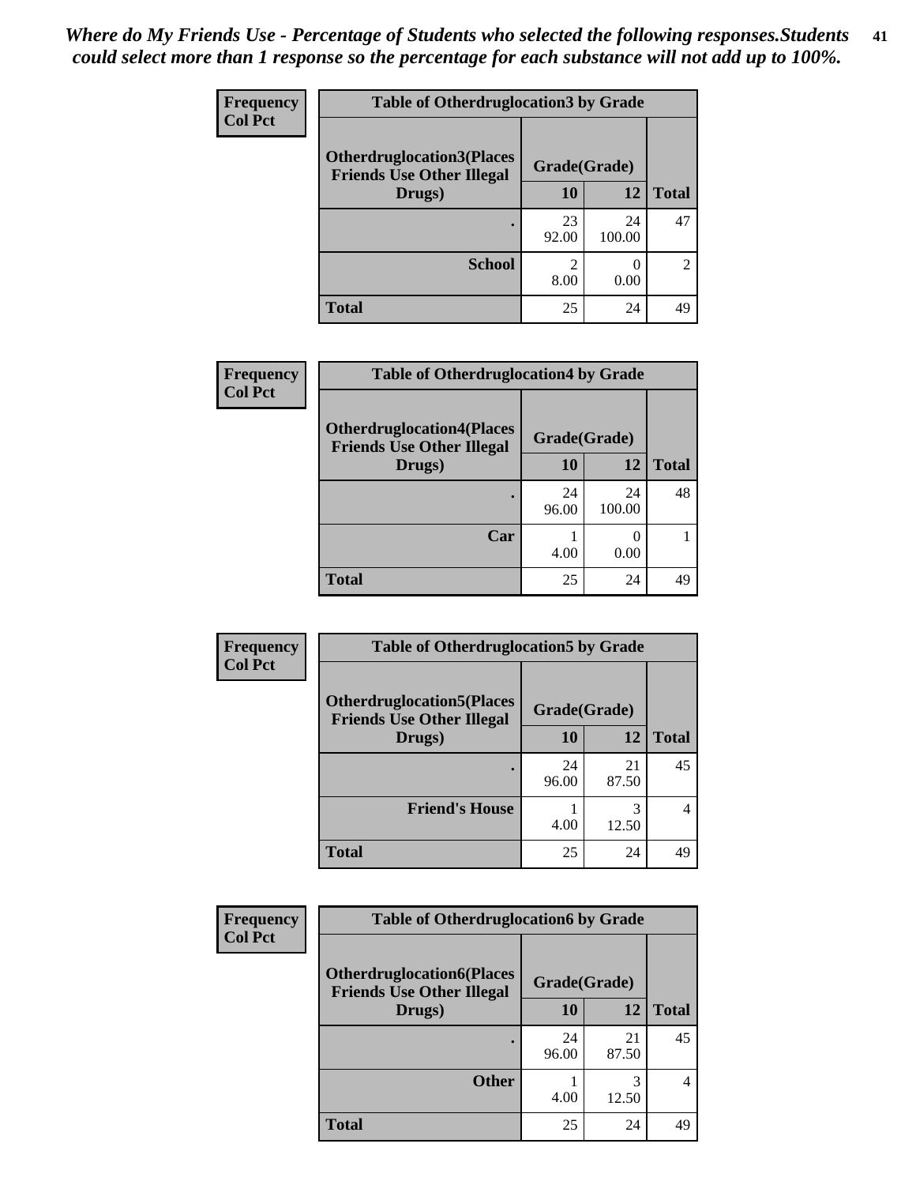*Where do My Friends Use - Percentage of Students who selected the following responses.Students could select more than 1 response so the percentage for each substance will not add up to 100%.*

**Frequency**
**Col Pct**

| Table of Otherdruglocation3 by Grade | | | |
|---|---|---|---|
| Otherdruglocation3(Places Friends Use Other Illegal Drugs) | Grade(Grade) | | |
| | 10 | 12 | Total |
| . | 23<br>92.00 | 24<br>100.00 | 47 |
| School | 2<br>8.00 | 0<br>0.00 | 2 |
| Total | 25 | 24 | 49 |

**Frequency**
**Col Pct**

| Table of Otherdruglocation4 by Grade | | | |
|---|---|---|---|
| Otherdruglocation4(Places Friends Use Other Illegal Drugs) | Grade(Grade) | | |
| | 10 | 12 | Total |
| . | 24<br>96.00 | 24<br>100.00 | 48 |
| Car | 1<br>4.00 | 0<br>0.00 | 1 |
| Total | 25 | 24 | 49 |

**Frequency**
**Col Pct**

| Table of Otherdruglocation5 by Grade | | | |
|---|---|---|---|
| Otherdruglocation5(Places Friends Use Other Illegal Drugs) | Grade(Grade) | | |
| | 10 | 12 | Total |
| . | 24<br>96.00 | 21<br>87.50 | 45 |
| Friend's House | 1<br>4.00 | 3<br>12.50 | 4 |
| Total | 25 | 24 | 49 |

**Frequency**
**Col Pct**

| Table of Otherdruglocation6 by Grade | | | |
|---|---|---|---|
| Otherdruglocation6(Places Friends Use Other Illegal Drugs) | Grade(Grade) | | |
| | 10 | 12 | Total |
| . | 24<br>96.00 | 21<br>87.50 | 45 |
| Other | 1<br>4.00 | 3<br>12.50 | 4 |
| Total | 25 | 24 | 49 |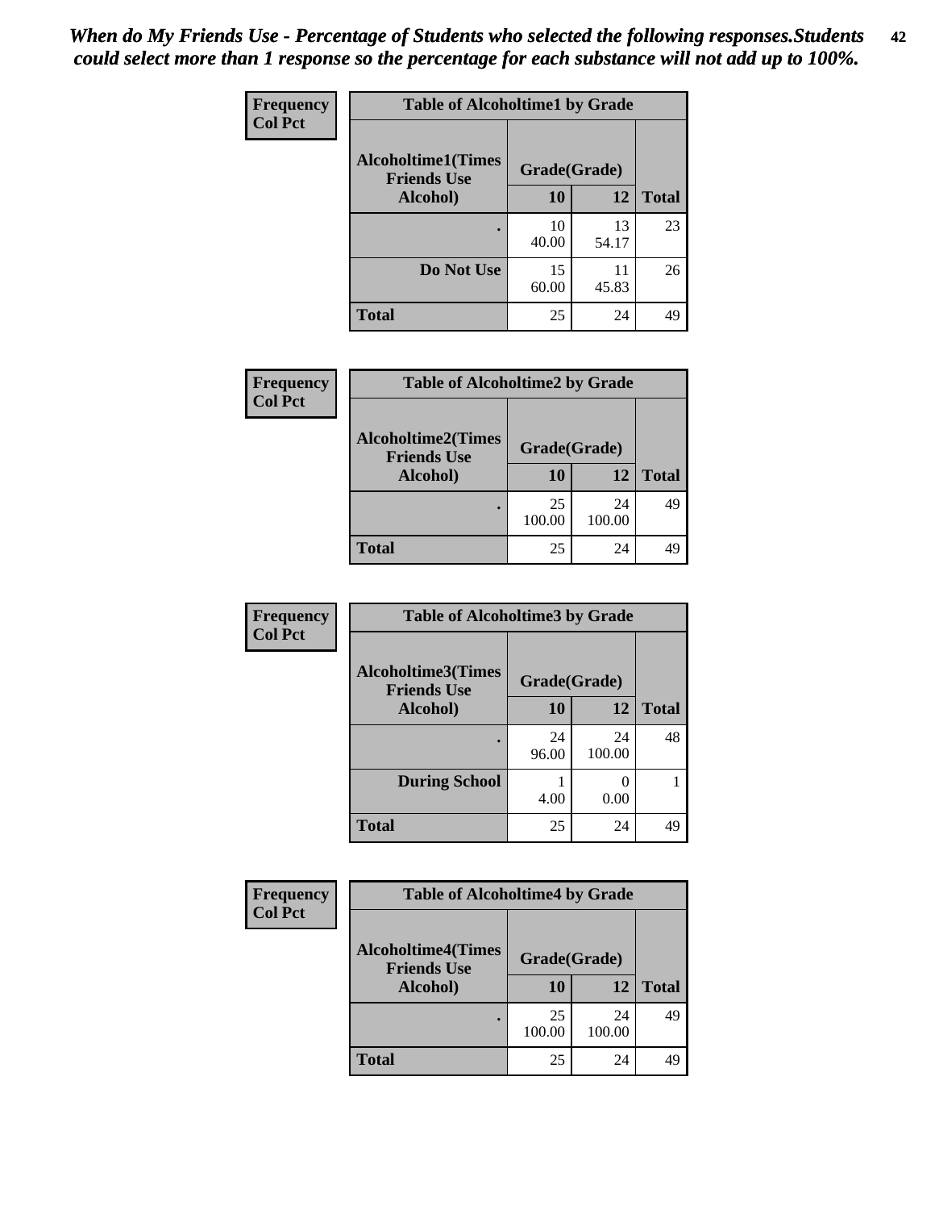*When do My Friends Use - Percentage of Students who selected the following responses.Students could select more than 1 response so the percentage for each substance will not add up to 100%.*

**Frequency / Col Pct**

**Table of Alcoholtime1 by Grade**

| Alcoholtime1(Times Friends Use Alcohol) | Grade(Grade) | | |
|---|---|---|---|
| | 10 | 12 | Total |
| . | 10<br>40.00 | 13<br>54.17 | 23 |
| Do Not Use | 15<br>60.00 | 11<br>45.83 | 26 |
| Total | 25 | 24 | 49 |

**Frequency / Col Pct**

**Table of Alcoholtime2 by Grade**

| Alcoholtime2(Times Friends Use Alcohol) | Grade(Grade) | | |
|---|---|---|---|
| | 10 | 12 | Total |
| . | 25<br>100.00 | 24<br>100.00 | 49 |
| Total | 25 | 24 | 49 |

**Frequency / Col Pct**

**Table of Alcoholtime3 by Grade**

| Alcoholtime3(Times Friends Use Alcohol) | Grade(Grade) | | |
|---|---|---|---|
| | 10 | 12 | Total |
| . | 24<br>96.00 | 24<br>100.00 | 48 |
| During School | 1<br>4.00 | 0<br>0.00 | 1 |
| Total | 25 | 24 | 49 |

**Frequency / Col Pct**

**Table of Alcoholtime4 by Grade**

| Alcoholtime4(Times Friends Use Alcohol) | Grade(Grade) | | |
|---|---|---|---|
| | 10 | 12 | Total |
| . | 25<br>100.00 | 24<br>100.00 | 49 |
| Total | 25 | 24 | 49 |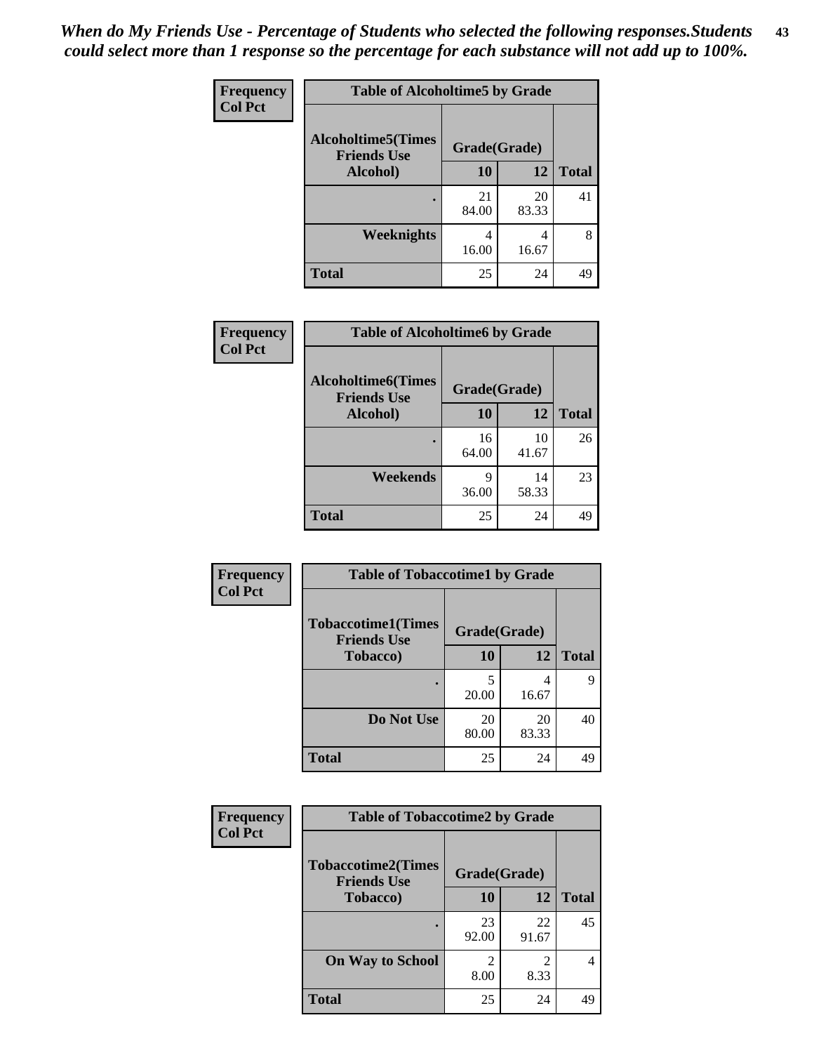*When do My Friends Use - Percentage of Students who selected the following responses.Students could select more than 1 response so the percentage for each substance will not add up to 100%.*

**Frequency**
**Col Pct**

| Table of Alcoholtime5 by Grade | | | |
|---|---|---|---|
| Alcoholtime5(Times Friends Use Alcohol) | Grade(Grade) | | |
| | 10 | 12 | Total |
| . | 21<br>84.00 | 20<br>83.33 | 41 |
| Weeknights | 4<br>16.00 | 4<br>16.67 | 8 |
| Total | 25 | 24 | 49 |

**Frequency**
**Col Pct**

| Table of Alcoholtime6 by Grade | | | |
|---|---|---|---|
| Alcoholtime6(Times Friends Use Alcohol) | Grade(Grade) | | |
| | 10 | 12 | Total |
| . | 16<br>64.00 | 10<br>41.67 | 26 |
| Weekends | 9<br>36.00 | 14<br>58.33 | 23 |
| Total | 25 | 24 | 49 |

**Frequency**
**Col Pct**

| Table of Tobaccotime1 by Grade | | | |
|---|---|---|---|
| Tobaccotime1(Times Friends Use Tobacco) | Grade(Grade) | | |
| | 10 | 12 | Total |
| . | 5<br>20.00 | 4<br>16.67 | 9 |
| Do Not Use | 20<br>80.00 | 20<br>83.33 | 40 |
| Total | 25 | 24 | 49 |

**Frequency**
**Col Pct**

| Table of Tobaccotime2 by Grade | | | |
|---|---|---|---|
| Tobaccotime2(Times Friends Use Tobacco) | Grade(Grade) | | |
| | 10 | 12 | Total |
| . | 23<br>92.00 | 22<br>91.67 | 45 |
| On Way to School | 2<br>8.00 | 2<br>8.33 | 4 |
| Total | 25 | 24 | 49 |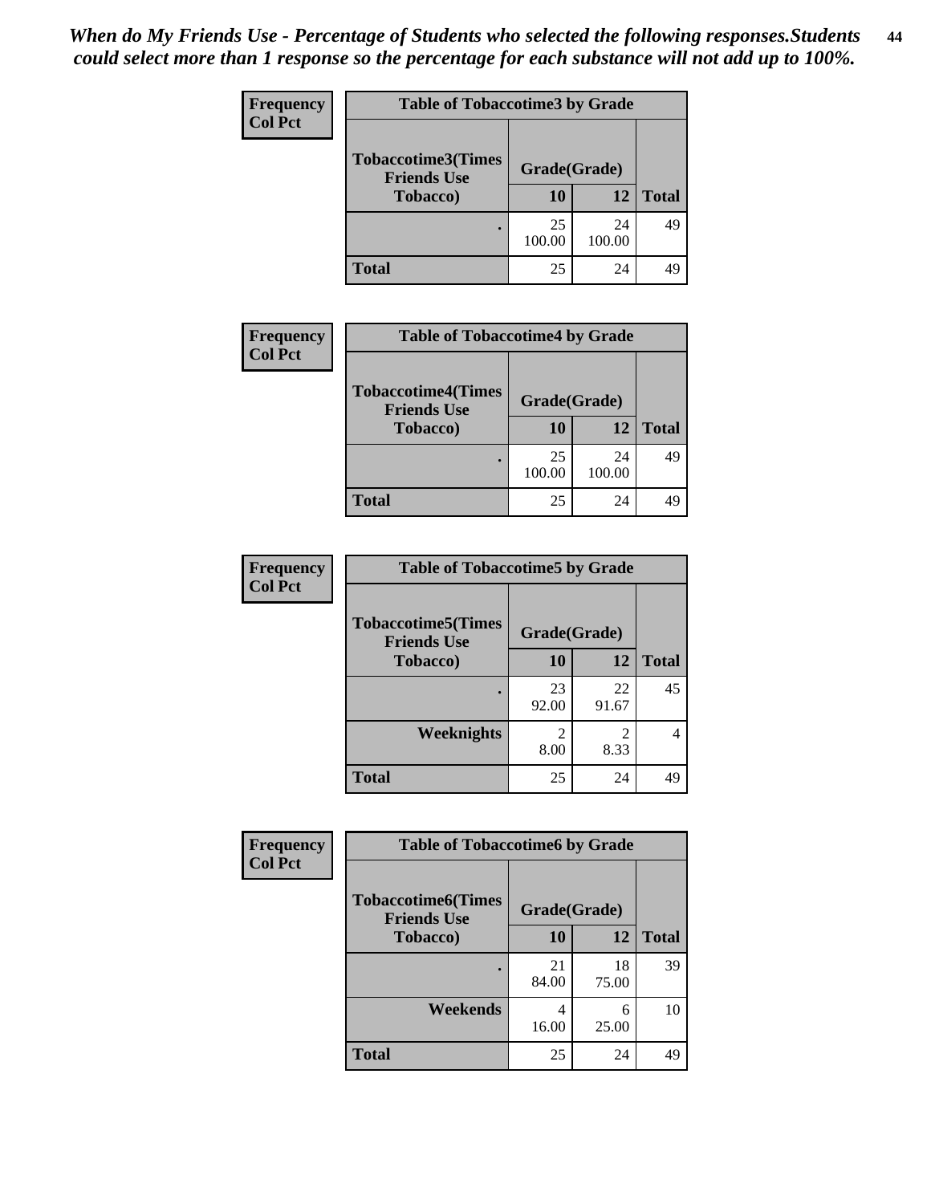*When do My Friends Use - Percentage of Students who selected the following responses.Students could select more than 1 response so the percentage for each substance will not add up to 100%.*

**Table of Tobaccotime3 by Grade**

| Frequency / Col Pct | | | |
|---|---|---|---|
| Tobaccotime3(Times Friends Use Tobacco) | Grade(Grade) | | Total |
| | 10 | 12 | |
| . | 25<br>100.00 | 24<br>100.00 | 49 |
| Total | 25 | 24 | 49 |

**Table of Tobaccotime4 by Grade**

| Frequency / Col Pct | | | |
|---|---|---|---|
| Tobaccotime4(Times Friends Use Tobacco) | Grade(Grade) | | Total |
| | 10 | 12 | |
| . | 25<br>100.00 | 24<br>100.00 | 49 |
| Total | 25 | 24 | 49 |

**Table of Tobaccotime5 by Grade**

| Frequency / Col Pct | | | |
|---|---|---|---|
| Tobaccotime5(Times Friends Use Tobacco) | Grade(Grade) | | Total |
| | 10 | 12 | |
| . | 23<br>92.00 | 22<br>91.67 | 45 |
| Weeknights | 2<br>8.00 | 2<br>8.33 | 4 |
| Total | 25 | 24 | 49 |

**Table of Tobaccotime6 by Grade**

| Frequency / Col Pct | | | |
|---|---|---|---|
| Tobaccotime6(Times Friends Use Tobacco) | Grade(Grade) | | Total |
| | 10 | 12 | |
| . | 21<br>84.00 | 18<br>75.00 | 39 |
| Weekends | 4<br>16.00 | 6<br>25.00 | 10 |
| Total | 25 | 24 | 49 |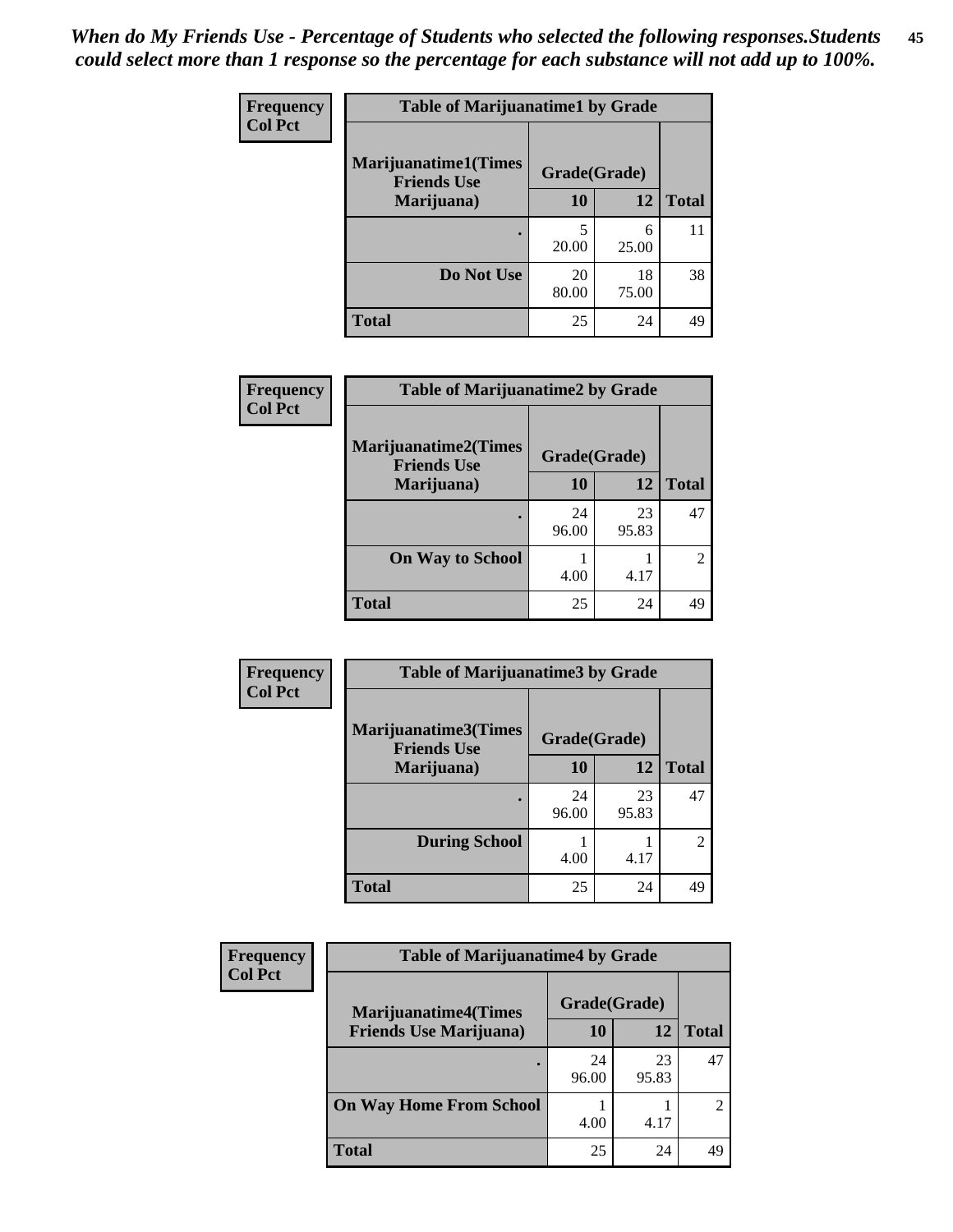*When do My Friends Use - Percentage of Students who selected the following responses.Students could select more than 1 response so the percentage for each substance will not add up to 100%.*

**Frequency**
**Col Pct**

| Table of Marijuanatime1 by Grade | | | |
|---|---|---|---|
| **Marijuanatime1(Times Friends Use Marijuana)** | **Grade(Grade)** | | |
| | **10** | **12** | **Total** |
| **.** | 5<br>20.00 | 6<br>25.00 | 11 |
| **Do Not Use** | 20<br>80.00 | 18<br>75.00 | 38 |
| **Total** | 25 | 24 | 49 |

**Frequency**
**Col Pct**

| Table of Marijuanatime2 by Grade | | | |
|---|---|---|---|
| **Marijuanatime2(Times Friends Use Marijuana)** | **Grade(Grade)** | | |
| | **10** | **12** | **Total** |
| **.** | 24<br>96.00 | 23<br>95.83 | 47 |
| **On Way to School** | 1<br>4.00 | 1<br>4.17 | 2 |
| **Total** | 25 | 24 | 49 |

**Frequency**
**Col Pct**

| Table of Marijuanatime3 by Grade | | | |
|---|---|---|---|
| **Marijuanatime3(Times Friends Use Marijuana)** | **Grade(Grade)** | | |
| | **10** | **12** | **Total** |
| **.** | 24<br>96.00 | 23<br>95.83 | 47 |
| **During School** | 1<br>4.00 | 1<br>4.17 | 2 |
| **Total** | 25 | 24 | 49 |

**Frequency**
**Col Pct**

| Table of Marijuanatime4 by Grade | | | |
|---|---|---|---|
| **Marijuanatime4(Times Friends Use Marijuana)** | **Grade(Grade)** | | |
| | **10** | **12** | **Total** |
| **.** | 24<br>96.00 | 23<br>95.83 | 47 |
| **On Way Home From School** | 1<br>4.00 | 1<br>4.17 | 2 |
| **Total** | 25 | 24 | 49 |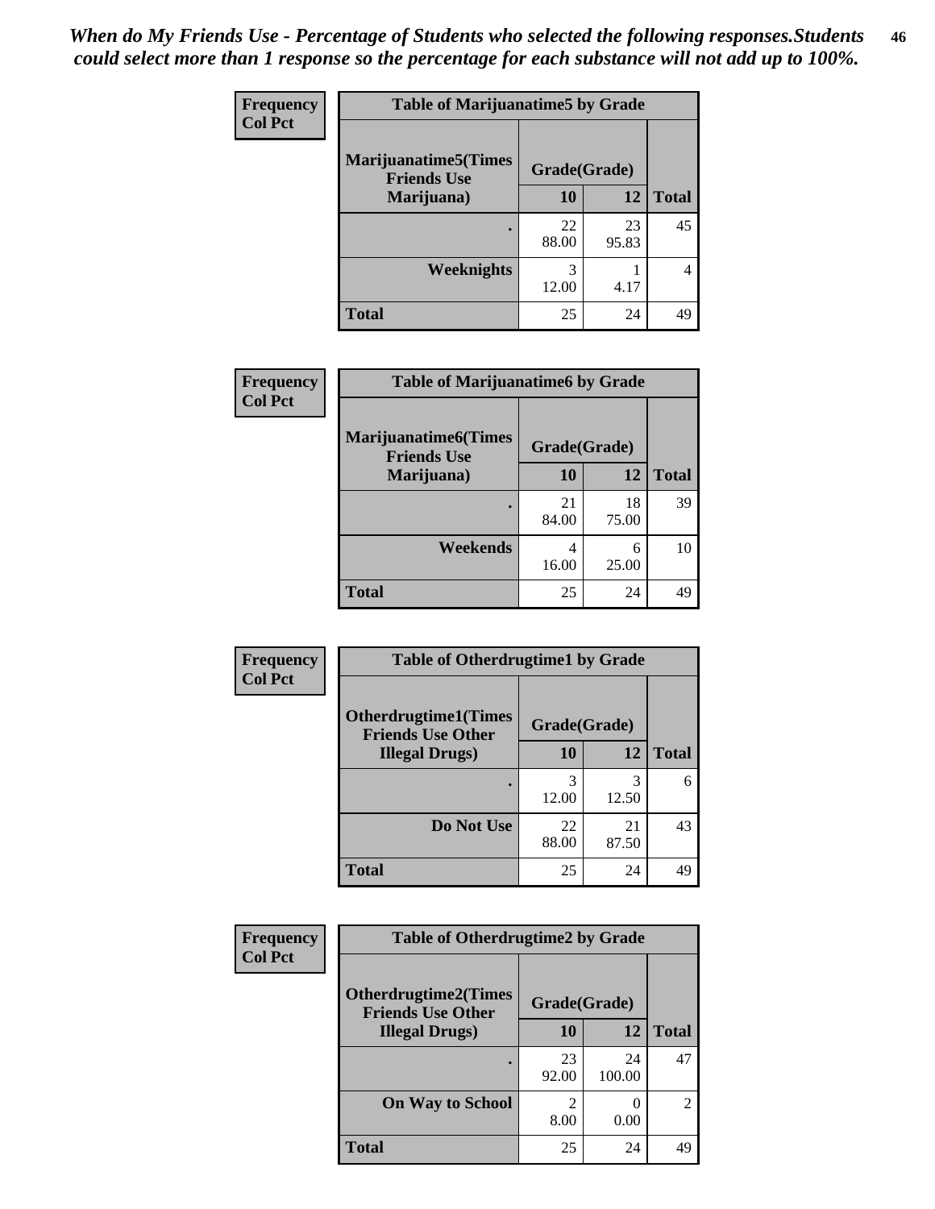*When do My Friends Use - Percentage of Students who selected the following responses.Students could select more than 1 response so the percentage for each substance will not add up to 100%.*

**Frequency**
**Col Pct**

| Table of Marijuanatime5 by Grade | | | |
|---|---|---|---|
| Marijuanatime5(Times Friends Use Marijuana) | Grade(Grade) | | Total |
| | 10 | 12 | |
| . | 22<br>88.00 | 23<br>95.83 | 45 |
| Weeknights | 3<br>12.00 | 1<br>4.17 | 4 |
| Total | 25 | 24 | 49 |

**Frequency**
**Col Pct**

| Table of Marijuanatime6 by Grade | | | |
|---|---|---|---|
| Marijuanatime6(Times Friends Use Marijuana) | Grade(Grade) | | Total |
| | 10 | 12 | |
| . | 21<br>84.00 | 18<br>75.00 | 39 |
| Weekends | 4<br>16.00 | 6<br>25.00 | 10 |
| Total | 25 | 24 | 49 |

**Frequency**
**Col Pct**

| Table of Otherdrugtime1 by Grade | | | |
|---|---|---|---|
| Otherdrugtime1(Times Friends Use Other Illegal Drugs) | Grade(Grade) | | Total |
| | 10 | 12 | |
| . | 3<br>12.00 | 3<br>12.50 | 6 |
| Do Not Use | 22<br>88.00 | 21<br>87.50 | 43 |
| Total | 25 | 24 | 49 |

**Frequency**
**Col Pct**

| Table of Otherdrugtime2 by Grade | | | |
|---|---|---|---|
| Otherdrugtime2(Times Friends Use Other Illegal Drugs) | Grade(Grade) | | Total |
| | 10 | 12 | |
| . | 23<br>92.00 | 24<br>100.00 | 47 |
| On Way to School | 2<br>8.00 | 0<br>0.00 | 2 |
| Total | 25 | 24 | 49 |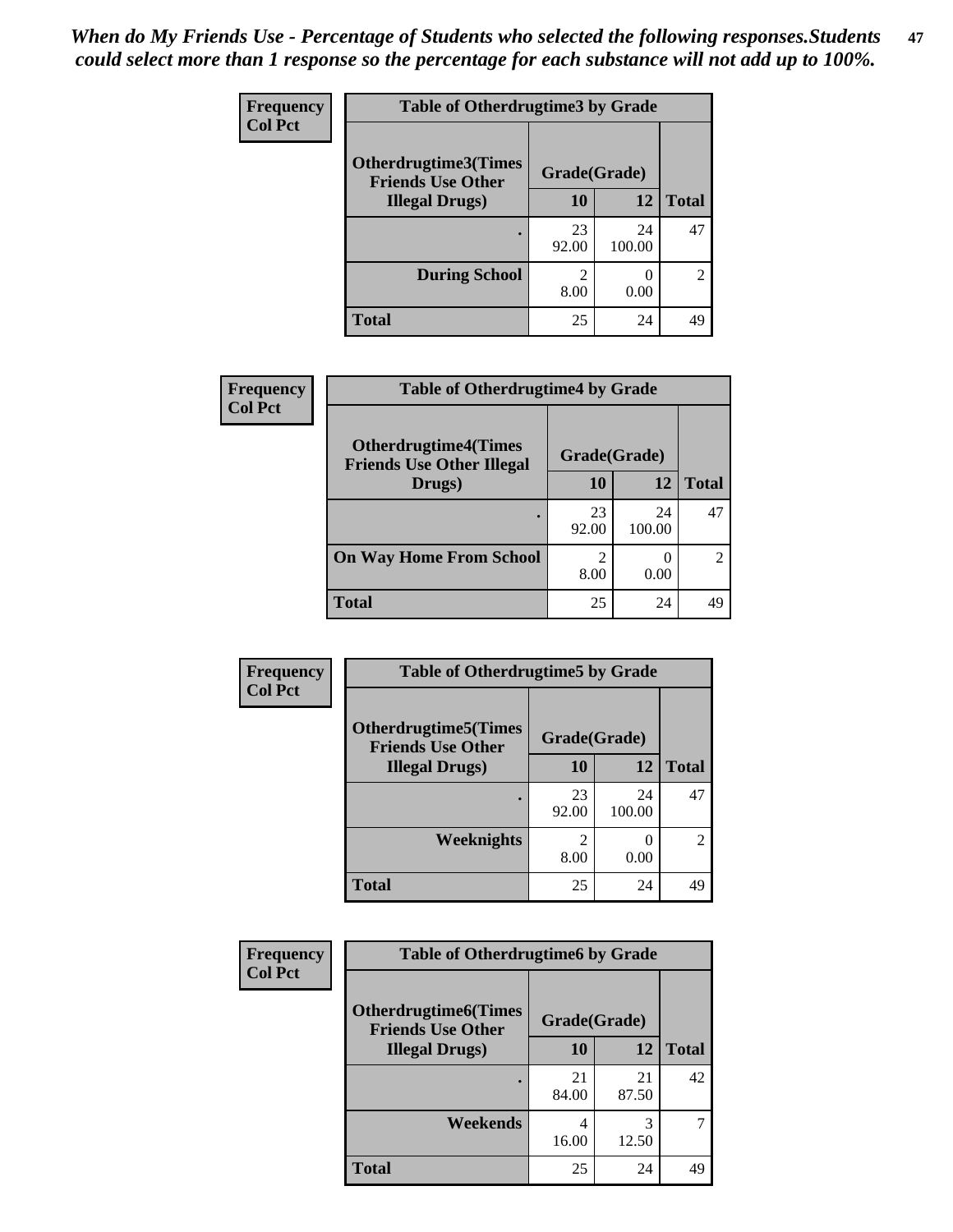*When do My Friends Use - Percentage of Students who selected the following responses.Students could select more than 1 response so the percentage for each substance will not add up to 100%.*

**Frequency**
**Col Pct**

| Table of Otherdrugtime3 by Grade | | | |
|---|---|---|---|
| **Otherdrugtime3(Times Friends Use Other Illegal Drugs)** | **Grade(Grade)** | | **Total** |
| | **10** | **12** | |
| **.** | 23<br>92.00 | 24<br>100.00 | 47 |
| **During School** | 2<br>8.00 | 0<br>0.00 | 2 |
| **Total** | 25 | 24 | 49 |

**Frequency**
**Col Pct**

| Table of Otherdrugtime4 by Grade | | | |
|---|---|---|---|
| **Otherdrugtime4(Times Friends Use Other Illegal Drugs)** | **Grade(Grade)** | | **Total** |
| | **10** | **12** | |
| **.** | 23<br>92.00 | 24<br>100.00 | 47 |
| **On Way Home From School** | 2<br>8.00 | 0<br>0.00 | 2 |
| **Total** | 25 | 24 | 49 |

**Frequency**
**Col Pct**

| Table of Otherdrugtime5 by Grade | | | |
|---|---|---|---|
| **Otherdrugtime5(Times Friends Use Other Illegal Drugs)** | **Grade(Grade)** | | **Total** |
| | **10** | **12** | |
| **.** | 23<br>92.00 | 24<br>100.00 | 47 |
| **Weeknights** | 2<br>8.00 | 0<br>0.00 | 2 |
| **Total** | 25 | 24 | 49 |

**Frequency**
**Col Pct**

| Table of Otherdrugtime6 by Grade | | | |
|---|---|---|---|
| **Otherdrugtime6(Times Friends Use Other Illegal Drugs)** | **Grade(Grade)** | | **Total** |
| | **10** | **12** | |
| **.** | 21<br>84.00 | 21<br>87.50 | 42 |
| **Weekends** | 4<br>16.00 | 3<br>12.50 | 7 |
| **Total** | 25 | 24 | 49 |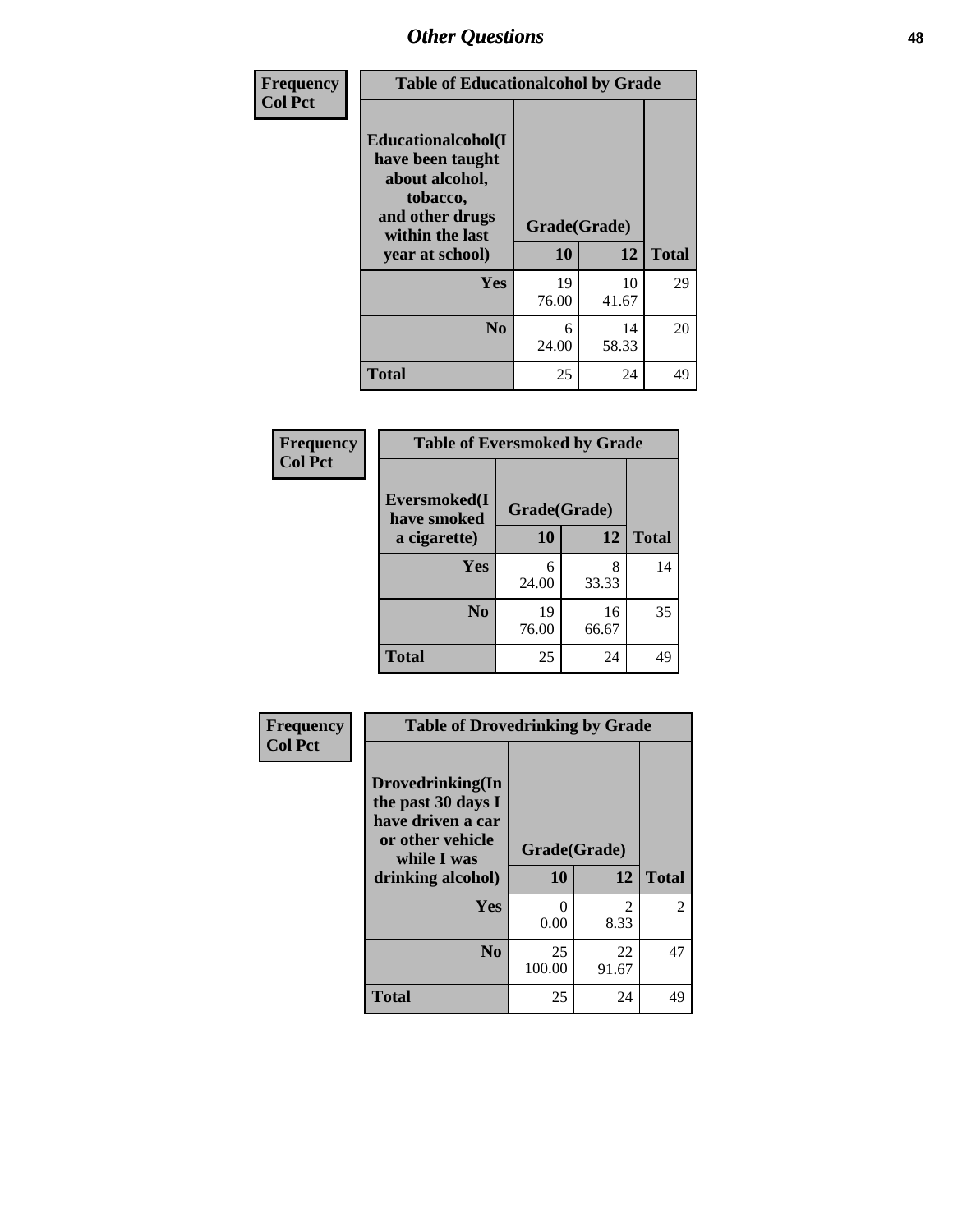## Other Questions

**Frequency**
**Col Pct**

| Table of Educationalcohol by Grade | | | |
|---|---|---|---|
| **Educationalcohol(I have been taught about alcohol, tobacco, and other drugs within the last year at school)** | **Grade(Grade)** | | |
| | **10** | **12** | **Total** |
| **Yes** | 19<br>76.00 | 10<br>41.67 | 29 |
| **No** | 6<br>24.00 | 14<br>58.33 | 20 |
| **Total** | 25 | 24 | 49 |

**Frequency**
**Col Pct**

| Table of Eversmoked by Grade | | | |
|---|---|---|---|
| **Eversmoked(I have smoked a cigarette)** | **Grade(Grade)** | | |
| | **10** | **12** | **Total** |
| **Yes** | 6<br>24.00 | 8<br>33.33 | 14 |
| **No** | 19<br>76.00 | 16<br>66.67 | 35 |
| **Total** | 25 | 24 | 49 |

**Frequency**
**Col Pct**

| Table of Drovedrinking by Grade | | | |
|---|---|---|---|
| **Drovedrinking(In the past 30 days I have driven a car or other vehicle while I was drinking alcohol)** | **Grade(Grade)** | | |
| | **10** | **12** | **Total** |
| **Yes** | 0<br>0.00 | 2<br>8.33 | 2 |
| **No** | 25<br>100.00 | 22<br>91.67 | 47 |
| **Total** | 25 | 24 | 49 |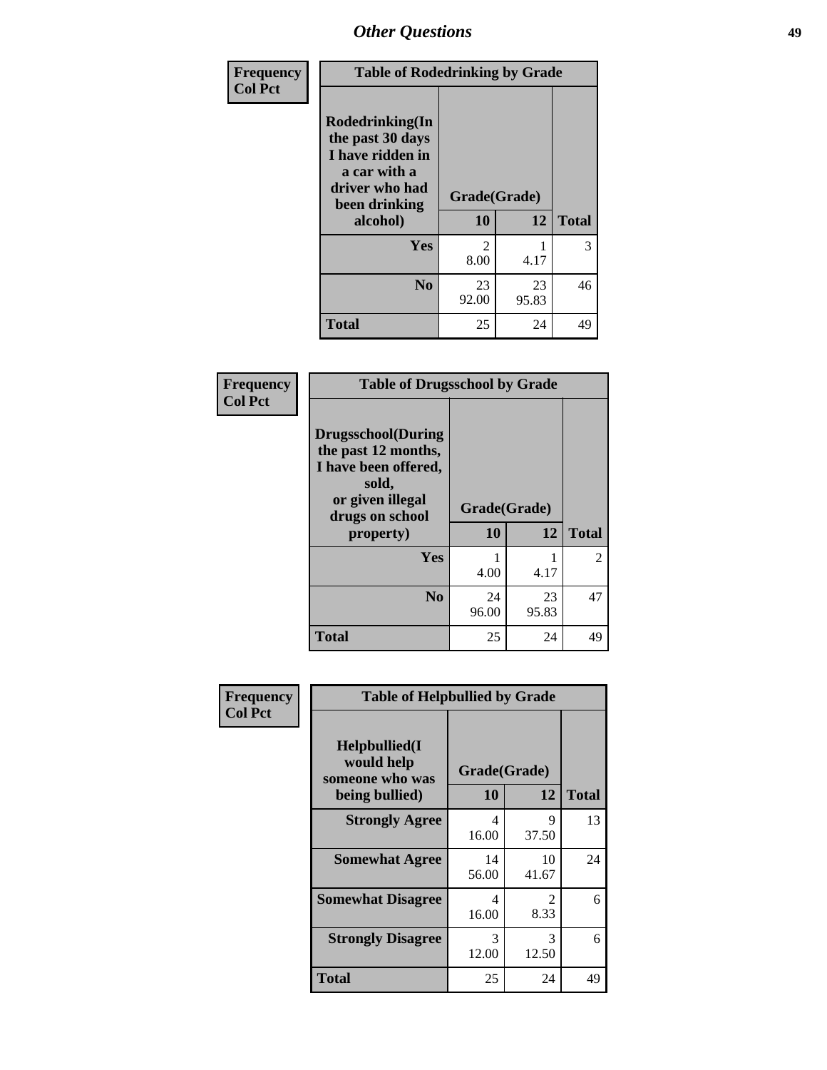## Other Questions

**Frequency**
**Col Pct**

| Table of Rodedrinking by Grade | | | |
|---|---|---|---|
| Rodedrinking(In the past 30 days I have ridden in a car with a driver who had been drinking alcohol) | Grade(Grade) | | |
| | 10 | 12 | Total |
| **Yes** | 2<br>8.00 | 1<br>4.17 | 3 |
| **No** | 23<br>92.00 | 23<br>95.83 | 46 |
| **Total** | 25 | 24 | 49 |

**Frequency**
**Col Pct**

| Table of Drugsschool by Grade | | | |
|---|---|---|---|
| Drugsschool(During the past 12 months, I have been offered, sold, or given illegal drugs on school property) | Grade(Grade) | | |
| | 10 | 12 | Total |
| **Yes** | 1<br>4.00 | 1<br>4.17 | 2 |
| **No** | 24<br>96.00 | 23<br>95.83 | 47 |
| **Total** | 25 | 24 | 49 |

**Frequency**
**Col Pct**

| Table of Helpbullied by Grade | | | |
|---|---|---|---|
| Helpbullied(I would help someone who was being bullied) | Grade(Grade) | | |
| | 10 | 12 | Total |
| **Strongly Agree** | 4<br>16.00 | 9<br>37.50 | 13 |
| **Somewhat Agree** | 14<br>56.00 | 10<br>41.67 | 24 |
| **Somewhat Disagree** | 4<br>16.00 | 2<br>8.33 | 6 |
| **Strongly Disagree** | 3<br>12.00 | 3<br>12.50 | 6 |
| **Total** | 25 | 24 | 49 |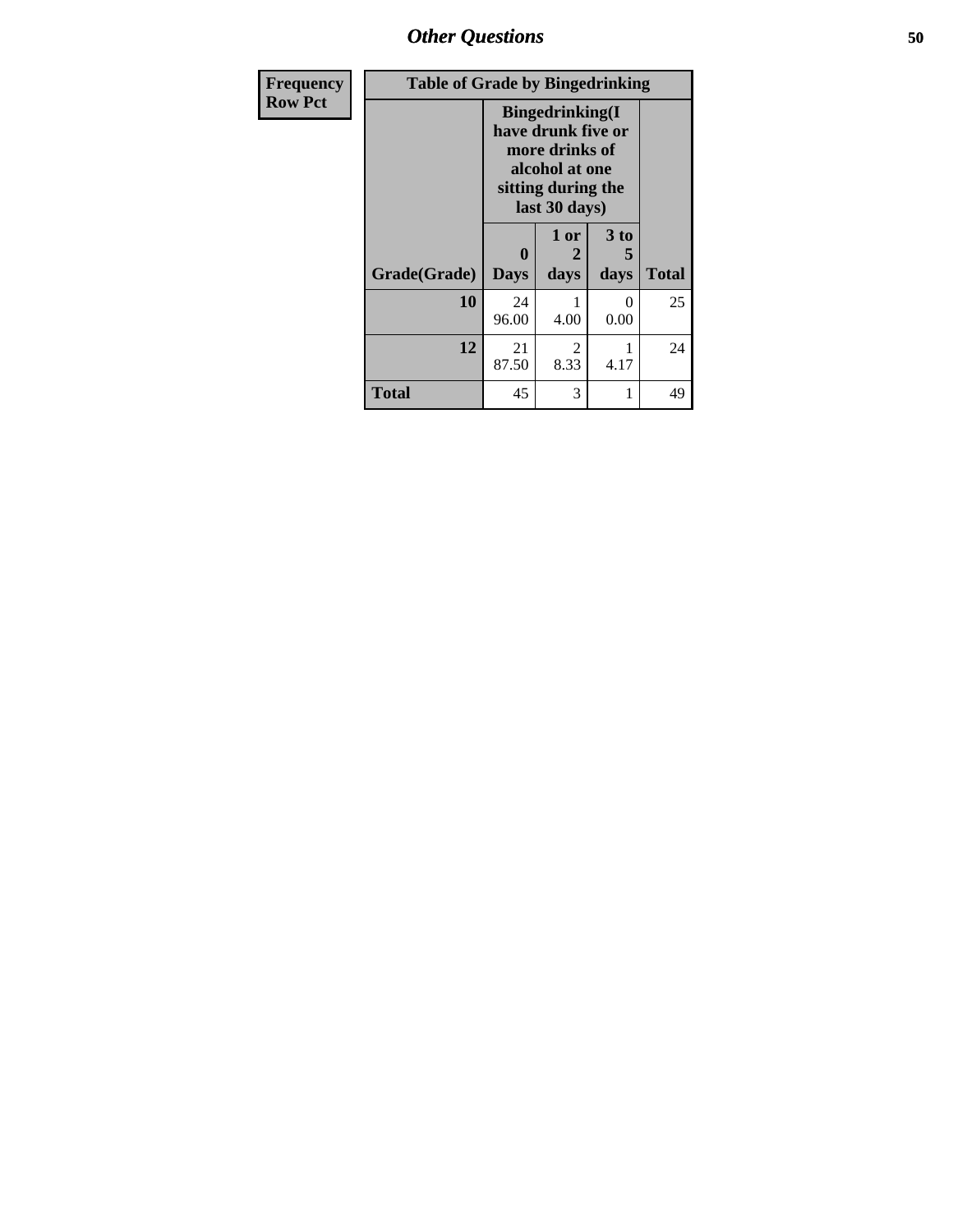| Frequency Row Pct | Table of Grade by Bingedrinking | | | |
|---|---|---|---|---|
| | Bingedrinking(I have drunk five or more drinks of alcohol at one sitting during the last 30 days) | | | |
| Grade(Grade) | 0 Days | 1 or 2 days | 3 to 5 days | Total |
| 10 | 24<br>96.00 | 1<br>4.00 | 0<br>0.00 | 25 |
| 12 | 21<br>87.50 | 2<br>8.33 | 1<br>4.17 | 24 |
| Total | 45 | 3 | 1 | 49 |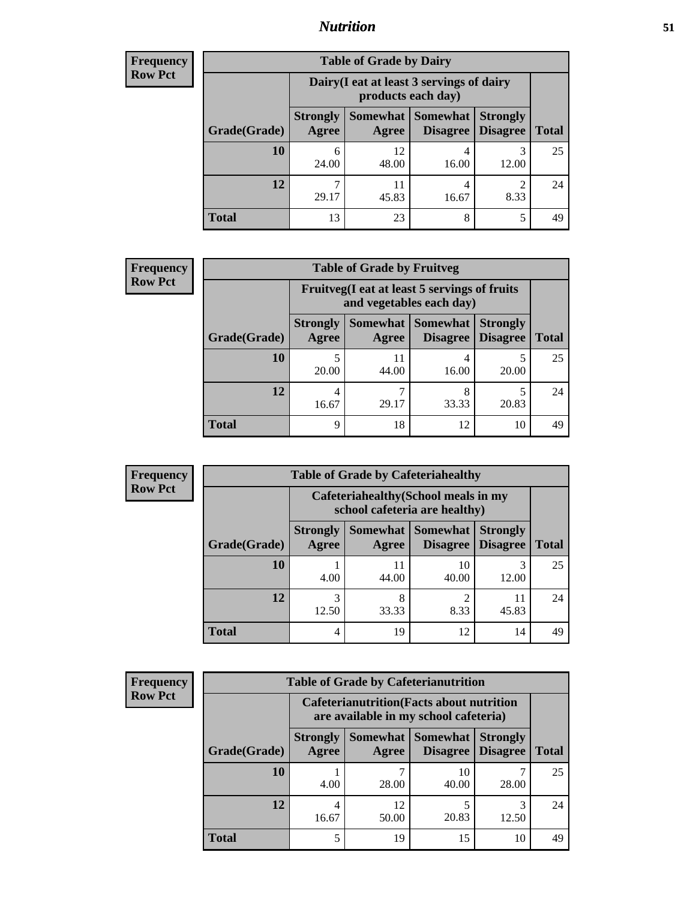**Frequency**
**Row Pct**

| Table of Grade by Dairy | | | | | |
|---|---|---|---|---|---|
| | Dairy(I eat at least 3 servings of dairy products each day) | | | | |
| Grade(Grade) | Strongly Agree | Somewhat Agree | Somewhat Disagree | Strongly Disagree | Total |
| 10 | 6<br>24.00 | 12<br>48.00 | 4<br>16.00 | 3<br>12.00 | 25 |
| 12 | 7<br>29.17 | 11<br>45.83 | 4<br>16.67 | 2<br>8.33 | 24 |
| Total | 13 | 23 | 8 | 5 | 49 |

**Frequency**
**Row Pct**

| Table of Grade by Fruitveg | | | | | |
|---|---|---|---|---|---|
| | Fruitveg(I eat at least 5 servings of fruits and vegetables each day) | | | | |
| Grade(Grade) | Strongly Agree | Somewhat Agree | Somewhat Disagree | Strongly Disagree | Total |
| 10 | 5<br>20.00 | 11<br>44.00 | 4<br>16.00 | 5<br>20.00 | 25 |
| 12 | 4<br>16.67 | 7<br>29.17 | 8<br>33.33 | 5<br>20.83 | 24 |
| Total | 9 | 18 | 12 | 10 | 49 |

**Frequency**
**Row Pct**

| Table of Grade by Cafeteriahealthy | | | | | |
|---|---|---|---|---|---|
| | Cafeteriahealthy(School meals in my school cafeteria are healthy) | | | | |
| Grade(Grade) | Strongly Agree | Somewhat Agree | Somewhat Disagree | Strongly Disagree | Total |
| 10 | 1<br>4.00 | 11<br>44.00 | 10<br>40.00 | 3<br>12.00 | 25 |
| 12 | 3<br>12.50 | 8<br>33.33 | 2<br>8.33 | 11<br>45.83 | 24 |
| Total | 4 | 19 | 12 | 14 | 49 |

**Frequency**
**Row Pct**

| Table of Grade by Cafeterianutrition | | | | | |
|---|---|---|---|---|---|
| | Cafeterianutrition(Facts about nutrition are available in my school cafeteria) | | | | |
| Grade(Grade) | Strongly Agree | Somewhat Agree | Somewhat Disagree | Strongly Disagree | Total |
| 10 | 1<br>4.00 | 7<br>28.00 | 10<br>40.00 | 7<br>28.00 | 25 |
| 12 | 4<br>16.67 | 12<br>50.00 | 5<br>20.83 | 3<br>12.50 | 24 |
| Total | 5 | 19 | 15 | 10 | 49 |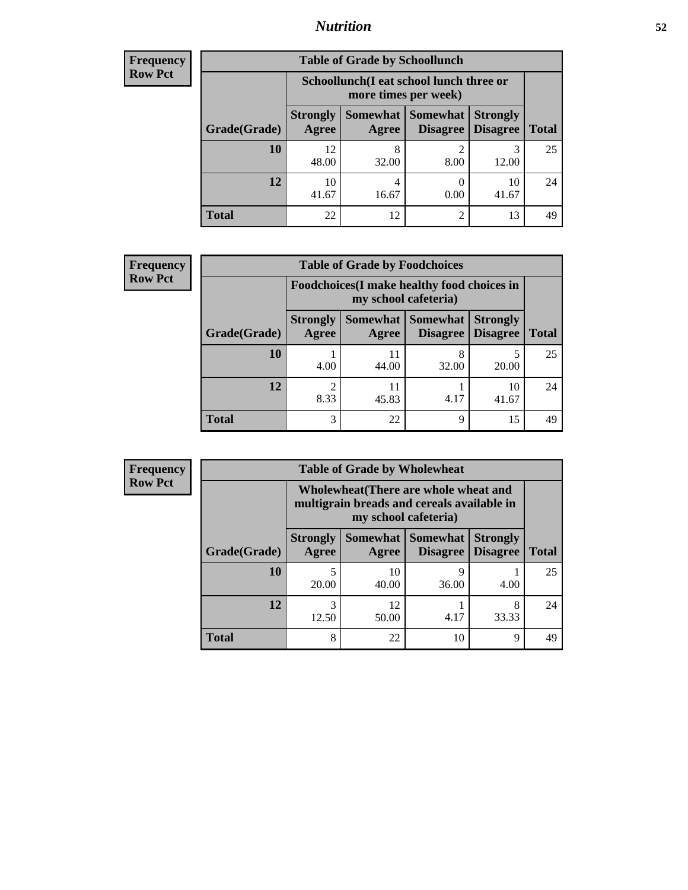## Nutrition

**Frequency**
**Row Pct**

| Table of Grade by Schoollunch | | | | | |
|---|---|---|---|---|---|
| | Schoollunch(I eat school lunch three or more times per week) | | | | |
| Grade(Grade) | Strongly Agree | Somewhat Agree | Somewhat Disagree | Strongly Disagree | Total |
| **10** | 12<br>48.00 | 8<br>32.00 | 2<br>8.00 | 3<br>12.00 | 25 |
| **12** | 10<br>41.67 | 4<br>16.67 | 0<br>0.00 | 10<br>41.67 | 24 |
| **Total** | 22 | 12 | 2 | 13 | 49 |

**Frequency**
**Row Pct**

| Table of Grade by Foodchoices | | | | | |
|---|---|---|---|---|---|
| | Foodchoices(I make healthy food choices in my school cafeteria) | | | | |
| Grade(Grade) | Strongly Agree | Somewhat Agree | Somewhat Disagree | Strongly Disagree | Total |
| **10** | 1<br>4.00 | 11<br>44.00 | 8<br>32.00 | 5<br>20.00 | 25 |
| **12** | 2<br>8.33 | 11<br>45.83 | 1<br>4.17 | 10<br>41.67 | 24 |
| **Total** | 3 | 22 | 9 | 15 | 49 |

**Frequency**
**Row Pct**

| Table of Grade by Wholewheat | | | | | |
|---|---|---|---|---|---|
| | Wholewheat(There are whole wheat and multigrain breads and cereals available in my school cafeteria) | | | | |
| Grade(Grade) | Strongly Agree | Somewhat Agree | Somewhat Disagree | Strongly Disagree | Total |
| **10** | 5<br>20.00 | 10<br>40.00 | 9<br>36.00 | 1<br>4.00 | 25 |
| **12** | 3<br>12.50 | 12<br>50.00 | 1<br>4.17 | 8<br>33.33 | 24 |
| **Total** | 8 | 22 | 10 | 9 | 49 |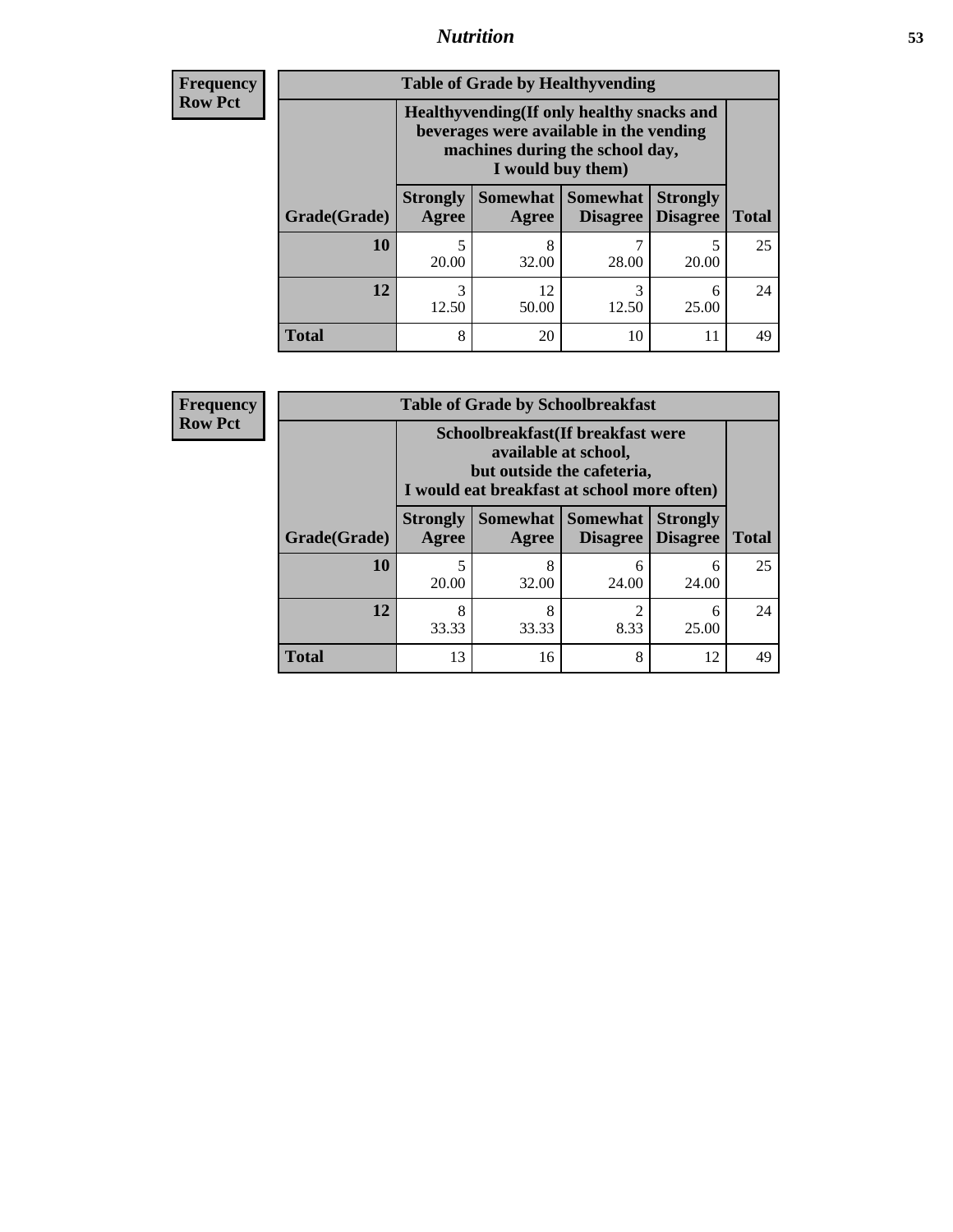| Frequency Row Pct | Table of Grade by Healthyvending | | | | |
|---|---|---|---|---|---|
| | Healthyvending(If only healthy snacks and beverages were available in the vending machines during the school day, I would buy them) | | | | |
| Grade(Grade) | Strongly Agree | Somewhat Agree | Somewhat Disagree | Strongly Disagree | Total |
| 10 | 5<br>20.00 | 8<br>32.00 | 7<br>28.00 | 5<br>20.00 | 25 |
| 12 | 3<br>12.50 | 12<br>50.00 | 3<br>12.50 | 6<br>25.00 | 24 |
| Total | 8 | 20 | 10 | 11 | 49 |

| Frequency Row Pct | Table of Grade by Schoolbreakfast | | | | |
|---|---|---|---|---|---|
| | Schoolbreakfast(If breakfast were available at school, but outside the cafeteria, I would eat breakfast at school more often) | | | | |
| Grade(Grade) | Strongly Agree | Somewhat Agree | Somewhat Disagree | Strongly Disagree | Total |
| 10 | 5<br>20.00 | 8<br>32.00 | 6<br>24.00 | 6<br>24.00 | 25 |
| 12 | 8<br>33.33 | 8<br>33.33 | 2<br>8.33 | 6<br>25.00 | 24 |
| Total | 13 | 16 | 8 | 12 | 49 |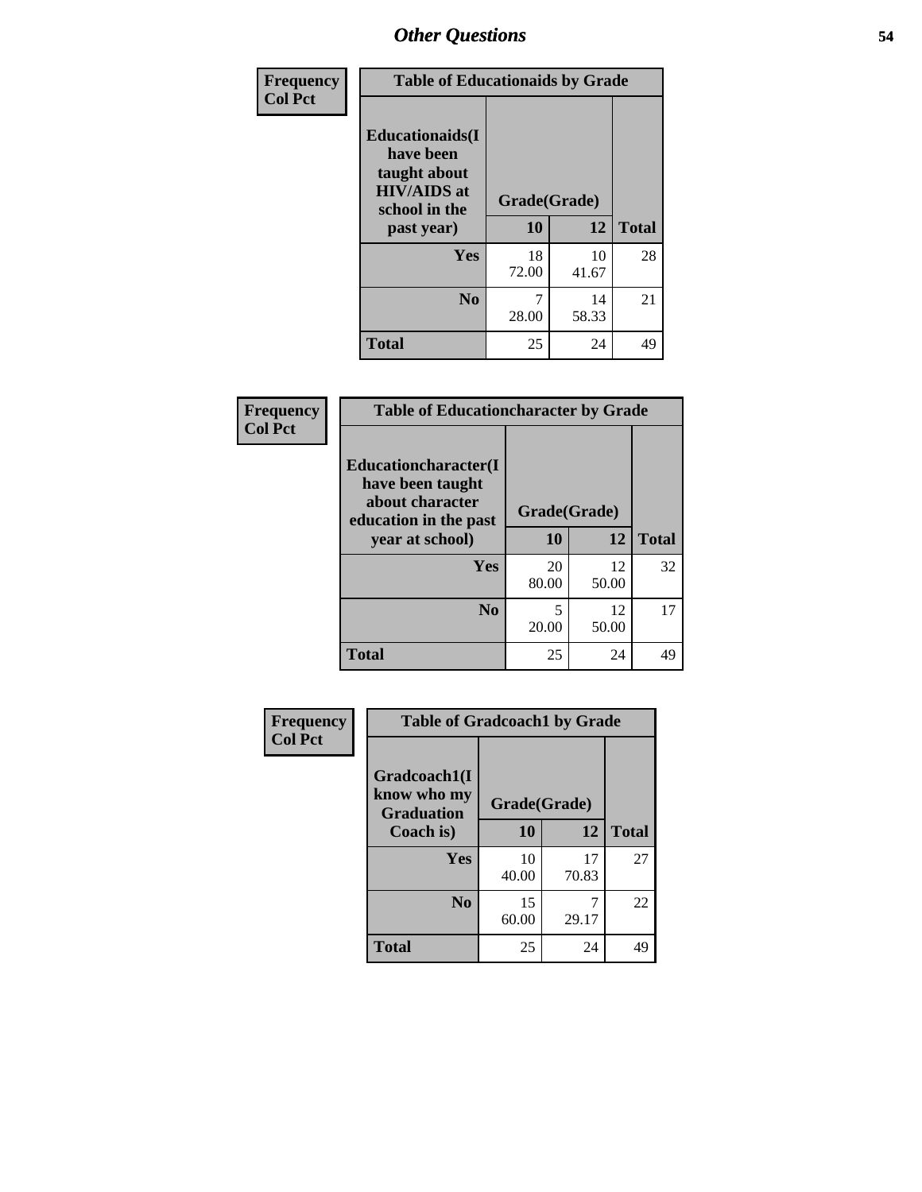# Other Questions

**Frequency**
**Col Pct**

| Table of Educationaids by Grade | | | |
|---|---|---|---|
| **Educationaids(I have been taught about HIV/AIDS at school in the past year)** | **Grade(Grade)** | | |
| | **10** | **12** | **Total** |
| **Yes** | 18<br>72.00 | 10<br>41.67 | 28 |
| **No** | 7<br>28.00 | 14<br>58.33 | 21 |
| **Total** | 25 | 24 | 49 |

**Frequency**
**Col Pct**

| Table of Educationcharacter by Grade | | | |
|---|---|---|---|
| **Educationcharacter(I have been taught about character education in the past year at school)** | **Grade(Grade)** | | |
| | **10** | **12** | **Total** |
| **Yes** | 20<br>80.00 | 12<br>50.00 | 32 |
| **No** | 5<br>20.00 | 12<br>50.00 | 17 |
| **Total** | 25 | 24 | 49 |

**Frequency**
**Col Pct**

| Table of Gradcoach1 by Grade | | | |
|---|---|---|---|
| **Gradcoach1(I know who my Graduation Coach is)** | **Grade(Grade)** | | |
| | **10** | **12** | **Total** |
| **Yes** | 10<br>40.00 | 17<br>70.83 | 27 |
| **No** | 15<br>60.00 | 7<br>29.17 | 22 |
| **Total** | 25 | 24 | 49 |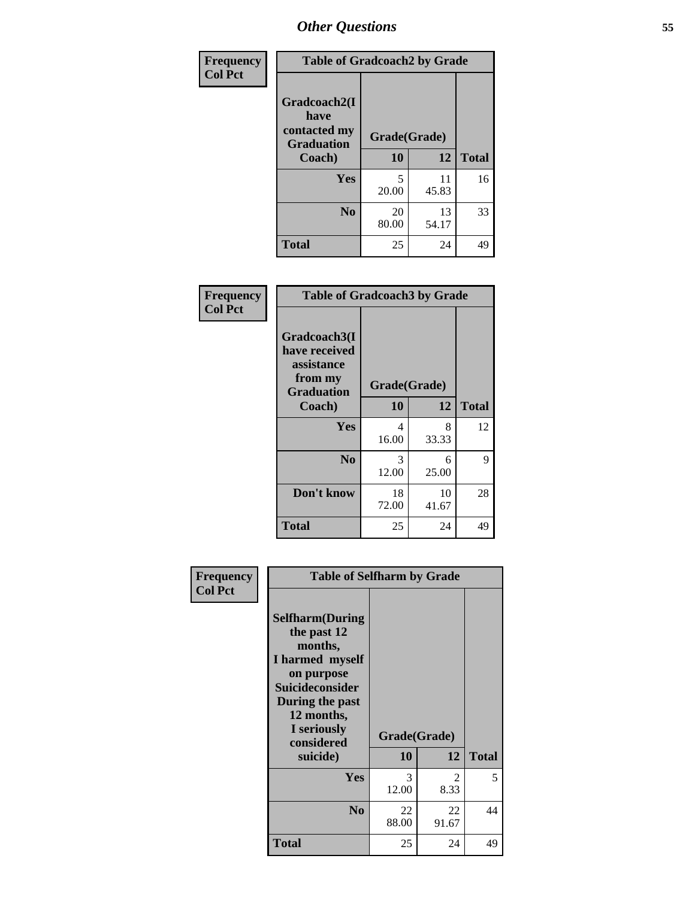## Other Questions

**Frequency**
**Col Pct**

| Table of Gradcoach2 by Grade | | | |
|---|---|---|---|
| **Gradcoach2(I have contacted my Graduation Coach)** | **Grade(Grade)** | | |
| | **10** | **12** | **Total** |
| **Yes** | 5<br>20.00 | 11<br>45.83 | 16 |
| **No** | 20<br>80.00 | 13<br>54.17 | 33 |
| **Total** | 25 | 24 | 49 |

**Frequency**
**Col Pct**

| Table of Gradcoach3 by Grade | | | |
|---|---|---|---|
| **Gradcoach3(I have received assistance from my Graduation Coach)** | **Grade(Grade)** | | |
| | **10** | **12** | **Total** |
| **Yes** | 4<br>16.00 | 8<br>33.33 | 12 |
| **No** | 3<br>12.00 | 6<br>25.00 | 9 |
| **Don't know** | 18<br>72.00 | 10<br>41.67 | 28 |
| **Total** | 25 | 24 | 49 |

**Frequency**
**Col Pct**

| Table of Selfharm by Grade | | | |
|---|---|---|---|
| **Selfharm(During the past 12 months, I harmed myself on purpose Suicideconsider During the past 12 months, I seriously considered suicide)** | **Grade(Grade)** | | |
| | **10** | **12** | **Total** |
| **Yes** | 3<br>12.00 | 2<br>8.33 | 5 |
| **No** | 22<br>88.00 | 22<br>91.67 | 44 |
| **Total** | 25 | 24 | 49 |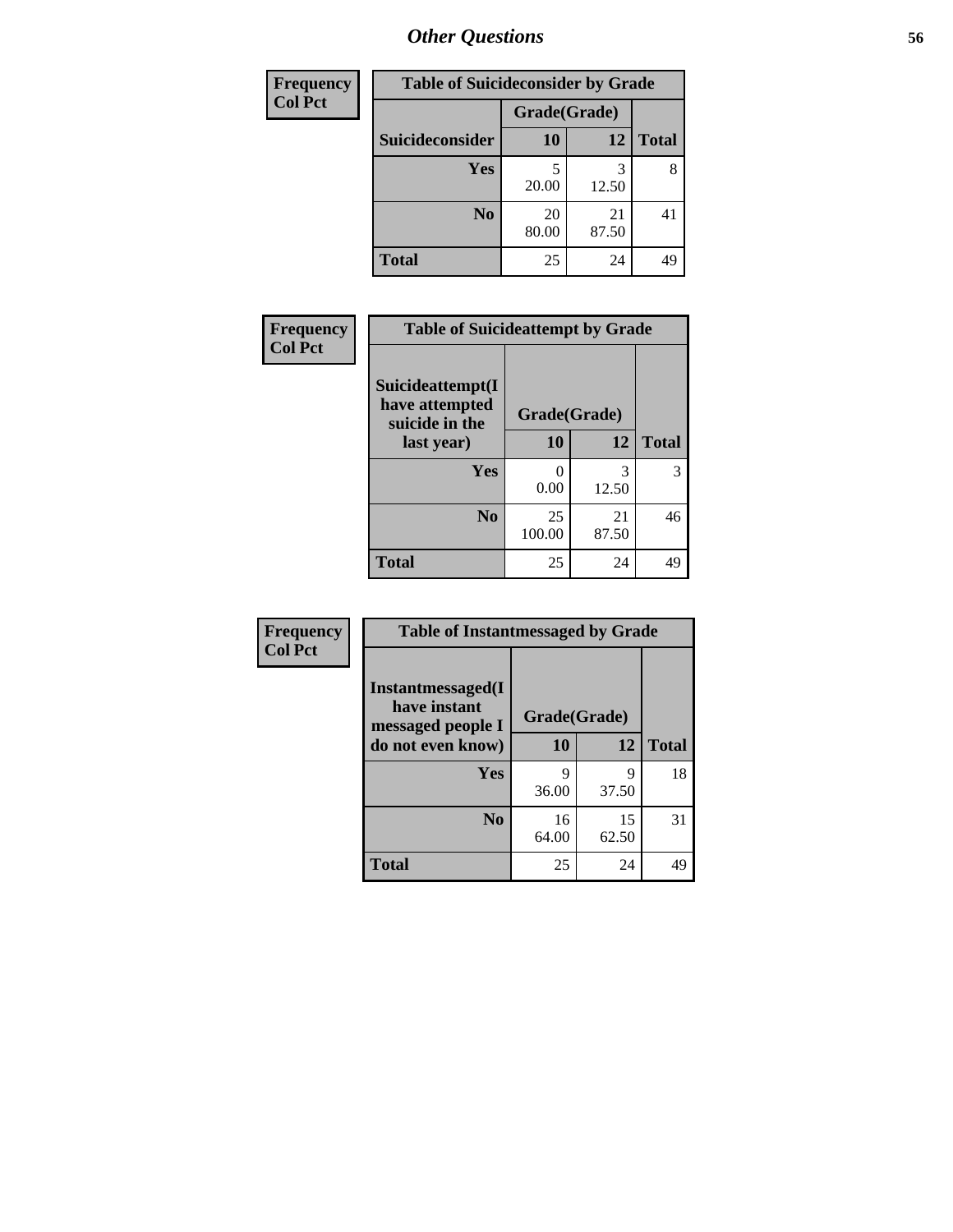| Frequency Col Pct | Table of Suicideconsider by Grade | | |
|---|---|---|---|
| | Grade(Grade) | | |
| Suicideconsider | 10 | 12 | Total |
| Yes | 5<br>20.00 | 3<br>12.50 | 8 |
| No | 20<br>80.00 | 21<br>87.50 | 41 |
| Total | 25 | 24 | 49 |

| Frequency Col Pct | Table of Suicideattempt by Grade | | |
|---|---|---|---|
| Suicideattempt(I have attempted suicide in the last year) | Grade(Grade) | | |
| | 10 | 12 | Total |
| Yes | 0<br>0.00 | 3<br>12.50 | 3 |
| No | 25<br>100.00 | 21<br>87.50 | 46 |
| Total | 25 | 24 | 49 |

| Frequency Col Pct | Table of Instantmessaged by Grade | | |
|---|---|---|---|
| Instantmessaged(I have instant messaged people I do not even know) | Grade(Grade) | | |
| | 10 | 12 | Total |
| Yes | 9<br>36.00 | 9<br>37.50 | 18 |
| No | 16<br>64.00 | 15<br>62.50 | 31 |
| Total | 25 | 24 | 49 |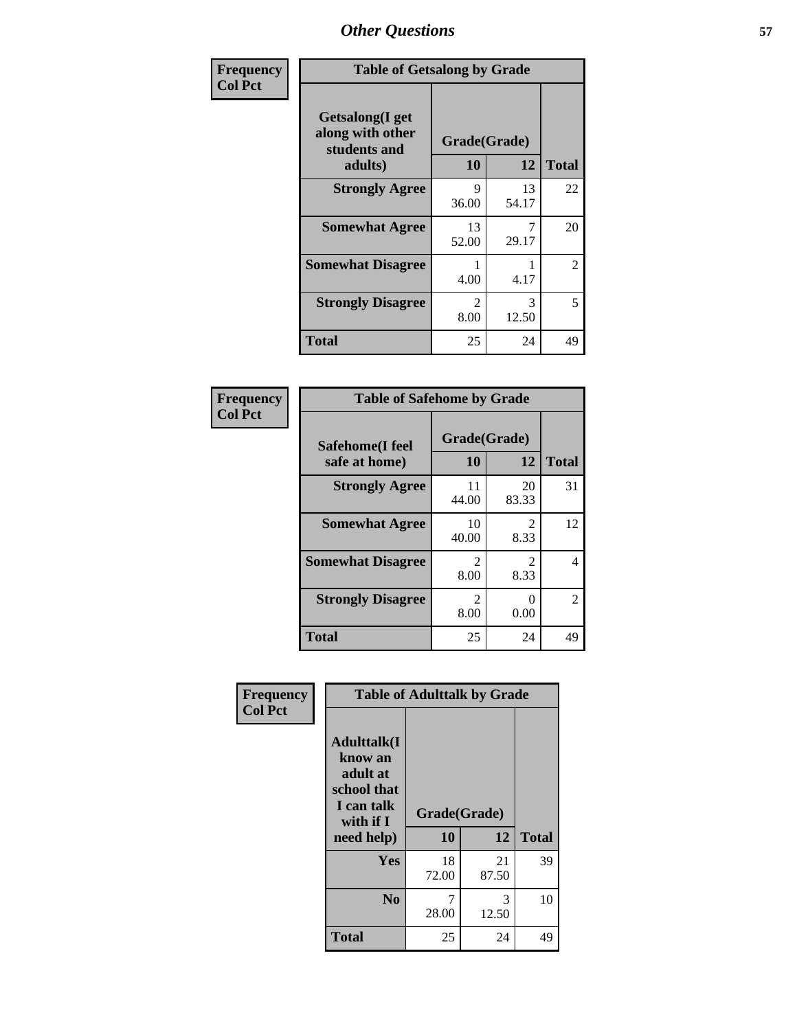| Frequency Col Pct | Table of Getsalong by Grade | | |
|---|---|---|---|
| Getsalong(I get along with other students and adults) | Grade(Grade) | | |
| | 10 | 12 | Total |
| Strongly Agree | 9<br>36.00 | 13<br>54.17 | 22 |
| Somewhat Agree | 13<br>52.00 | 7<br>29.17 | 20 |
| Somewhat Disagree | 1<br>4.00 | 1<br>4.17 | 2 |
| Strongly Disagree | 2<br>8.00 | 3<br>12.50 | 5 |
| Total | 25 | 24 | 49 |

| Frequency Col Pct | Table of Safehome by Grade | | |
|---|---|---|---|
| Safehome(I feel safe at home) | Grade(Grade) | | |
| | 10 | 12 | Total |
| Strongly Agree | 11<br>44.00 | 20<br>83.33 | 31 |
| Somewhat Agree | 10<br>40.00 | 2<br>8.33 | 12 |
| Somewhat Disagree | 2<br>8.00 | 2<br>8.33 | 4 |
| Strongly Disagree | 2<br>8.00 | 0<br>0.00 | 2 |
| Total | 25 | 24 | 49 |

| Frequency Col Pct | Table of Adulttalk by Grade | | |
|---|---|---|---|
| Adulttalk(I know an adult at school that I can talk with if I need help) | Grade(Grade) | | |
| | 10 | 12 | Total |
| Yes | 18<br>72.00 | 21<br>87.50 | 39 |
| No | 7<br>28.00 | 3<br>12.50 | 10 |
| Total | 25 | 24 | 49 |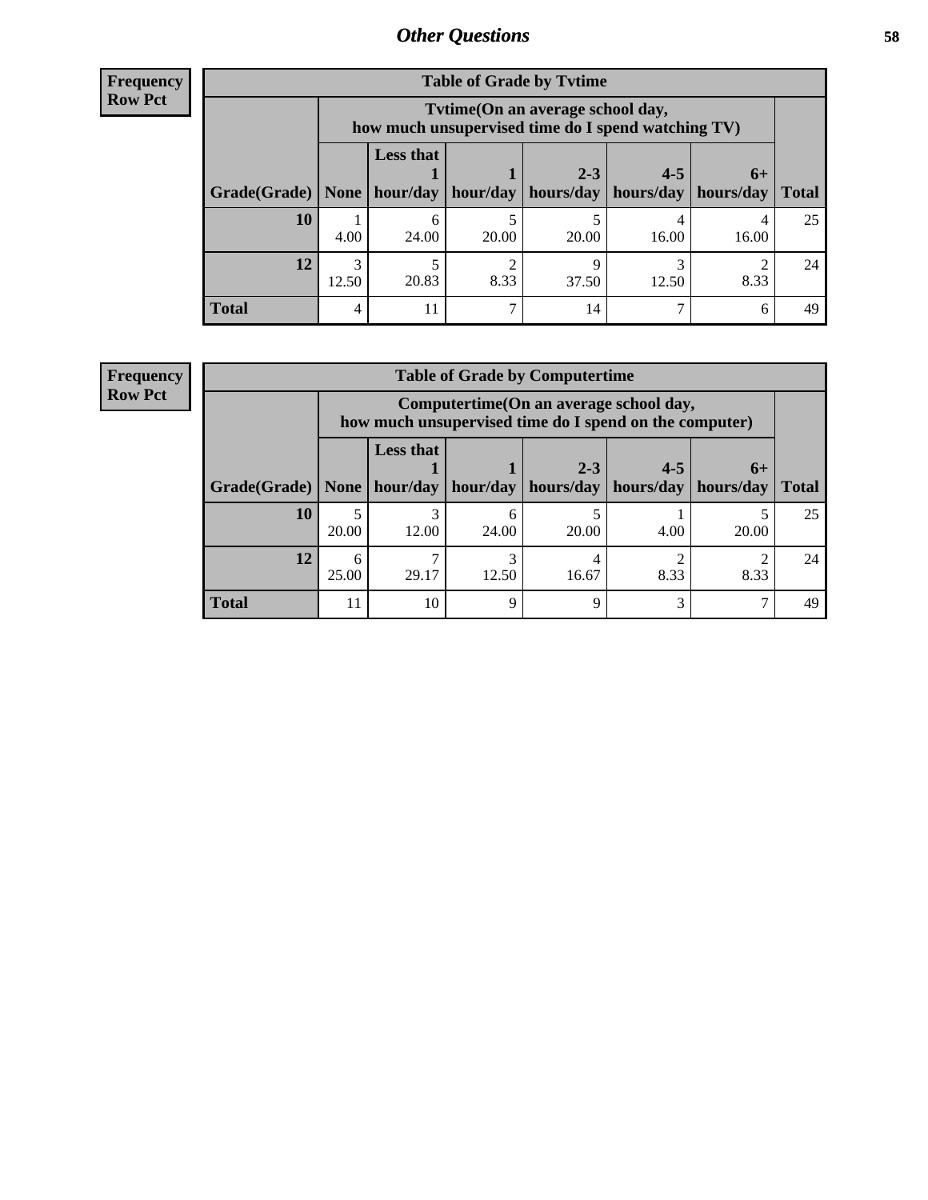## Other Questions

**Frequency**
**Row Pct**

| Table of Grade by Tvtime | | | | | | | |
|---|---|---|---|---|---|---|---|
| | Tvtime(On an average school day, how much unsupervised time do I spend watching TV) | | | | | | |
| Grade(Grade) | None | Less that 1 hour/day | 1 hour/day | 2-3 hours/day | 4-5 hours/day | 6+ hours/day | Total |
| 10 | 1<br>4.00 | 6<br>24.00 | 5<br>20.00 | 5<br>20.00 | 4<br>16.00 | 4<br>16.00 | 25 |
| 12 | 3<br>12.50 | 5<br>20.83 | 2<br>8.33 | 9<br>37.50 | 3<br>12.50 | 2<br>8.33 | 24 |
| Total | 4 | 11 | 7 | 14 | 7 | 6 | 49 |

**Frequency**
**Row Pct**

| Table of Grade by Computertime | | | | | | | |
|---|---|---|---|---|---|---|---|
| | Computertime(On an average school day, how much unsupervised time do I spend on the computer) | | | | | | |
| Grade(Grade) | None | Less that 1 hour/day | 1 hour/day | 2-3 hours/day | 4-5 hours/day | 6+ hours/day | Total |
| 10 | 5<br>20.00 | 3<br>12.00 | 6<br>24.00 | 5<br>20.00 | 1<br>4.00 | 5<br>20.00 | 25 |
| 12 | 6<br>25.00 | 7<br>29.17 | 3<br>12.50 | 4<br>16.67 | 2<br>8.33 | 2<br>8.33 | 24 |
| Total | 11 | 10 | 9 | 9 | 3 | 7 | 49 |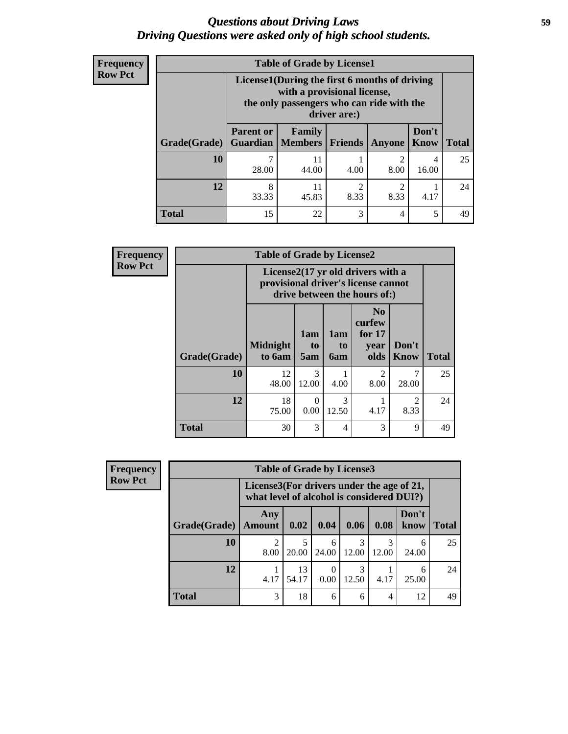# *Questions about Driving Laws*
# *Driving Questions were asked only of high school students.*

**Frequency**
**Row Pct**

| Table of Grade by License1 | | | | | | |
|---|---|---|---|---|---|---|
| | License1(During the first 6 months of driving with a provisional license, the only passengers who can ride with the driver are:) | | | | | |
| Grade(Grade) | Parent or Guardian | Family Members | Friends | Anyone | Don't Know | Total |
| 10 | 7<br>28.00 | 11<br>44.00 | 1<br>4.00 | 2<br>8.00 | 4<br>16.00 | 25 |
| 12 | 8<br>33.33 | 11<br>45.83 | 2<br>8.33 | 2<br>8.33 | 1<br>4.17 | 24 |
| Total | 15 | 22 | 3 | 4 | 5 | 49 |

**Frequency**
**Row Pct**

| Table of Grade by License2 | | | | | | |
|---|---|---|---|---|---|---|
| | License2(17 yr old drivers with a provisional driver's license cannot drive between the hours of:) | | | | | |
| Grade(Grade) | Midnight to 6am | 1am to 5am | 1am to 6am | No curfew for 17 year olds | Don't Know | Total |
| 10 | 12<br>48.00 | 3<br>12.00 | 1<br>4.00 | 2<br>8.00 | 7<br>28.00 | 25 |
| 12 | 18<br>75.00 | 0<br>0.00 | 3<br>12.50 | 1<br>4.17 | 2<br>8.33 | 24 |
| Total | 30 | 3 | 4 | 3 | 9 | 49 |

**Frequency**
**Row Pct**

| Table of Grade by License3 | | | | | | | |
|---|---|---|---|---|---|---|---|
| | License3(For drivers under the age of 21, what level of alcohol is considered DUI?) | | | | | | |
| Grade(Grade) | Any Amount | 0.02 | 0.04 | 0.06 | 0.08 | Don't know | Total |
| 10 | 2<br>8.00 | 5<br>20.00 | 6<br>24.00 | 3<br>12.00 | 3<br>12.00 | 6<br>24.00 | 25 |
| 12 | 1<br>4.17 | 13<br>54.17 | 0<br>0.00 | 3<br>12.50 | 1<br>4.17 | 6<br>25.00 | 24 |
| Total | 3 | 18 | 6 | 6 | 4 | 12 | 49 |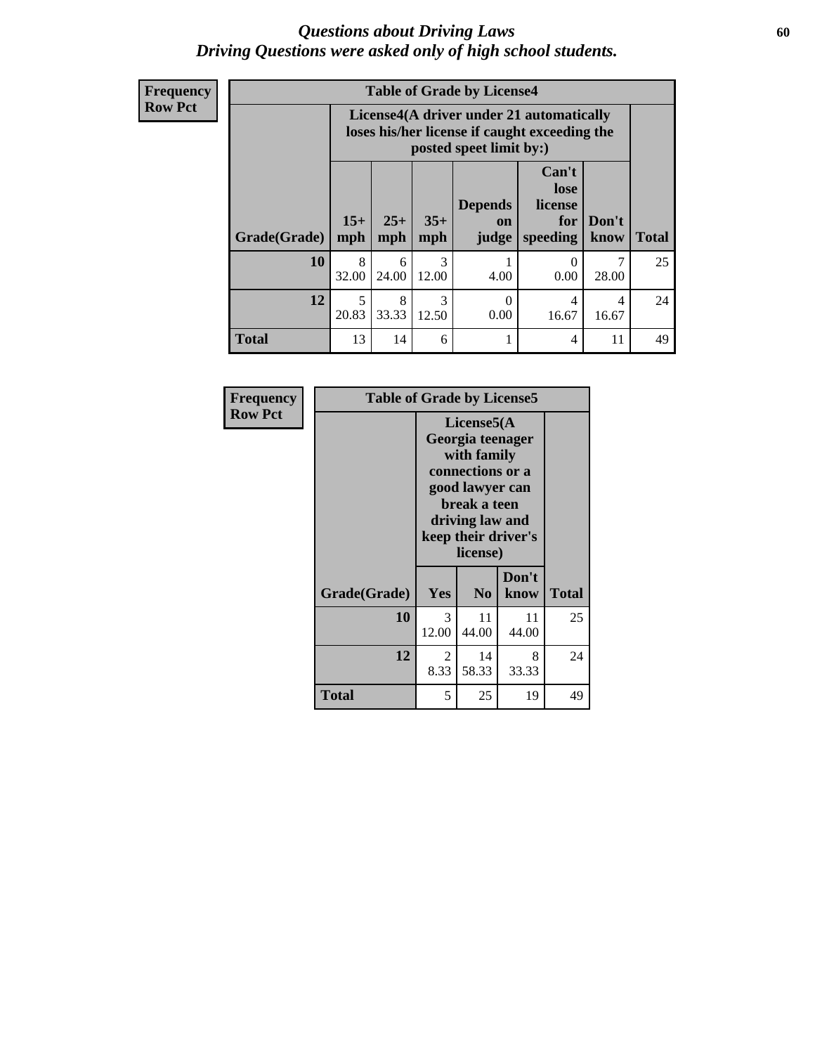# *Questions about Driving Laws*
## *Driving Questions were asked only of high school students.*

**Frequency**
**Row Pct**

**Table of Grade by License4**

| Grade(Grade) | License4(A driver under 21 automatically loses his/her license if caught exceeding the posted speet limit by:) | | | | | | Total |
|---|---|---|---|---|---|---|---|
| | 15+ mph | 25+ mph | 35+ mph | Depends on judge | Can't lose license for speeding | Don't know | |
| **10** | 8<br>32.00 | 6<br>24.00 | 3<br>12.00 | 1<br>4.00 | 0<br>0.00 | 7<br>28.00 | 25 |
| **12** | 5<br>20.83 | 8<br>33.33 | 3<br>12.50 | 0<br>0.00 | 4<br>16.67 | 4<br>16.67 | 24 |
| **Total** | 13 | 14 | 6 | 1 | 4 | 11 | 49 |

**Frequency**
**Row Pct**

**Table of Grade by License5**

| Grade(Grade) | License5(A Georgia teenager with family connections or a good lawyer can break a teen driving law and keep their driver's license) | | | Total |
|---|---|---|---|---|
| | Yes | No | Don't know | |
| **10** | 3<br>12.00 | 11<br>44.00 | 11<br>44.00 | 25 |
| **12** | 2<br>8.33 | 14<br>58.33 | 8<br>33.33 | 24 |
| **Total** | 5 | 25 | 19 | 49 |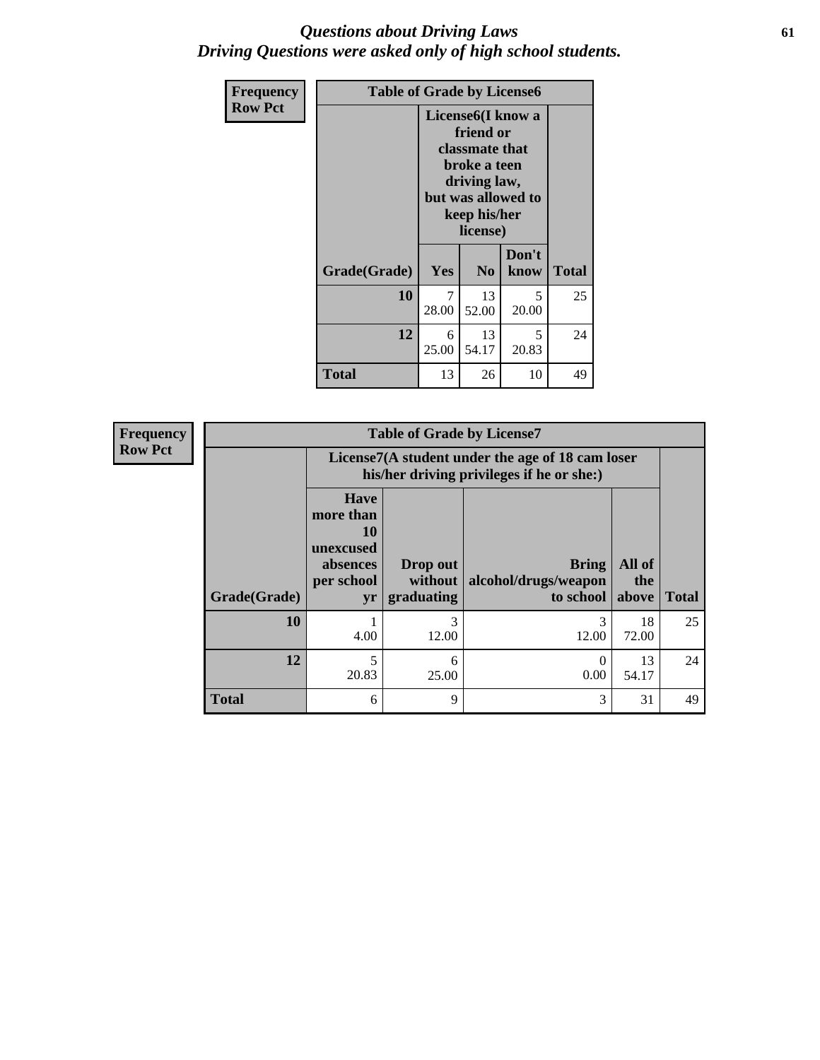# *Questions about Driving Laws*
## *Driving Questions were asked only of high school students.*

**Frequency**
**Row Pct**

| Table of Grade by License6 | | | | |
|---|---|---|---|---|
| | License6(I know a friend or classmate that broke a teen driving law, but was allowed to keep his/her license) | | | |
| Grade(Grade) | Yes | No | Don't know | Total |
| **10** | 7<br>28.00 | 13<br>52.00 | 5<br>20.00 | 25 |
| **12** | 6<br>25.00 | 13<br>54.17 | 5<br>20.83 | 24 |
| **Total** | 13 | 26 | 10 | 49 |

**Frequency**
**Row Pct**

| Table of Grade by License7 | | | | | |
|---|---|---|---|---|---|
| | License7(A student under the age of 18 cam loser his/her driving privileges if he or she:) | | | | |
| Grade(Grade) | Have more than 10 unexcused absences per school yr | Drop out without graduating | Bring alcohol/drugs/weapon to school | All of the above | Total |
| **10** | 1<br>4.00 | 3<br>12.00 | 3<br>12.00 | 18<br>72.00 | 25 |
| **12** | 5<br>20.83 | 6<br>25.00 | 0<br>0.00 | 13<br>54.17 | 24 |
| **Total** | 6 | 9 | 3 | 31 | 49 |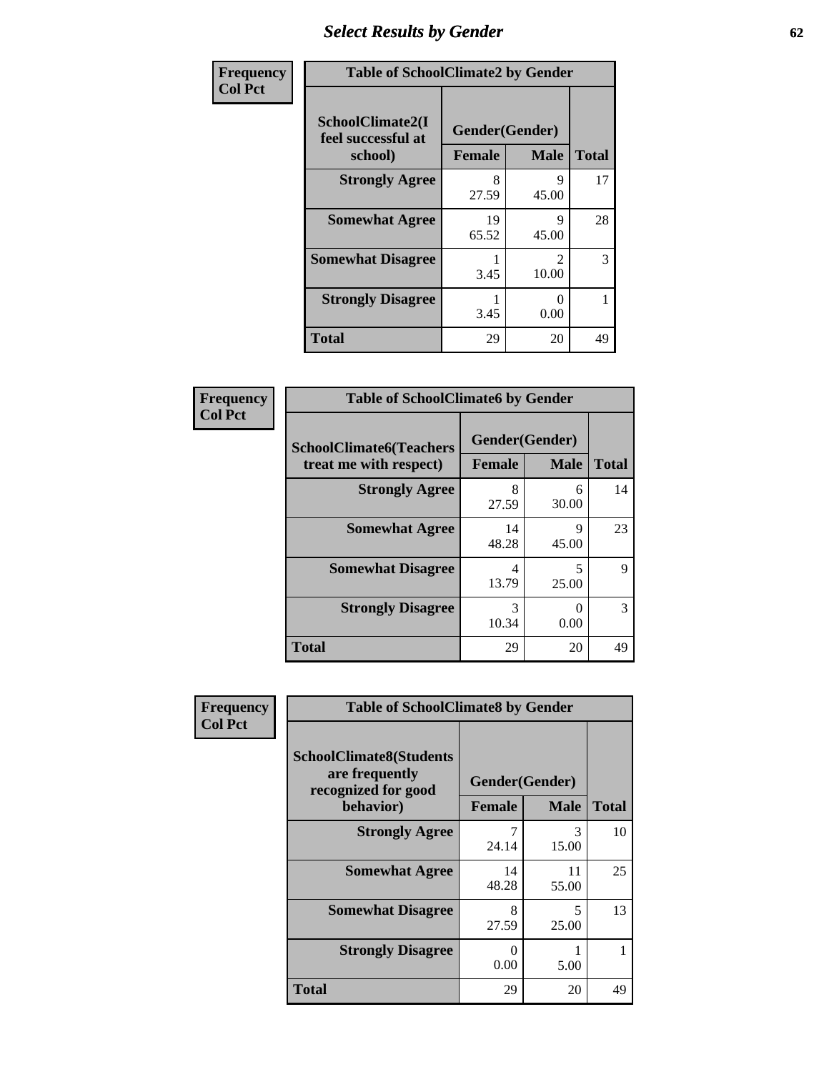# Select Results by Gender

**Frequency**
**Col Pct**

| Table of SchoolClimate2 by Gender | | | |
|---|---|---|---|
| SchoolClimate2(I feel successful at school) | Gender(Gender) | | |
| | Female | Male | Total |
| **Strongly Agree** | 8<br>27.59 | 9<br>45.00 | 17 |
| **Somewhat Agree** | 19<br>65.52 | 9<br>45.00 | 28 |
| **Somewhat Disagree** | 1<br>3.45 | 2<br>10.00 | 3 |
| **Strongly Disagree** | 1<br>3.45 | 0<br>0.00 | 1 |
| **Total** | 29 | 20 | 49 |

**Frequency**
**Col Pct**

| Table of SchoolClimate6 by Gender | | | |
|---|---|---|---|
| SchoolClimate6(Teachers treat me with respect) | Gender(Gender) | | |
| | Female | Male | Total |
| **Strongly Agree** | 8<br>27.59 | 6<br>30.00 | 14 |
| **Somewhat Agree** | 14<br>48.28 | 9<br>45.00 | 23 |
| **Somewhat Disagree** | 4<br>13.79 | 5<br>25.00 | 9 |
| **Strongly Disagree** | 3<br>10.34 | 0<br>0.00 | 3 |
| **Total** | 29 | 20 | 49 |

**Frequency**
**Col Pct**

| Table of SchoolClimate8 by Gender | | | |
|---|---|---|---|
| SchoolClimate8(Students are frequently recognized for good behavior) | Gender(Gender) | | |
| | Female | Male | Total |
| **Strongly Agree** | 7<br>24.14 | 3<br>15.00 | 10 |
| **Somewhat Agree** | 14<br>48.28 | 11<br>55.00 | 25 |
| **Somewhat Disagree** | 8<br>27.59 | 5<br>25.00 | 13 |
| **Strongly Disagree** | 0<br>0.00 | 1<br>5.00 | 1 |
| **Total** | 29 | 20 | 49 |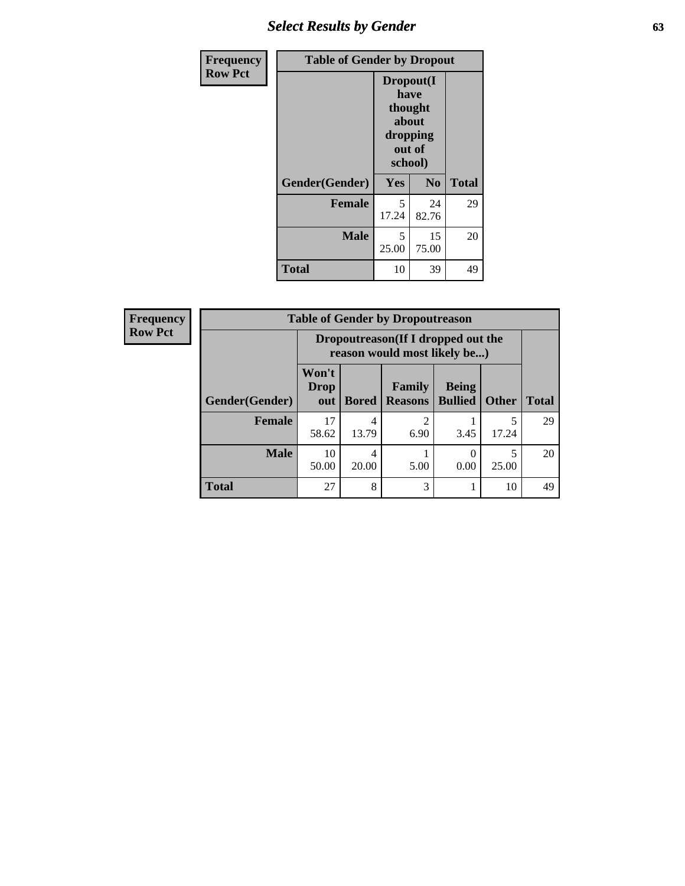## Select Results by Gender

Frequency
Row Pct

| Table of Gender by Dropout | | | |
|---|---|---|---|
| | Dropout(I have thought about dropping out of school) | | |
| Gender(Gender) | Yes | No | Total |
| Female | 5<br>17.24 | 24<br>82.76 | 29 |
| Male | 5<br>25.00 | 15<br>75.00 | 20 |
| Total | 10 | 39 | 49 |

Frequency
Row Pct

| Table of Gender by Dropoutreason | | | | | | |
|---|---|---|---|---|---|---|
| | Dropoutreason(If I dropped out the reason would most likely be...) | | | | | |
| Gender(Gender) | Won't Drop out | Bored | Family Reasons | Being Bullied | Other | Total |
| Female | 17<br>58.62 | 4<br>13.79 | 2<br>6.90 | 1<br>3.45 | 5<br>17.24 | 29 |
| Male | 10<br>50.00 | 4<br>20.00 | 1<br>5.00 | 0<br>0.00 | 5<br>25.00 | 20 |
| Total | 27 | 8 | 3 | 1 | 10 | 49 |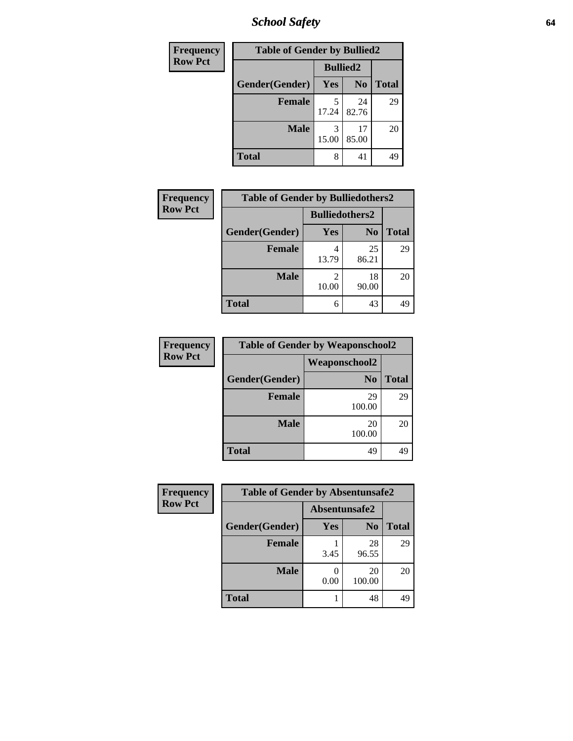# School Safety

| Frequency<br>Row Pct | Table of Gender by Bullied2 | | |
|---|---|---|---|
| | Bullied2 | | |
| Gender(Gender) | Yes | No | Total |
| Female | 5<br>17.24 | 24<br>82.76 | 29 |
| Male | 3<br>15.00 | 17<br>85.00 | 20 |
| Total | 8 | 41 | 49 |

| Frequency<br>Row Pct | Table of Gender by Bulliedothers2 | | |
|---|---|---|---|
| | Bulliedothers2 | | |
| Gender(Gender) | Yes | No | Total |
| Female | 4<br>13.79 | 25<br>86.21 | 29 |
| Male | 2<br>10.00 | 18<br>90.00 | 20 |
| Total | 6 | 43 | 49 |

| Frequency<br>Row Pct | Table of Gender by Weaponschool2 | |
|---|---|---|
| | Weaponschool2 | |
| Gender(Gender) | No | Total |
| Female | 29<br>100.00 | 29 |
| Male | 20<br>100.00 | 20 |
| Total | 49 | 49 |

| Frequency<br>Row Pct | Table of Gender by Absentunsafe2 | | |
|---|---|---|---|
| | Absentunsafe2 | | |
| Gender(Gender) | Yes | No | Total |
| Female | 1<br>3.45 | 28<br>96.55 | 29 |
| Male | 0<br>0.00 | 20<br>100.00 | 20 |
| Total | 1 | 48 | 49 |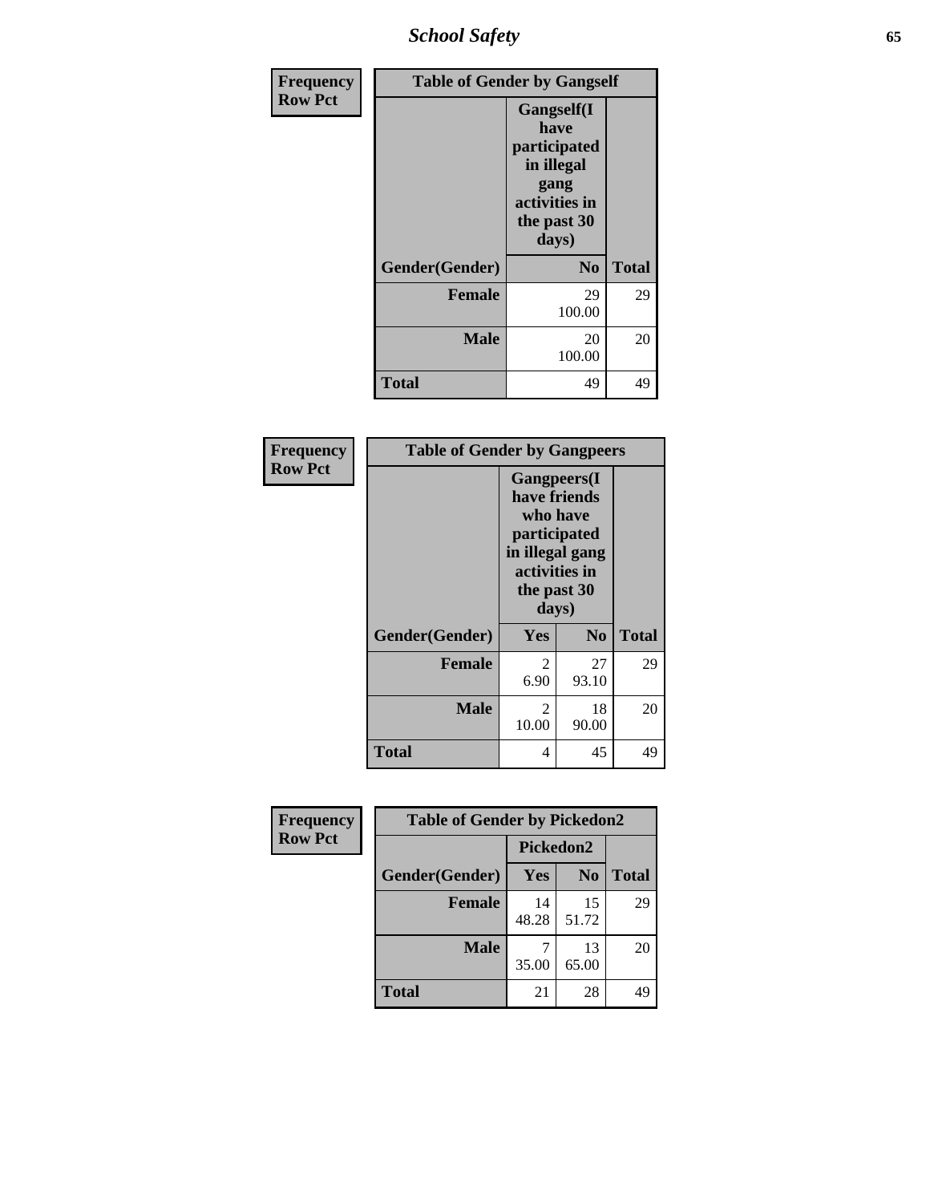| Frequency<br>Row Pct | Table of Gender by Gangself | |
|---|---|---|
| | Gangself(I have participated in illegal gang activities in the past 30 days) | |
| Gender(Gender) | No | Total |
| Female | 29<br>100.00 | 29 |
| Male | 20<br>100.00 | 20 |
| Total | 49 | 49 |

| Frequency<br>Row Pct | Table of Gender by Gangpeers | | |
|---|---|---|---|
| | Gangpeers(I have friends who have participated in illegal gang activities in the past 30 days) | | |
| Gender(Gender) | Yes | No | Total |
| Female | 2<br>6.90 | 27<br>93.10 | 29 |
| Male | 2<br>10.00 | 18<br>90.00 | 20 |
| Total | 4 | 45 | 49 |

| Frequency<br>Row Pct | Table of Gender by Pickedon2 | | |
|---|---|---|---|
| | Pickedon2 | | |
| Gender(Gender) | Yes | No | Total |
| Female | 14<br>48.28 | 15<br>51.72 | 29 |
| Male | 7<br>35.00 | 13<br>65.00 | 20 |
| Total | 21 | 28 | 49 |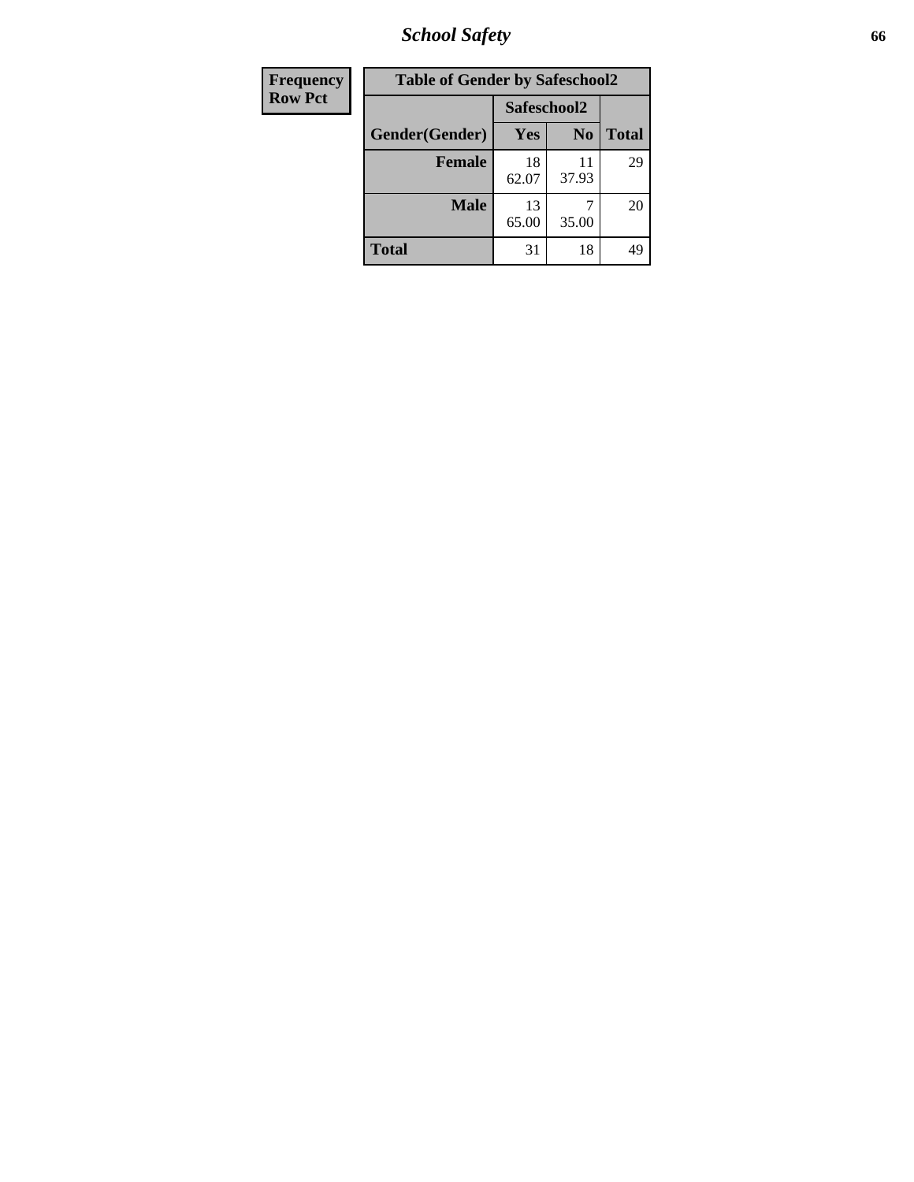| Frequency Row Pct |
|---|

| Table of Gender by Safeschool2 | | | |
|---|---|---|---|
| | Safeschool2 | | |
| Gender(Gender) | Yes | No | Total |
| Female | 18<br>62.07 | 11<br>37.93 | 29 |
| Male | 13<br>65.00 | 7<br>35.00 | 20 |
| Total | 31 | 18 | 49 |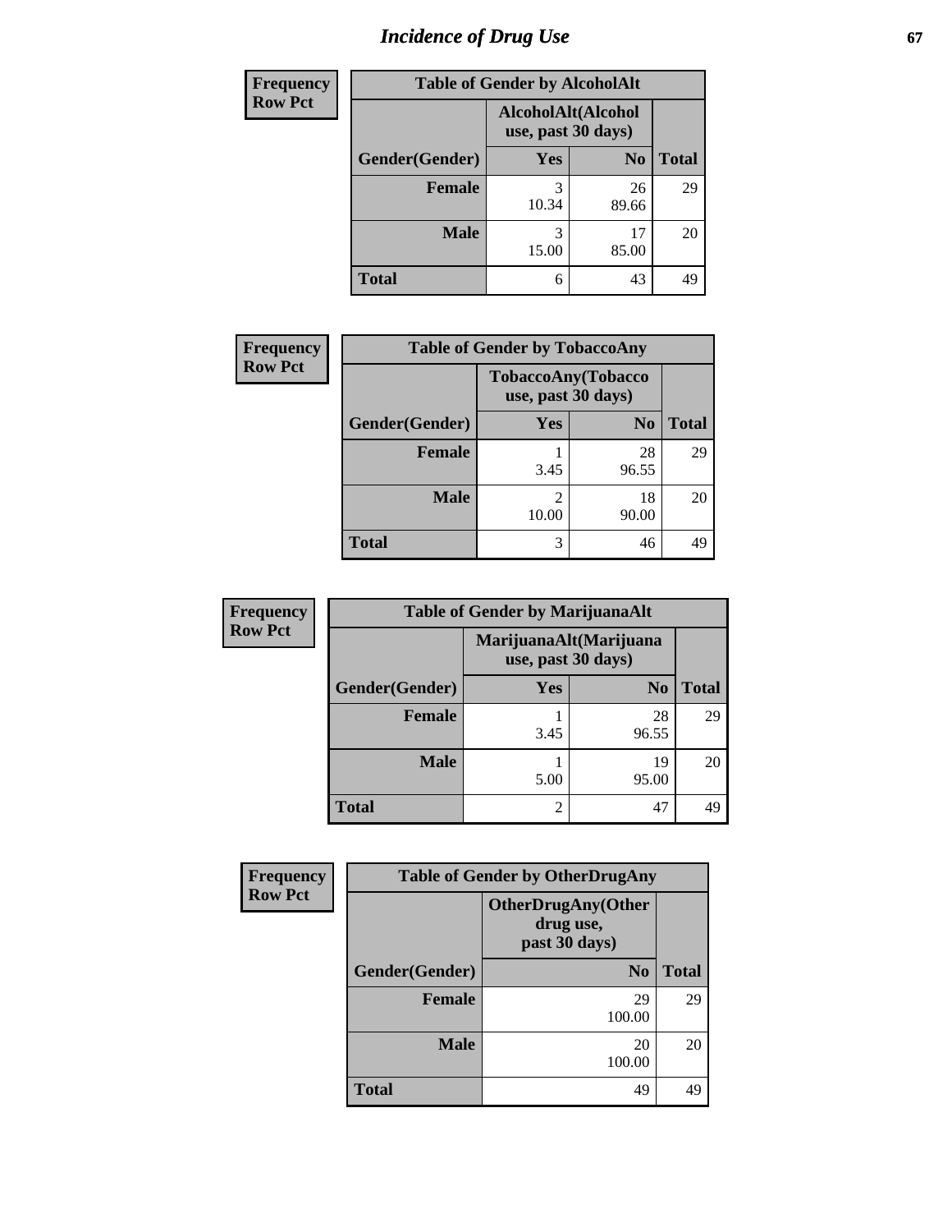# Incidence of Drug Use

**Frequency**
**Row Pct**

| Table of Gender by AlcoholAlt | | | |
|---|---|---|---|
| | AlcoholAlt(Alcohol use, past 30 days) | | |
| Gender(Gender) | Yes | No | Total |
| Female | 3<br>10.34 | 26<br>89.66 | 29 |
| Male | 3<br>15.00 | 17<br>85.00 | 20 |
| Total | 6 | 43 | 49 |

**Frequency**
**Row Pct**

| Table of Gender by TobaccoAny | | | |
|---|---|---|---|
| | TobaccoAny(Tobacco use, past 30 days) | | |
| Gender(Gender) | Yes | No | Total |
| Female | 1<br>3.45 | 28<br>96.55 | 29 |
| Male | 2<br>10.00 | 18<br>90.00 | 20 |
| Total | 3 | 46 | 49 |

**Frequency**
**Row Pct**

| Table of Gender by MarijuanaAlt | | | |
|---|---|---|---|
| | MarijuanaAlt(Marijuana use, past 30 days) | | |
| Gender(Gender) | Yes | No | Total |
| Female | 1<br>3.45 | 28<br>96.55 | 29 |
| Male | 1<br>5.00 | 19<br>95.00 | 20 |
| Total | 2 | 47 | 49 |

**Frequency**
**Row Pct**

| Table of Gender by OtherDrugAny | | |
|---|---|---|
| | OtherDrugAny(Other drug use, past 30 days) | |
| Gender(Gender) | No | Total |
| Female | 29<br>100.00 | 29 |
| Male | 20<br>100.00 | 20 |
| Total | 49 | 49 |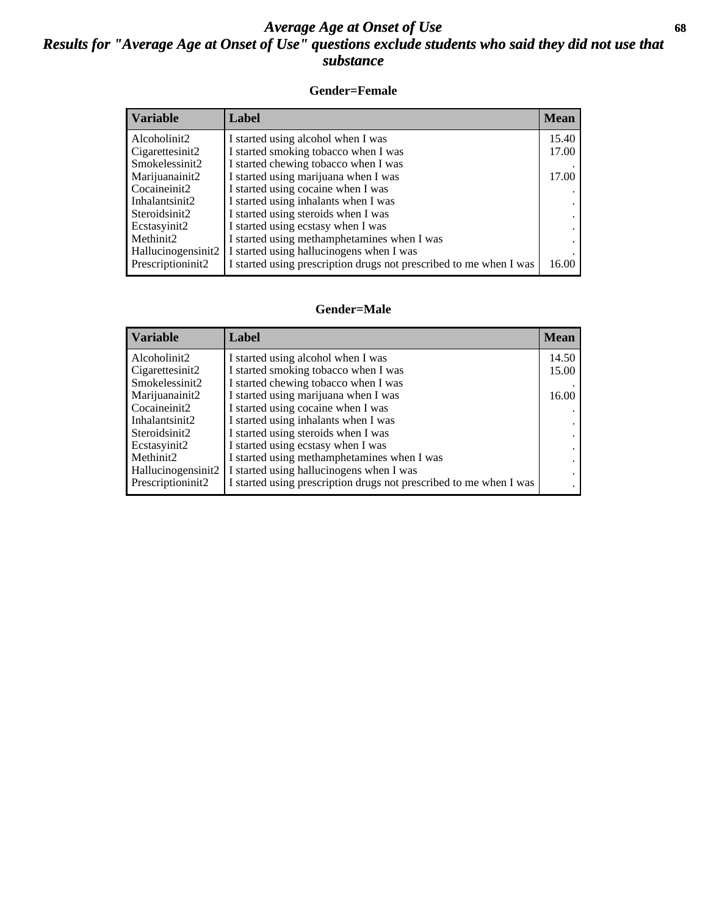# *Average Age at Onset of Use*

## *Results for "Average Age at Onset of Use" questions exclude students who said they did not use that substance*

### Gender=Female

| Variable | Label | Mean |
|---|---|---|
| Alcoholinit2 | I started using alcohol when I was | 15.40 |
| Cigarettesinit2 | I started smoking tobacco when I was | 17.00 |
| Smokelessinit2 | I started chewing tobacco when I was | . |
| Marijuanainit2 | I started using marijuana when I was | 17.00 |
| Cocaineinit2 | I started using cocaine when I was | . |
| Inhalantsinit2 | I started using inhalants when I was | . |
| Steroidsinit2 | I started using steroids when I was | . |
| Ecstasyinit2 | I started using ecstasy when I was | . |
| Methinit2 | I started using methamphetamines when I was | . |
| Hallucinogensinit2 | I started using hallucinogens when I was | . |
| Prescriptioninit2 | I started using prescription drugs not prescribed to me when I was | 16.00 |

### Gender=Male

| Variable | Label | Mean |
|---|---|---|
| Alcoholinit2 | I started using alcohol when I was | 14.50 |
| Cigarettesinit2 | I started smoking tobacco when I was | 15.00 |
| Smokelessinit2 | I started chewing tobacco when I was | . |
| Marijuanainit2 | I started using marijuana when I was | 16.00 |
| Cocaineinit2 | I started using cocaine when I was | . |
| Inhalantsinit2 | I started using inhalants when I was | . |
| Steroidsinit2 | I started using steroids when I was | . |
| Ecstasyinit2 | I started using ecstasy when I was | . |
| Methinit2 | I started using methamphetamines when I was | . |
| Hallucinogensinit2 | I started using hallucinogens when I was | . |
| Prescriptioninit2 | I started using prescription drugs not prescribed to me when I was | . |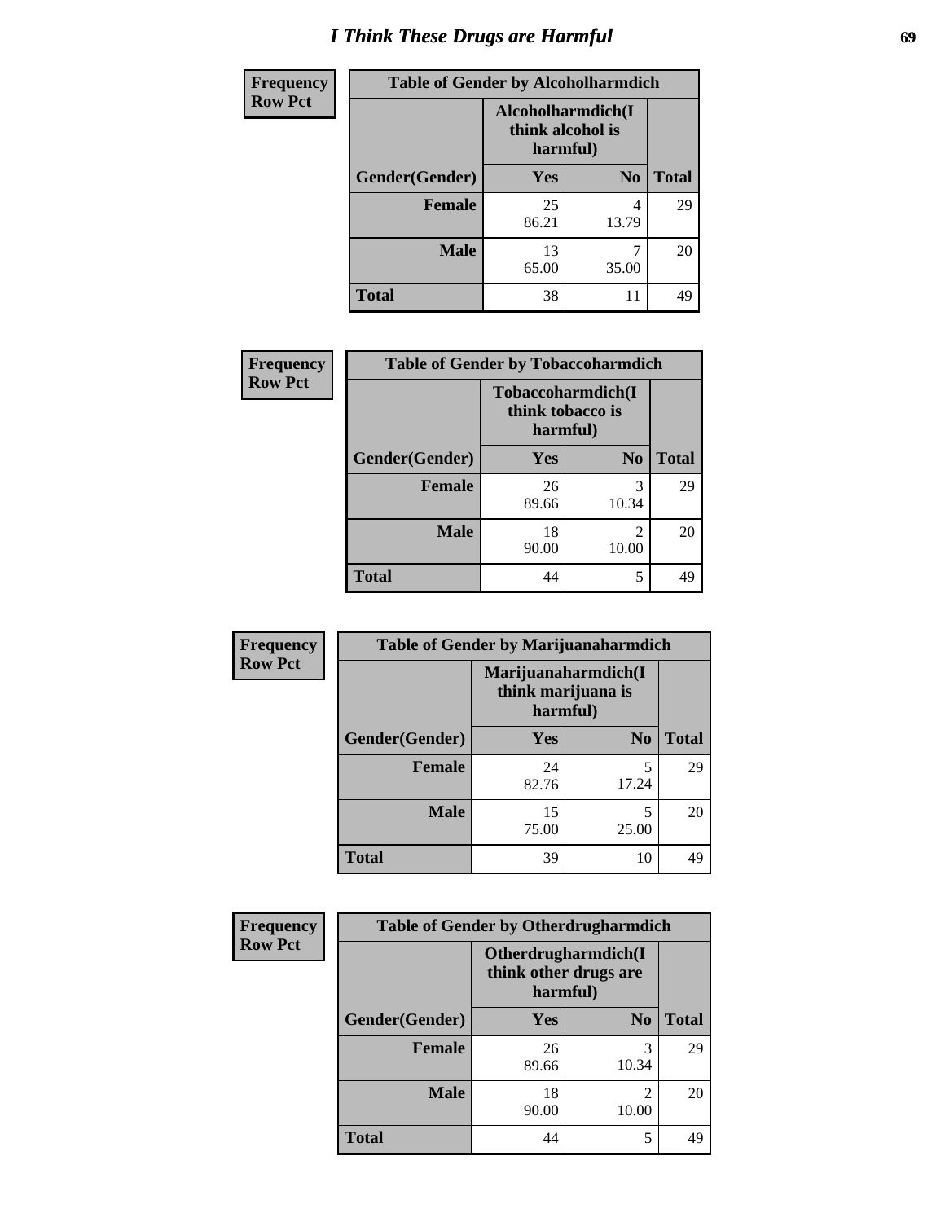# I Think These Drugs are Harmful

| Frequency<br>Row Pct | Table of Gender by Alcoholharmdich | | |
|---|---|---|---|
| | Alcoholharmdich(I think alcohol is harmful) | | |
| Gender(Gender) | Yes | No | Total |
| Female | 25<br>86.21 | 4<br>13.79 | 29 |
| Male | 13<br>65.00 | 7<br>35.00 | 20 |
| Total | 38 | 11 | 49 |

| Frequency<br>Row Pct | Table of Gender by Tobaccoharmdich | | |
|---|---|---|---|
| | Tobaccoharmdich(I think tobacco is harmful) | | |
| Gender(Gender) | Yes | No | Total |
| Female | 26<br>89.66 | 3<br>10.34 | 29 |
| Male | 18<br>90.00 | 2<br>10.00 | 20 |
| Total | 44 | 5 | 49 |

| Frequency<br>Row Pct | Table of Gender by Marijuanaharmdich | | |
|---|---|---|---|
| | Marijuanaharmdich(I think marijuana is harmful) | | |
| Gender(Gender) | Yes | No | Total |
| Female | 24<br>82.76 | 5<br>17.24 | 29 |
| Male | 15<br>75.00 | 5<br>25.00 | 20 |
| Total | 39 | 10 | 49 |

| Frequency<br>Row Pct | Table of Gender by Otherdrugharmdich | | |
|---|---|---|---|
| | Otherdrugharmdich(I think other drugs are harmful) | | |
| Gender(Gender) | Yes | No | Total |
| Female | 26<br>89.66 | 3<br>10.34 | 29 |
| Male | 18<br>90.00 | 2<br>10.00 | 20 |
| Total | 44 | 5 | 49 |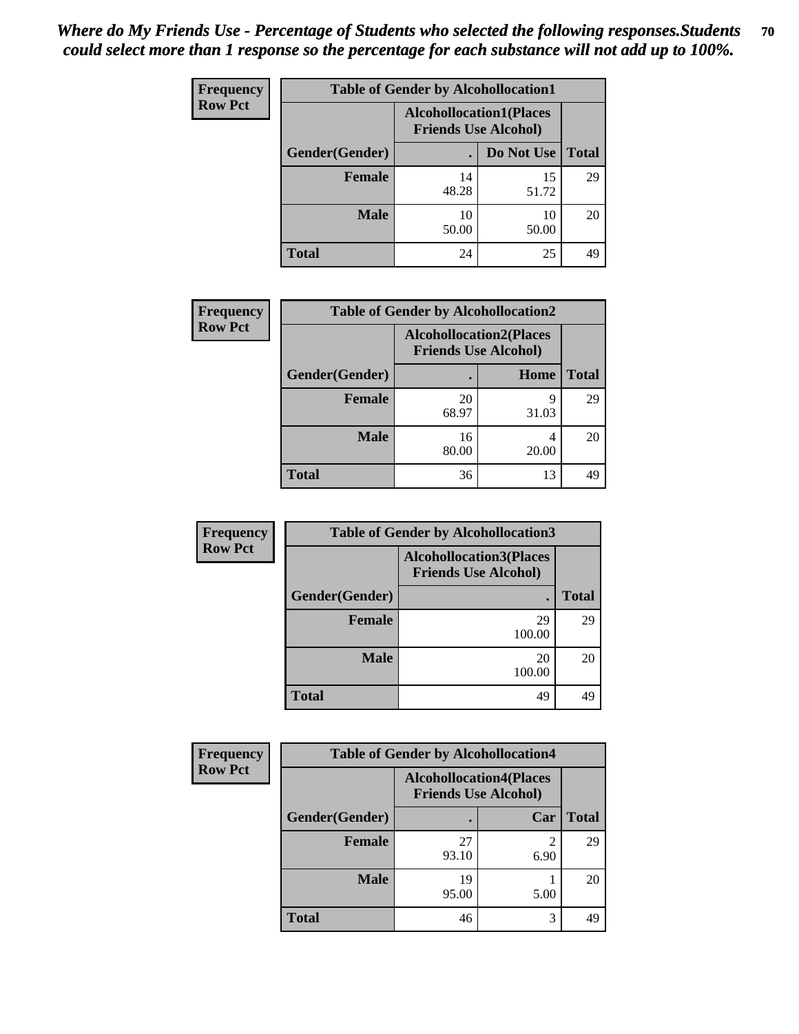*Where do My Friends Use - Percentage of Students who selected the following responses.Students could select more than 1 response so the percentage for each substance will not add up to 100%.*

**Frequency**
**Row Pct**

| Table of Gender by Alcohollocation1 | | | |
|---|---|---|---|
| | Alcohollocation1(Places Friends Use Alcohol) | | |
| Gender(Gender) | . | Do Not Use | Total |
| **Female** | 14<br>48.28 | 15<br>51.72 | 29 |
| **Male** | 10<br>50.00 | 10<br>50.00 | 20 |
| **Total** | 24 | 25 | 49 |

**Frequency**
**Row Pct**

| Table of Gender by Alcohollocation2 | | | |
|---|---|---|---|
| | Alcohollocation2(Places Friends Use Alcohol) | | |
| Gender(Gender) | . | Home | Total |
| **Female** | 20<br>68.97 | 9<br>31.03 | 29 |
| **Male** | 16<br>80.00 | 4<br>20.00 | 20 |
| **Total** | 36 | 13 | 49 |

**Frequency**
**Row Pct**

| Table of Gender by Alcohollocation3 | | |
|---|---|---|
| | Alcohollocation3(Places Friends Use Alcohol) | |
| Gender(Gender) | . | Total |
| **Female** | 29<br>100.00 | 29 |
| **Male** | 20<br>100.00 | 20 |
| **Total** | 49 | 49 |

**Frequency**
**Row Pct**

| Table of Gender by Alcohollocation4 | | | |
|---|---|---|---|
| | Alcohollocation4(Places Friends Use Alcohol) | | |
| Gender(Gender) | . | Car | Total |
| **Female** | 27<br>93.10 | 2<br>6.90 | 29 |
| **Male** | 19<br>95.00 | 1<br>5.00 | 20 |
| **Total** | 46 | 3 | 49 |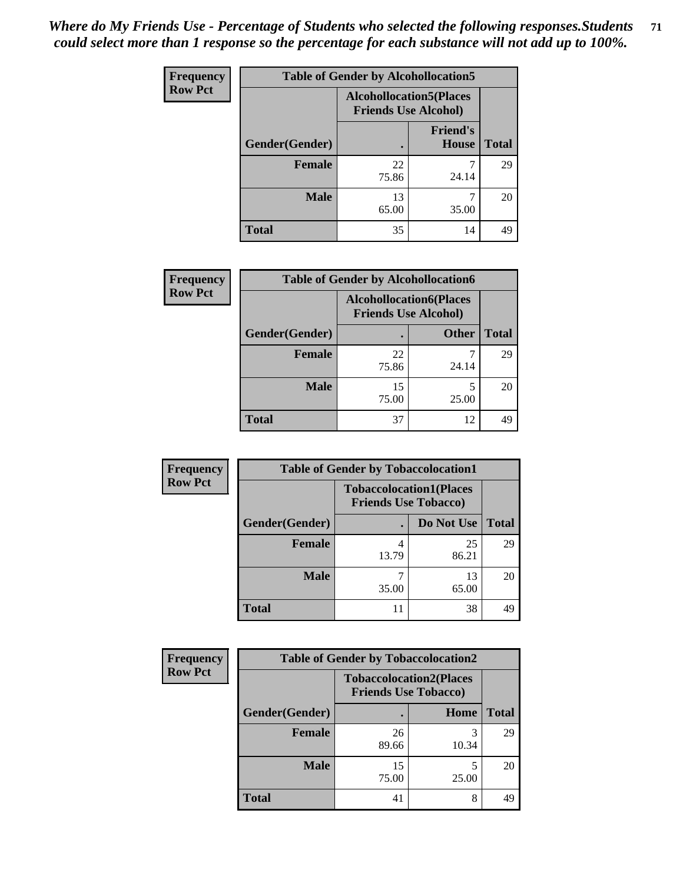*Where do My Friends Use - Percentage of Students who selected the following responses.Students could select more than 1 response so the percentage for each substance will not add up to 100%.*

| Frequency Row Pct | Table of Gender by Alcohollocation5 | | |
|---|---|---|---|
| | Alcohollocation5(Places Friends Use Alcohol) | | |
| Gender(Gender) | . | Friend's House | Total |
| **Female** | 22 75.86 | 7 24.14 | 29 |
| **Male** | 13 65.00 | 7 35.00 | 20 |
| **Total** | 35 | 14 | 49 |

| Frequency Row Pct | Table of Gender by Alcohollocation6 | | |
|---|---|---|---|
| | Alcohollocation6(Places Friends Use Alcohol) | | |
| Gender(Gender) | . | Other | Total |
| **Female** | 22 75.86 | 7 24.14 | 29 |
| **Male** | 15 75.00 | 5 25.00 | 20 |
| **Total** | 37 | 12 | 49 |

| Frequency Row Pct | Table of Gender by Tobaccolocation1 | | |
|---|---|---|---|
| | Tobaccolocation1(Places Friends Use Tobacco) | | |
| Gender(Gender) | . | Do Not Use | Total |
| **Female** | 4 13.79 | 25 86.21 | 29 |
| **Male** | 7 35.00 | 13 65.00 | 20 |
| **Total** | 11 | 38 | 49 |

| Frequency Row Pct | Table of Gender by Tobaccolocation2 | | |
|---|---|---|---|
| | Tobaccolocation2(Places Friends Use Tobacco) | | |
| Gender(Gender) | . | Home | Total |
| **Female** | 26 89.66 | 3 10.34 | 29 |
| **Male** | 15 75.00 | 5 25.00 | 20 |
| **Total** | 41 | 8 | 49 |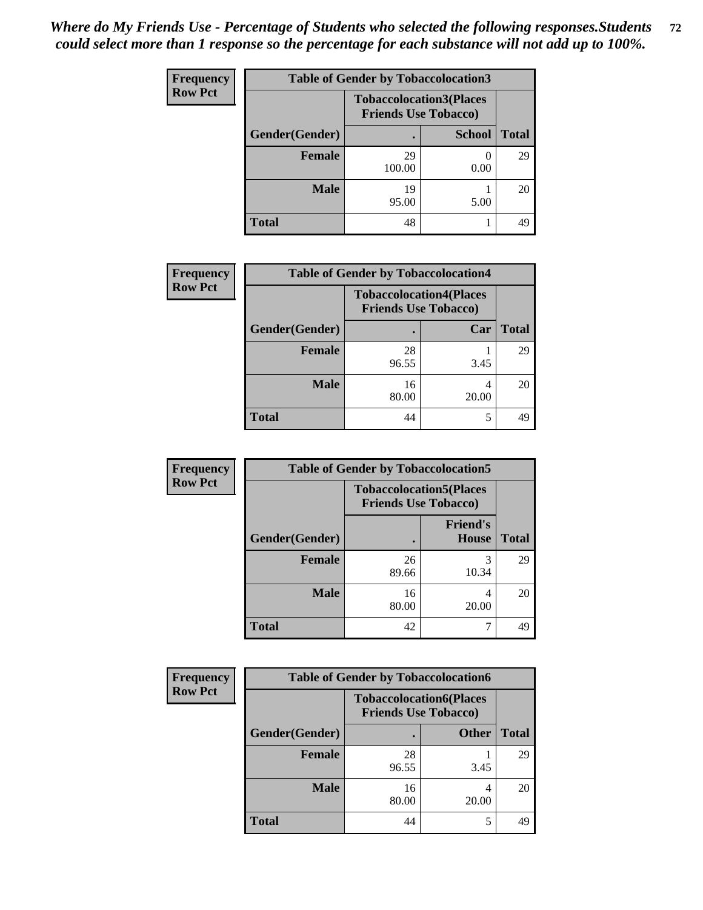*Where do My Friends Use - Percentage of Students who selected the following responses.Students could select more than 1 response so the percentage for each substance will not add up to 100%.*

**Frequency**
**Row Pct**

**Table of Gender by Tobaccolocation3**

| Gender(Gender) | Tobaccolocation3(Places Friends Use Tobacco) . | School | Total |
|---|---|---|---|
| Female | 29<br>100.00 | 0<br>0.00 | 29 |
| Male | 19<br>95.00 | 1<br>5.00 | 20 |
| Total | 48 | 1 | 49 |

**Frequency**
**Row Pct**

**Table of Gender by Tobaccolocation4**

| Gender(Gender) | Tobaccolocation4(Places Friends Use Tobacco) . | Car | Total |
|---|---|---|---|
| Female | 28<br>96.55 | 1<br>3.45 | 29 |
| Male | 16<br>80.00 | 4<br>20.00 | 20 |
| Total | 44 | 5 | 49 |

**Frequency**
**Row Pct**

**Table of Gender by Tobaccolocation5**

| Gender(Gender) | Tobaccolocation5(Places Friends Use Tobacco) . | Friend's House | Total |
|---|---|---|---|
| Female | 26<br>89.66 | 3<br>10.34 | 29 |
| Male | 16<br>80.00 | 4<br>20.00 | 20 |
| Total | 42 | 7 | 49 |

**Frequency**
**Row Pct**

**Table of Gender by Tobaccolocation6**

| Gender(Gender) | Tobaccolocation6(Places Friends Use Tobacco) . | Other | Total |
|---|---|---|---|
| Female | 28<br>96.55 | 1<br>3.45 | 29 |
| Male | 16<br>80.00 | 4<br>20.00 | 20 |
| Total | 44 | 5 | 49 |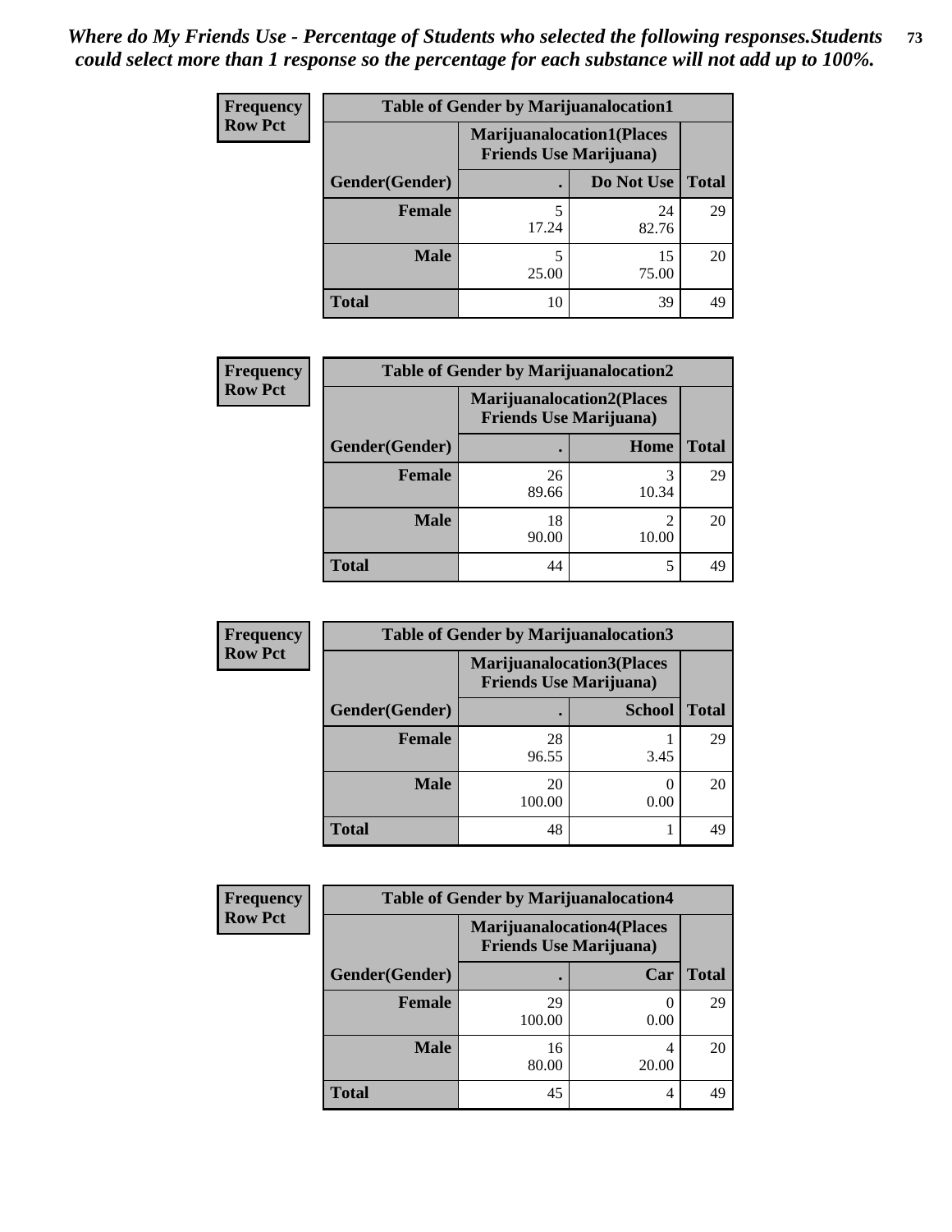*Where do My Friends Use - Percentage of Students who selected the following responses.Students could select more than 1 response so the percentage for each substance will not add up to 100%.*

**Frequency**
**Row Pct**

| Table of Gender by Marijuanalocation1 | | | |
|---|---|---|---|
| | Marijuanalocation1(Places Friends Use Marijuana) | | |
| Gender(Gender) | . | Do Not Use | Total |
| **Female** | 5<br>17.24 | 24<br>82.76 | 29 |
| **Male** | 5<br>25.00 | 15<br>75.00 | 20 |
| **Total** | 10 | 39 | 49 |

**Frequency**
**Row Pct**

| Table of Gender by Marijuanalocation2 | | | |
|---|---|---|---|
| | Marijuanalocation2(Places Friends Use Marijuana) | | |
| Gender(Gender) | . | Home | Total |
| **Female** | 26<br>89.66 | 3<br>10.34 | 29 |
| **Male** | 18<br>90.00 | 2<br>10.00 | 20 |
| **Total** | 44 | 5 | 49 |

**Frequency**
**Row Pct**

| Table of Gender by Marijuanalocation3 | | | |
|---|---|---|---|
| | Marijuanalocation3(Places Friends Use Marijuana) | | |
| Gender(Gender) | . | School | Total |
| **Female** | 28<br>96.55 | 1<br>3.45 | 29 |
| **Male** | 20<br>100.00 | 0<br>0.00 | 20 |
| **Total** | 48 | 1 | 49 |

**Frequency**
**Row Pct**

| Table of Gender by Marijuanalocation4 | | | |
|---|---|---|---|
| | Marijuanalocation4(Places Friends Use Marijuana) | | |
| Gender(Gender) | . | Car | Total |
| **Female** | 29<br>100.00 | 0<br>0.00 | 29 |
| **Male** | 16<br>80.00 | 4<br>20.00 | 20 |
| **Total** | 45 | 4 | 49 |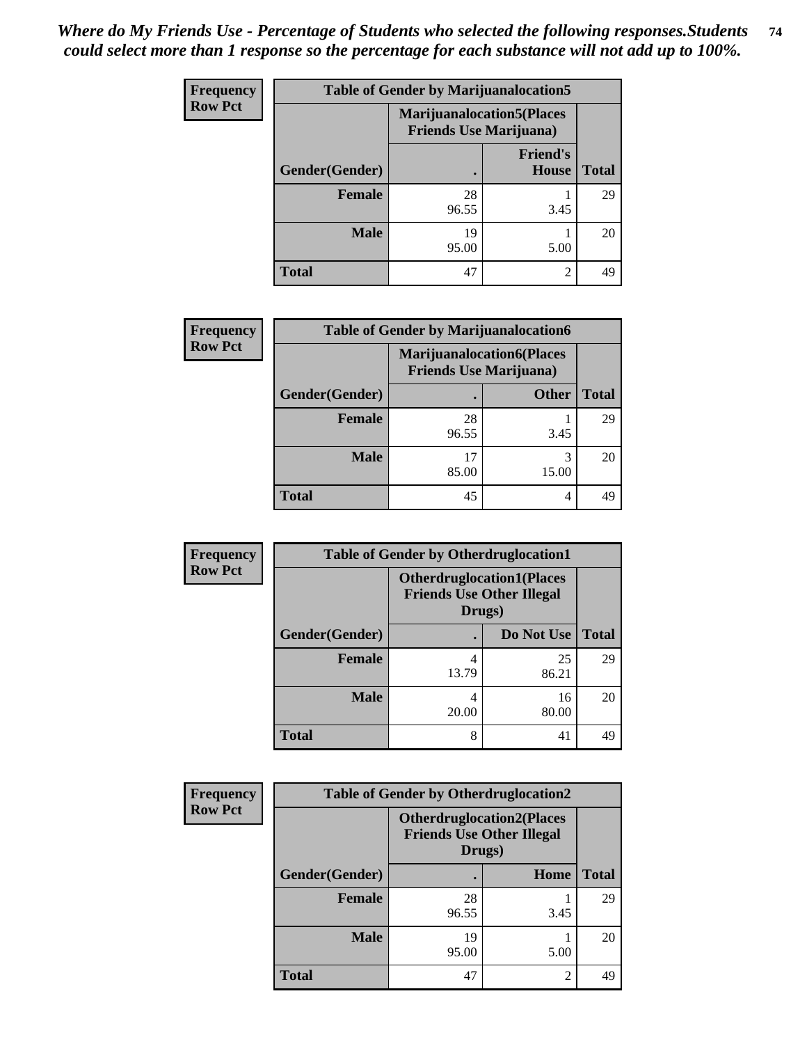*Where do My Friends Use - Percentage of Students who selected the following responses.Students could select more than 1 response so the percentage for each substance will not add up to 100%.*

**Table of Gender by Marijuanalocation5**

| Frequency / Row Pct | Marijuanalocation5(Places Friends Use Marijuana) | | |
|---|---|---|---|
| Gender(Gender) | . | Friend's House | Total |
| **Female** | 28<br>96.55 | 1<br>3.45 | 29 |
| **Male** | 19<br>95.00 | 1<br>5.00 | 20 |
| **Total** | 47 | 2 | 49 |

**Table of Gender by Marijuanalocation6**

| Frequency / Row Pct | Marijuanalocation6(Places Friends Use Marijuana) | | |
|---|---|---|---|
| Gender(Gender) | . | Other | Total |
| **Female** | 28<br>96.55 | 1<br>3.45 | 29 |
| **Male** | 17<br>85.00 | 3<br>15.00 | 20 |
| **Total** | 45 | 4 | 49 |

**Table of Gender by Otherdruglocation1**

| Frequency / Row Pct | Otherdruglocation1(Places Friends Use Other Illegal Drugs) | | |
|---|---|---|---|
| Gender(Gender) | . | Do Not Use | Total |
| **Female** | 4<br>13.79 | 25<br>86.21 | 29 |
| **Male** | 4<br>20.00 | 16<br>80.00 | 20 |
| **Total** | 8 | 41 | 49 |

**Table of Gender by Otherdruglocation2**

| Frequency / Row Pct | Otherdruglocation2(Places Friends Use Other Illegal Drugs) | | |
|---|---|---|---|
| Gender(Gender) | . | Home | Total |
| **Female** | 28<br>96.55 | 1<br>3.45 | 29 |
| **Male** | 19<br>95.00 | 1<br>5.00 | 20 |
| **Total** | 47 | 2 | 49 |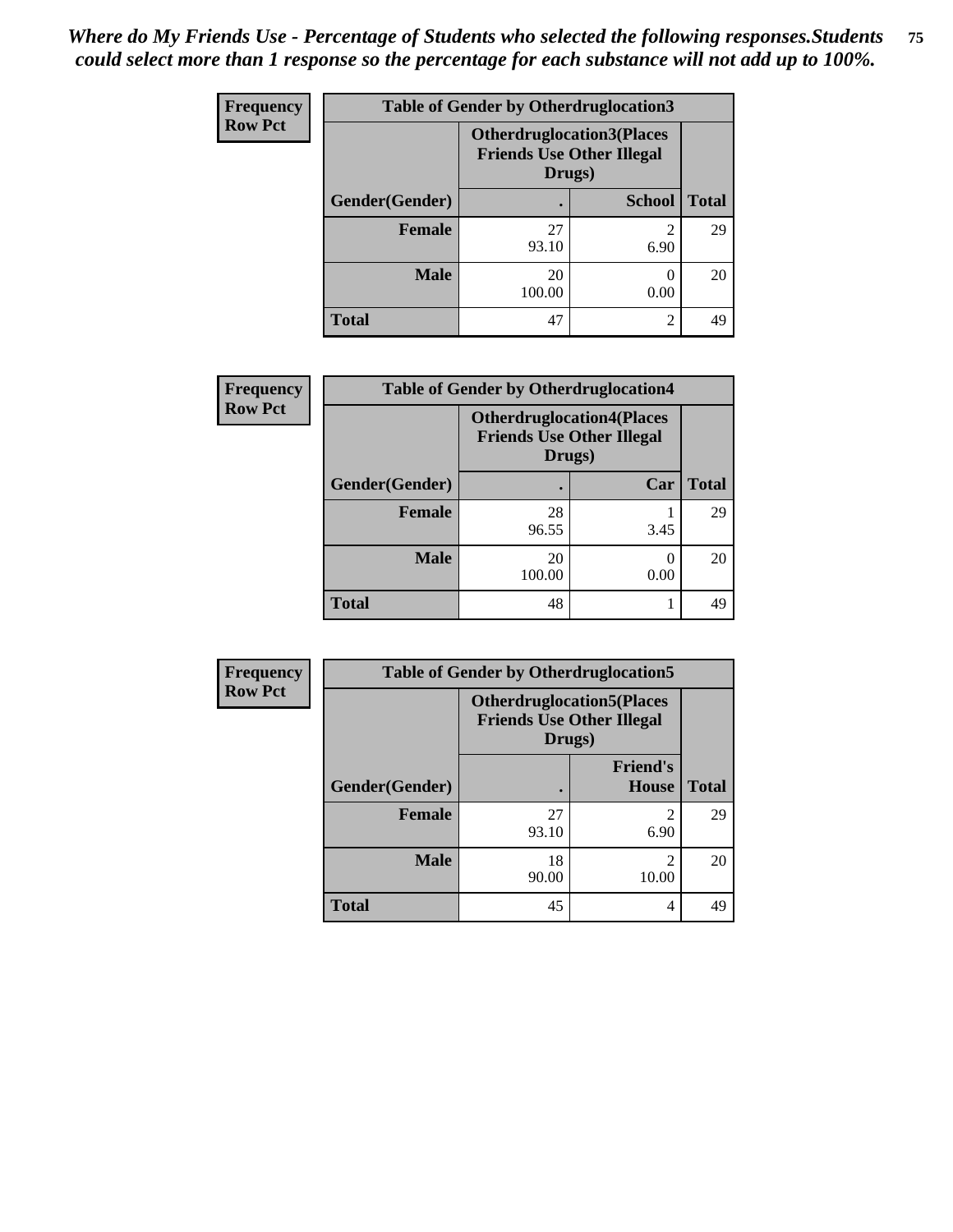*Where do My Friends Use - Percentage of Students who selected the following responses.Students could select more than 1 response so the percentage for each substance will not add up to 100%.*

**Frequency**
**Row Pct**

| Table of Gender by Otherdruglocation3 | | | |
|---|---|---|---|
| | Otherdruglocation3(Places Friends Use Other Illegal Drugs) | | |
| Gender(Gender) | . | School | Total |
| Female | 27<br>93.10 | 2<br>6.90 | 29 |
| Male | 20<br>100.00 | 0<br>0.00 | 20 |
| Total | 47 | 2 | 49 |

**Frequency**
**Row Pct**

| Table of Gender by Otherdruglocation4 | | | |
|---|---|---|---|
| | Otherdruglocation4(Places Friends Use Other Illegal Drugs) | | |
| Gender(Gender) | . | Car | Total |
| Female | 28<br>96.55 | 1<br>3.45 | 29 |
| Male | 20<br>100.00 | 0<br>0.00 | 20 |
| Total | 48 | 1 | 49 |

**Frequency**
**Row Pct**

| Table of Gender by Otherdruglocation5 | | | |
|---|---|---|---|
| | Otherdruglocation5(Places Friends Use Other Illegal Drugs) | | |
| Gender(Gender) | . | Friend's House | Total |
| Female | 27<br>93.10 | 2<br>6.90 | 29 |
| Male | 18<br>90.00 | 2<br>10.00 | 20 |
| Total | 45 | 4 | 49 |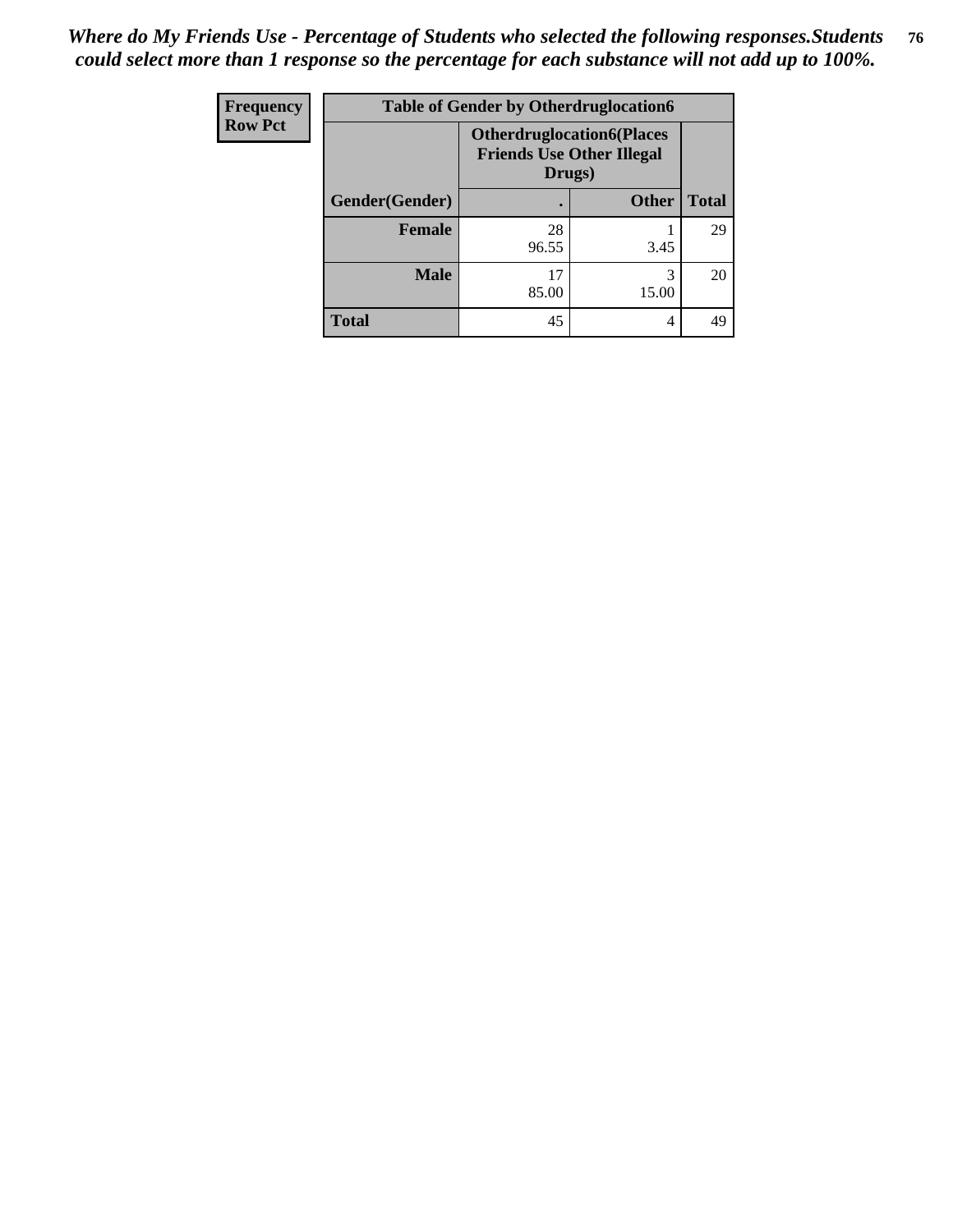*Where do My Friends Use - Percentage of Students who selected the following responses.Students could select more than 1 response so the percentage for each substance will not add up to 100%.*

| Frequency<br>Row Pct | Table of Gender by Otherdruglocation6 | | |
|---|---|---|---|
| | Otherdruglocation6(Places Friends Use Other Illegal Drugs) | | |
| Gender(Gender) | . | Other | Total |
| Female | 28<br>96.55 | 1<br>3.45 | 29 |
| Male | 17<br>85.00 | 3<br>15.00 | 20 |
| Total | 45 | 4 | 49 |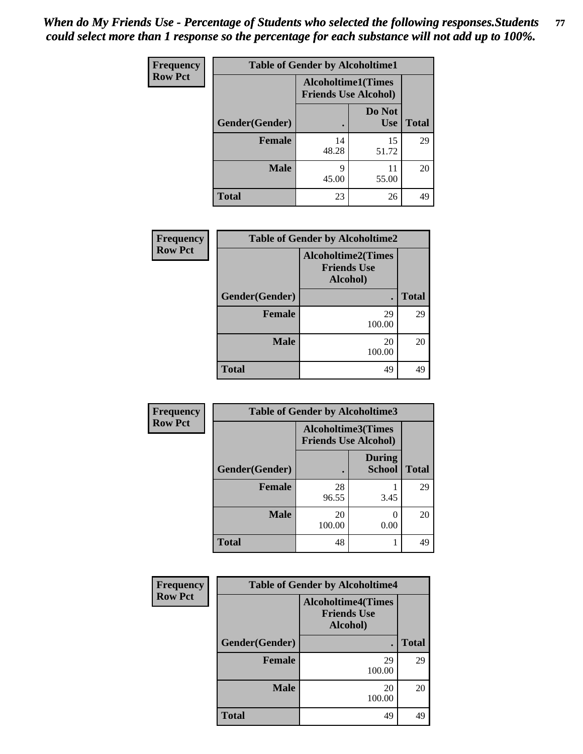*When do My Friends Use - Percentage of Students who selected the following responses.Students could select more than 1 response so the percentage for each substance will not add up to 100%.*

**Frequency**
**Row Pct**

| Table of Gender by Alcoholtime1 | | | |
|---|---|---|---|
| | Alcoholtime1(Times Friends Use Alcohol) | | |
| Gender(Gender) | . | Do Not Use | Total |
| **Female** | 14<br>48.28 | 15<br>51.72 | 29 |
| **Male** | 9<br>45.00 | 11<br>55.00 | 20 |
| **Total** | 23 | 26 | 49 |

**Frequency**
**Row Pct**

| Table of Gender by Alcoholtime2 | | |
|---|---|---|
| | Alcoholtime2(Times Friends Use Alcohol) | |
| Gender(Gender) | . | Total |
| **Female** | 29<br>100.00 | 29 |
| **Male** | 20<br>100.00 | 20 |
| **Total** | 49 | 49 |

**Frequency**
**Row Pct**

| Table of Gender by Alcoholtime3 | | | |
|---|---|---|---|
| | Alcoholtime3(Times Friends Use Alcohol) | | |
| Gender(Gender) | . | During School | Total |
| **Female** | 28<br>96.55 | 1<br>3.45 | 29 |
| **Male** | 20<br>100.00 | 0<br>0.00 | 20 |
| **Total** | 48 | 1 | 49 |

**Frequency**
**Row Pct**

| Table of Gender by Alcoholtime4 | | |
|---|---|---|
| | Alcoholtime4(Times Friends Use Alcohol) | |
| Gender(Gender) | . | Total |
| **Female** | 29<br>100.00 | 29 |
| **Male** | 20<br>100.00 | 20 |
| **Total** | 49 | 49 |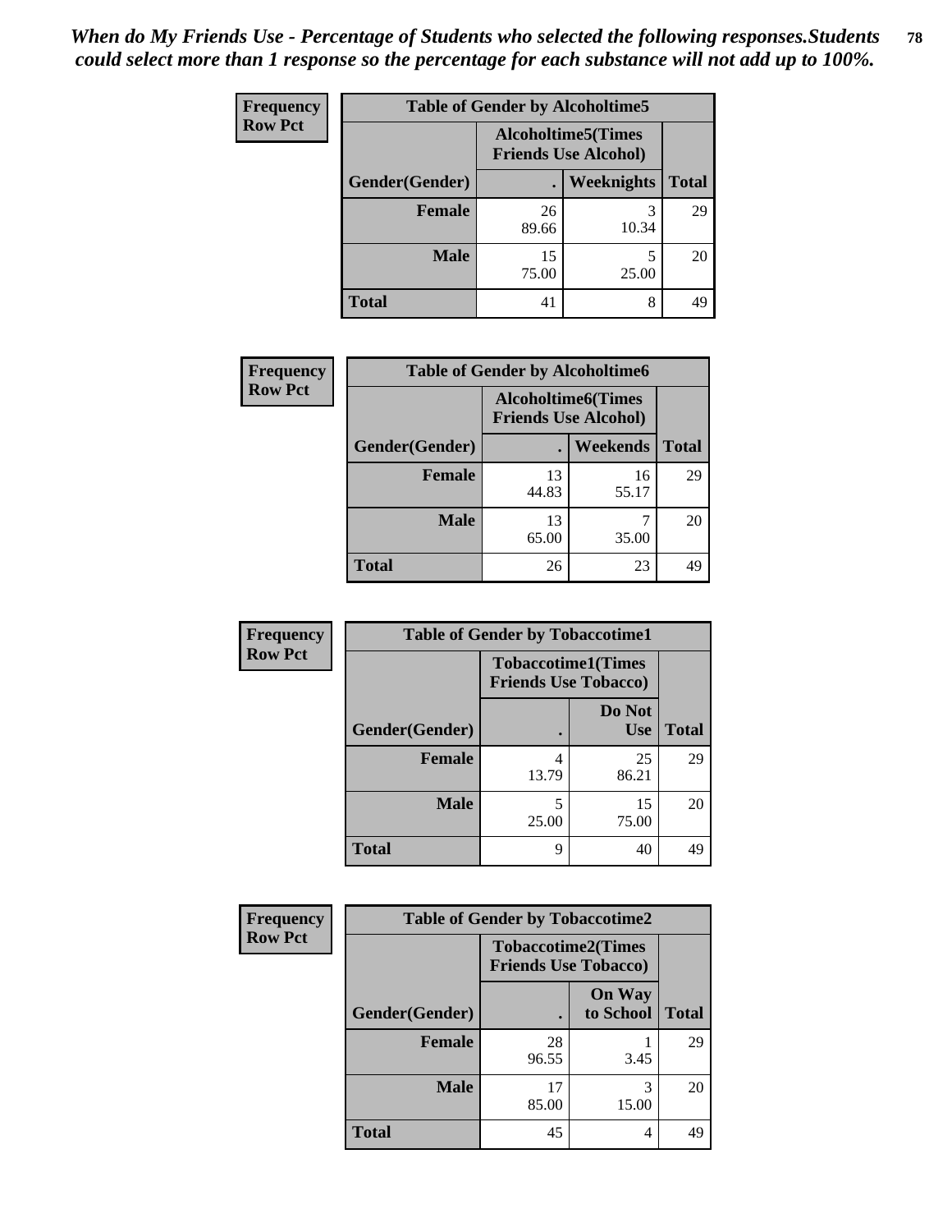*When do My Friends Use - Percentage of Students who selected the following responses.Students could select more than 1 response so the percentage for each substance will not add up to 100%.*

**Frequency**
**Row Pct**

| Table of Gender by Alcoholtime5 | | | |
|---|---|---|---|
| | Alcoholtime5(Times Friends Use Alcohol) | | |
| Gender(Gender) | . | Weeknights | Total |
| **Female** | 26<br>89.66 | 3<br>10.34 | 29 |
| **Male** | 15<br>75.00 | 5<br>25.00 | 20 |
| **Total** | 41 | 8 | 49 |

**Frequency**
**Row Pct**

| Table of Gender by Alcoholtime6 | | | |
|---|---|---|---|
| | Alcoholtime6(Times Friends Use Alcohol) | | |
| Gender(Gender) | . | Weekends | Total |
| **Female** | 13<br>44.83 | 16<br>55.17 | 29 |
| **Male** | 13<br>65.00 | 7<br>35.00 | 20 |
| **Total** | 26 | 23 | 49 |

**Frequency**
**Row Pct**

| Table of Gender by Tobaccotime1 | | | |
|---|---|---|---|
| | Tobaccotime1(Times Friends Use Tobacco) | | |
| Gender(Gender) | . | Do Not Use | Total |
| **Female** | 4<br>13.79 | 25<br>86.21 | 29 |
| **Male** | 5<br>25.00 | 15<br>75.00 | 20 |
| **Total** | 9 | 40 | 49 |

**Frequency**
**Row Pct**

| Table of Gender by Tobaccotime2 | | | |
|---|---|---|---|
| | Tobaccotime2(Times Friends Use Tobacco) | | |
| Gender(Gender) | . | On Way to School | Total |
| **Female** | 28<br>96.55 | 1<br>3.45 | 29 |
| **Male** | 17<br>85.00 | 3<br>15.00 | 20 |
| **Total** | 45 | 4 | 49 |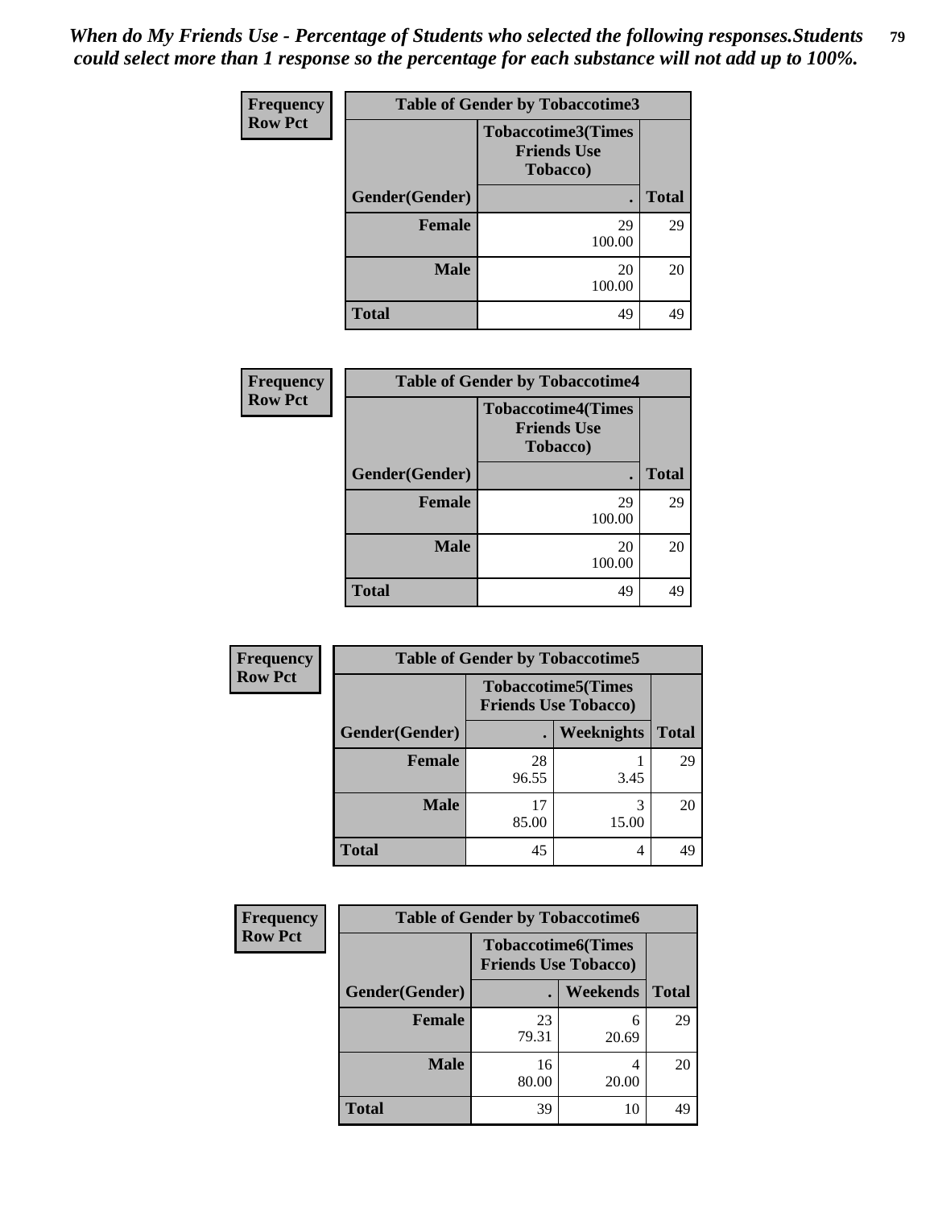*When do My Friends Use - Percentage of Students who selected the following responses.Students could select more than 1 response so the percentage for each substance will not add up to 100%.*

**Frequency**
**Row Pct**

| Table of Gender by Tobaccotime3 | | |
|---|---|---|
| | Tobaccotime3(Times Friends Use Tobacco) | |
| Gender(Gender) | . | Total |
| Female | 29<br>100.00 | 29 |
| Male | 20<br>100.00 | 20 |
| Total | 49 | 49 |

**Frequency**
**Row Pct**

| Table of Gender by Tobaccotime4 | | |
|---|---|---|
| | Tobaccotime4(Times Friends Use Tobacco) | |
| Gender(Gender) | . | Total |
| Female | 29<br>100.00 | 29 |
| Male | 20<br>100.00 | 20 |
| Total | 49 | 49 |

**Frequency**
**Row Pct**

| Table of Gender by Tobaccotime5 | | | |
|---|---|---|---|
| | Tobaccotime5(Times Friends Use Tobacco) | | |
| Gender(Gender) | . | Weeknights | Total |
| Female | 28<br>96.55 | 1<br>3.45 | 29 |
| Male | 17<br>85.00 | 3<br>15.00 | 20 |
| Total | 45 | 4 | 49 |

**Frequency**
**Row Pct**

| Table of Gender by Tobaccotime6 | | | |
|---|---|---|---|
| | Tobaccotime6(Times Friends Use Tobacco) | | |
| Gender(Gender) | . | Weekends | Total |
| Female | 23<br>79.31 | 6<br>20.69 | 29 |
| Male | 16<br>80.00 | 4<br>20.00 | 20 |
| Total | 39 | 10 | 49 |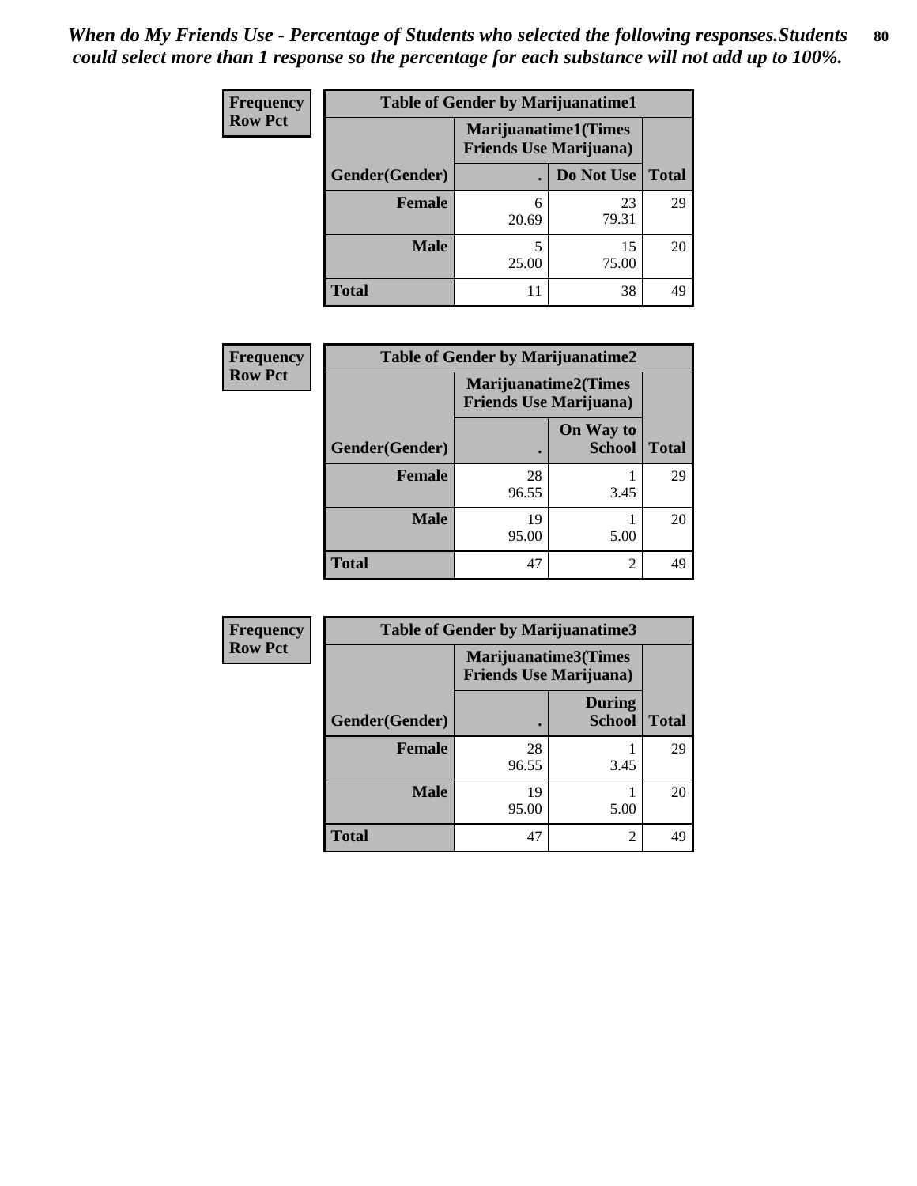*When do My Friends Use - Percentage of Students who selected the following responses.Students could select more than 1 response so the percentage for each substance will not add up to 100%.*

**Frequency**
**Row Pct**

**Table of Gender by Marijuanatime1**

| Gender(Gender) | Marijuanatime1(Times Friends Use Marijuana) . | Do Not Use | Total |
|---|---|---|---|
| **Female** | 6<br>20.69 | 23<br>79.31 | 29 |
| **Male** | 5<br>25.00 | 15<br>75.00 | 20 |
| **Total** | 11 | 38 | 49 |

**Frequency**
**Row Pct**

**Table of Gender by Marijuanatime2**

| Gender(Gender) | Marijuanatime2(Times Friends Use Marijuana) . | On Way to School | Total |
|---|---|---|---|
| **Female** | 28<br>96.55 | 1<br>3.45 | 29 |
| **Male** | 19<br>95.00 | 1<br>5.00 | 20 |
| **Total** | 47 | 2 | 49 |

**Frequency**
**Row Pct**

**Table of Gender by Marijuanatime3**

| Gender(Gender) | Marijuanatime3(Times Friends Use Marijuana) . | During School | Total |
|---|---|---|---|
| **Female** | 28<br>96.55 | 1<br>3.45 | 29 |
| **Male** | 19<br>95.00 | 1<br>5.00 | 20 |
| **Total** | 47 | 2 | 49 |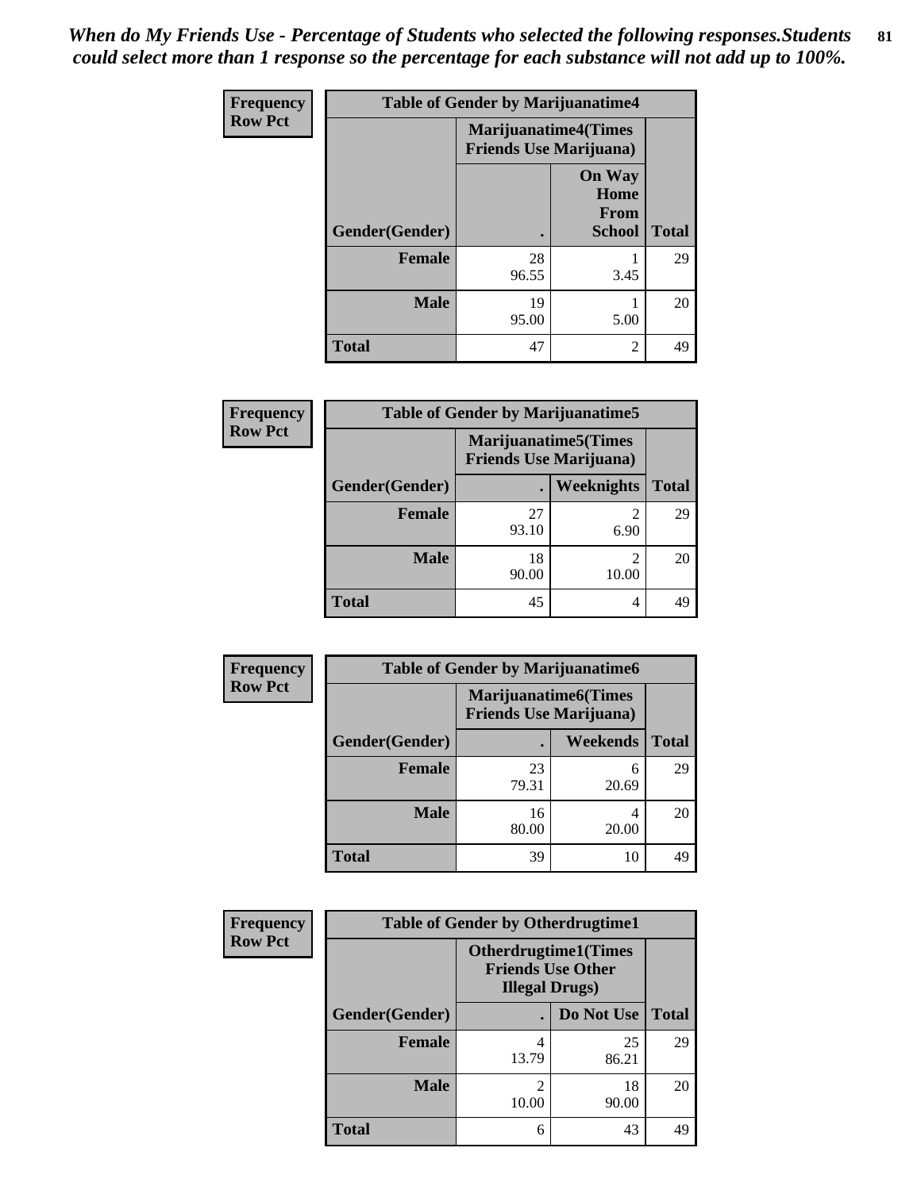*When do My Friends Use - Percentage of Students who selected the following responses.Students could select more than 1 response so the percentage for each substance will not add up to 100%.*

| Frequency Row Pct | Table of Gender by Marijuanatime4 | | |
|---|---|---|---|
| | Marijuanatime4(Times Friends Use Marijuana) | | |
| Gender(Gender) | . | On Way Home From School | Total |
| Female | 28<br>96.55 | 1<br>3.45 | 29 |
| Male | 19<br>95.00 | 1<br>5.00 | 20 |
| Total | 47 | 2 | 49 |

| Frequency Row Pct | Table of Gender by Marijuanatime5 | | |
|---|---|---|---|
| | Marijuanatime5(Times Friends Use Marijuana) | | |
| Gender(Gender) | . | Weeknights | Total |
| Female | 27<br>93.10 | 2<br>6.90 | 29 |
| Male | 18<br>90.00 | 2<br>10.00 | 20 |
| Total | 45 | 4 | 49 |

| Frequency Row Pct | Table of Gender by Marijuanatime6 | | |
|---|---|---|---|
| | Marijuanatime6(Times Friends Use Marijuana) | | |
| Gender(Gender) | . | Weekends | Total |
| Female | 23<br>79.31 | 6<br>20.69 | 29 |
| Male | 16<br>80.00 | 4<br>20.00 | 20 |
| Total | 39 | 10 | 49 |

| Frequency Row Pct | Table of Gender by Otherdrugtime1 | | |
|---|---|---|---|
| | Otherdrugtime1(Times Friends Use Other Illegal Drugs) | | |
| Gender(Gender) | . | Do Not Use | Total |
| Female | 4<br>13.79 | 25<br>86.21 | 29 |
| Male | 2<br>10.00 | 18<br>90.00 | 20 |
| Total | 6 | 43 | 49 |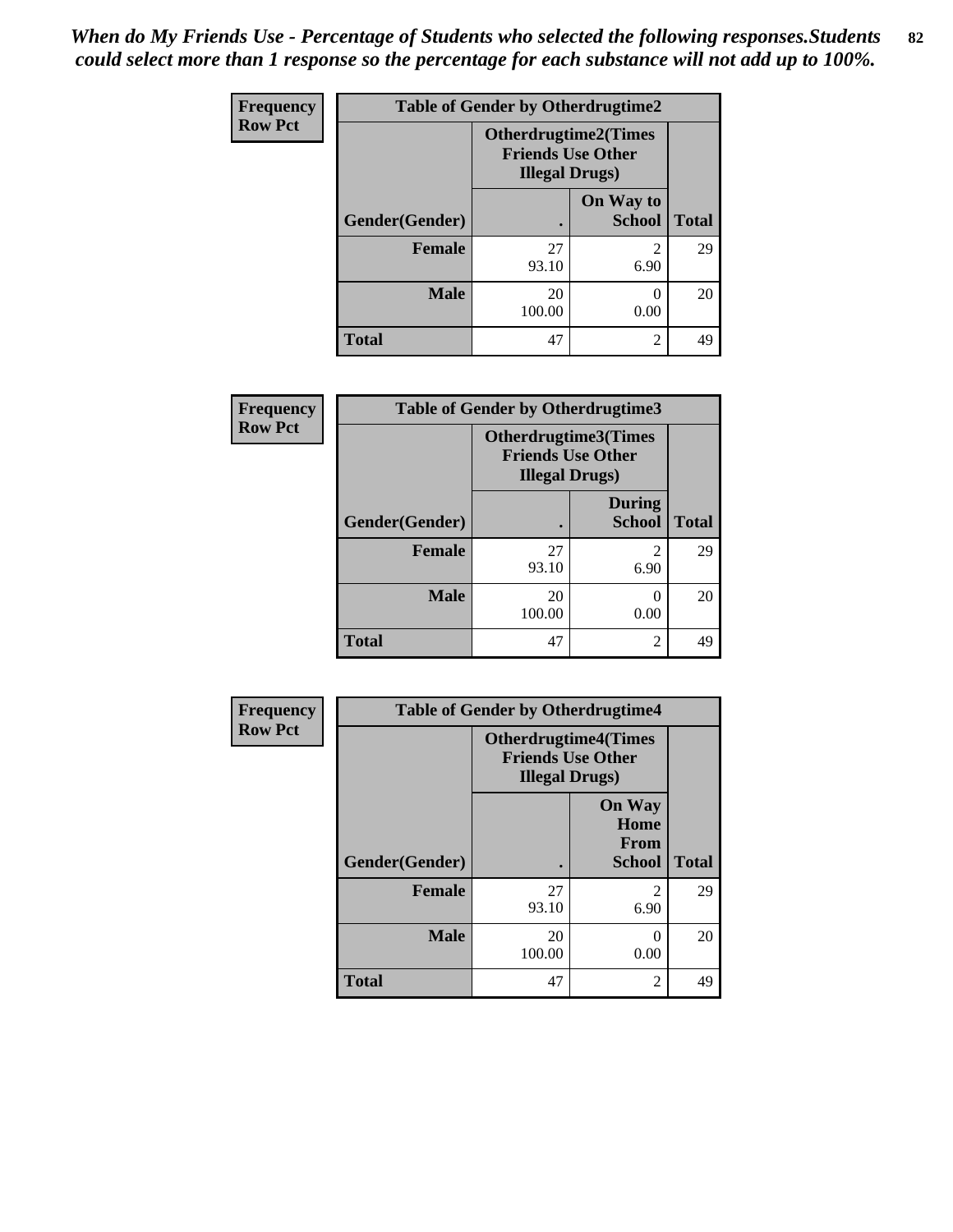*When do My Friends Use - Percentage of Students who selected the following responses.Students could select more than 1 response so the percentage for each substance will not add up to 100%.*

**Frequency**
**Row Pct**

| Table of Gender by Otherdrugtime2 | | | |
|---|---|---|---|
| | Otherdrugtime2(Times Friends Use Other Illegal Drugs) | | |
| Gender(Gender) | . | On Way to School | Total |
| **Female** | 27<br>93.10 | 2<br>6.90 | 29 |
| **Male** | 20<br>100.00 | 0<br>0.00 | 20 |
| **Total** | 47 | 2 | 49 |

**Frequency**
**Row Pct**

| Table of Gender by Otherdrugtime3 | | | |
|---|---|---|---|
| | Otherdrugtime3(Times Friends Use Other Illegal Drugs) | | |
| Gender(Gender) | . | During School | Total |
| **Female** | 27<br>93.10 | 2<br>6.90 | 29 |
| **Male** | 20<br>100.00 | 0<br>0.00 | 20 |
| **Total** | 47 | 2 | 49 |

**Frequency**
**Row Pct**

| Table of Gender by Otherdrugtime4 | | | |
|---|---|---|---|
| | Otherdrugtime4(Times Friends Use Other Illegal Drugs) | | |
| Gender(Gender) | . | On Way Home From School | Total |
| **Female** | 27<br>93.10 | 2<br>6.90 | 29 |
| **Male** | 20<br>100.00 | 0<br>0.00 | 20 |
| **Total** | 47 | 2 | 49 |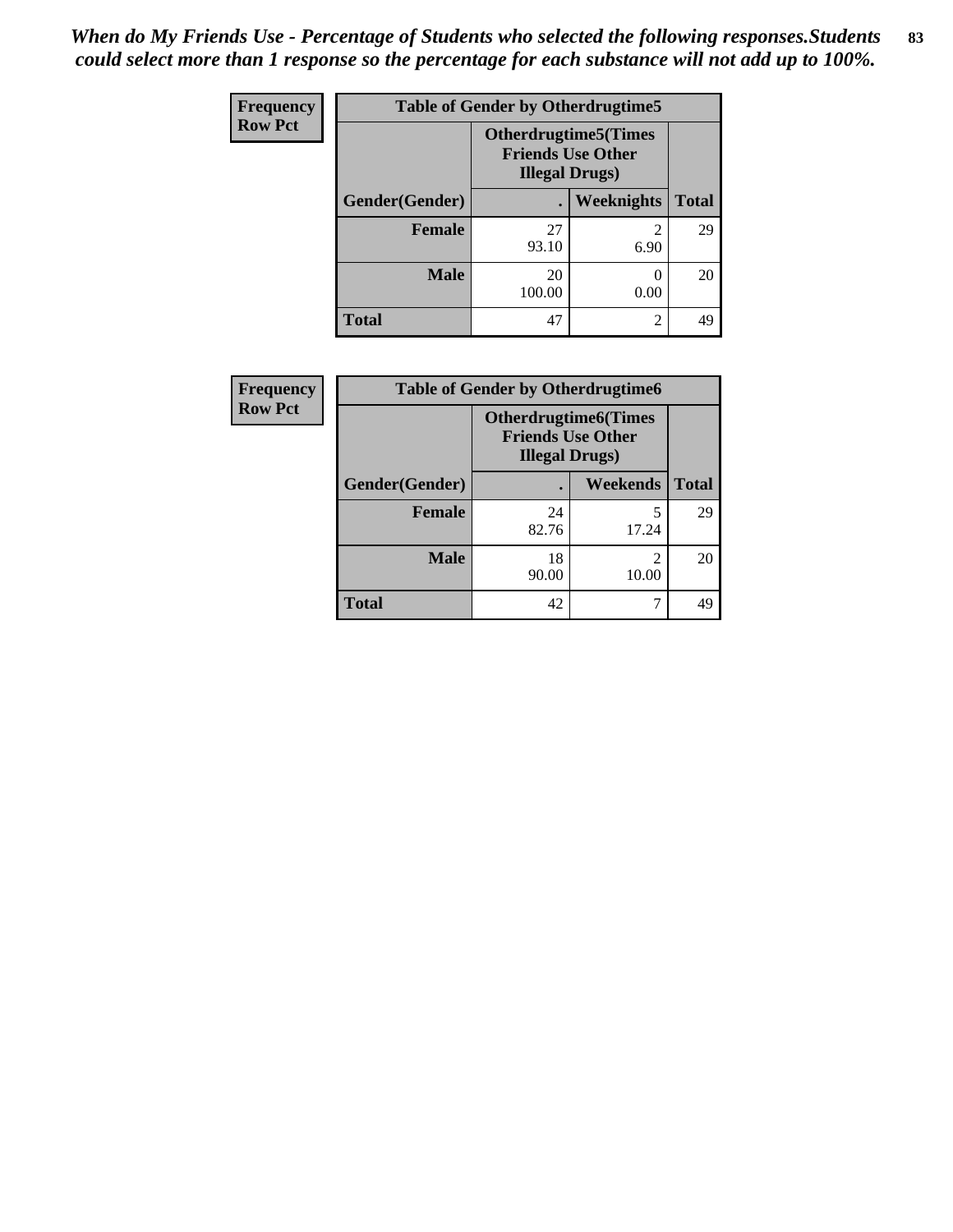*When do My Friends Use - Percentage of Students who selected the following responses.Students could select more than 1 response so the percentage for each substance will not add up to 100%.*

**Frequency**
**Row Pct**

| Table of Gender by Otherdrugtime5 | | | |
|---|---|---|---|
| | Otherdrugtime5(Times Friends Use Other Illegal Drugs) | | |
| Gender(Gender) | . | Weeknights | Total |
| **Female** | 27<br>93.10 | 2<br>6.90 | 29 |
| **Male** | 20<br>100.00 | 0<br>0.00 | 20 |
| **Total** | 47 | 2 | 49 |

**Frequency**
**Row Pct**

| Table of Gender by Otherdrugtime6 | | | |
|---|---|---|---|
| | Otherdrugtime6(Times Friends Use Other Illegal Drugs) | | |
| Gender(Gender) | . | Weekends | Total |
| **Female** | 24<br>82.76 | 5<br>17.24 | 29 |
| **Male** | 18<br>90.00 | 2<br>10.00 | 20 |
| **Total** | 42 | 7 | 49 |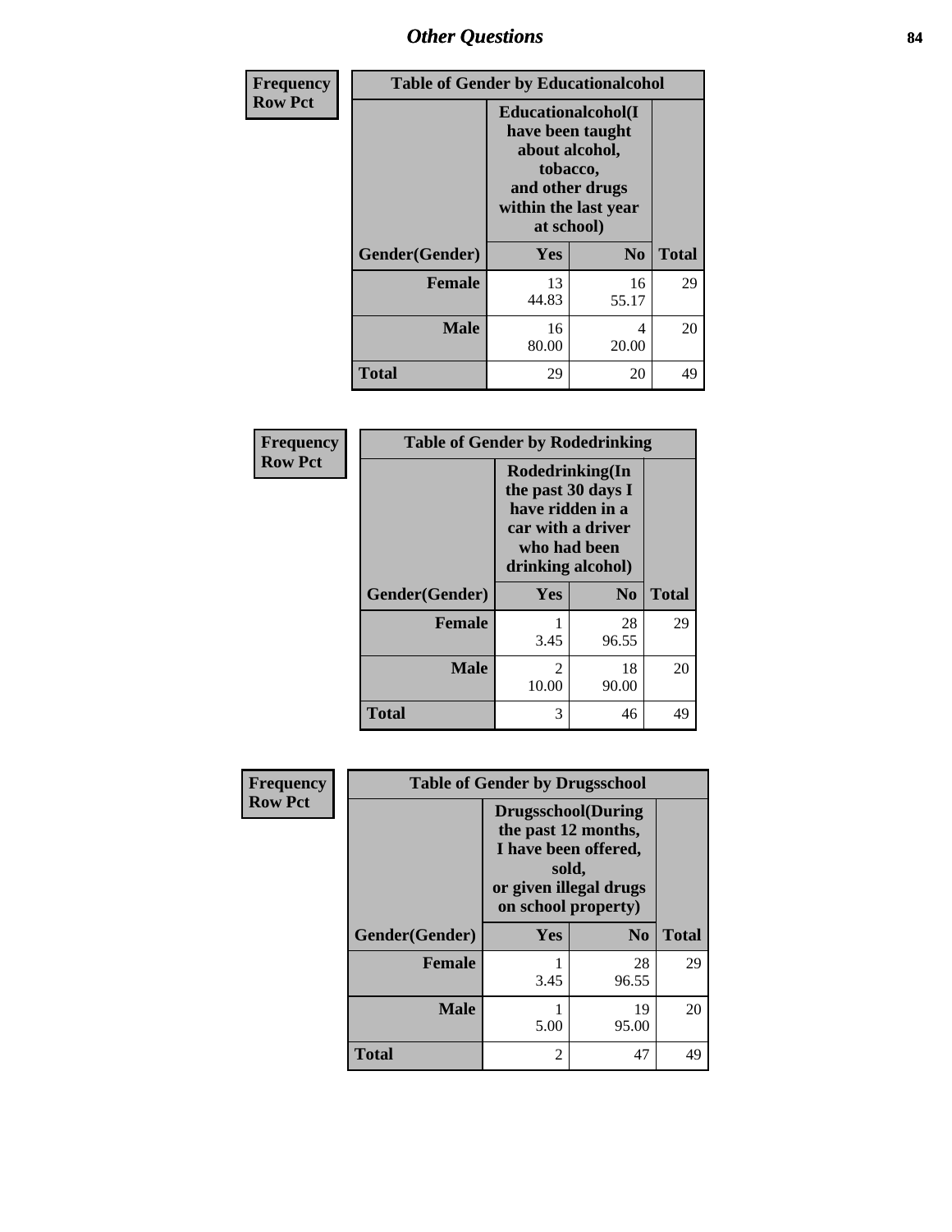## Other Questions

**Frequency**
**Row Pct**

| Table of Gender by Educationalcohol | | | |
|---|---|---|---|
| | Educationalcohol(I have been taught about alcohol, tobacco, and other drugs within the last year at school) | | |
| Gender(Gender) | Yes | No | Total |
| Female | 13<br>44.83 | 16<br>55.17 | 29 |
| Male | 16<br>80.00 | 4<br>20.00 | 20 |
| Total | 29 | 20 | 49 |

**Frequency**
**Row Pct**

| Table of Gender by Rodedrinking | | | |
|---|---|---|---|
| | Rodedrinking(In the past 30 days I have ridden in a car with a driver who had been drinking alcohol) | | |
| Gender(Gender) | Yes | No | Total |
| Female | 1<br>3.45 | 28<br>96.55 | 29 |
| Male | 2<br>10.00 | 18<br>90.00 | 20 |
| Total | 3 | 46 | 49 |

**Frequency**
**Row Pct**

| Table of Gender by Drugsschool | | | |
|---|---|---|---|
| | Drugsschool(During the past 12 months, I have been offered, sold, or given illegal drugs on school property) | | |
| Gender(Gender) | Yes | No | Total |
| Female | 1<br>3.45 | 28<br>96.55 | 29 |
| Male | 1<br>5.00 | 19<br>95.00 | 20 |
| Total | 2 | 47 | 49 |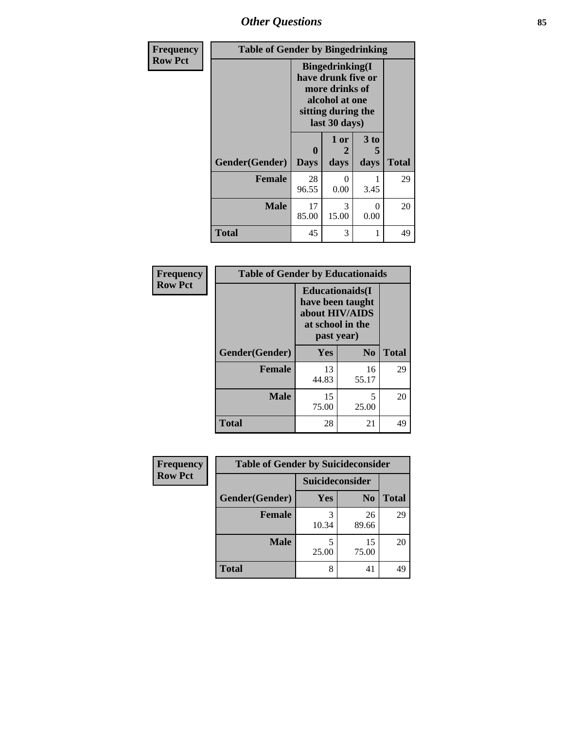## Other Questions

**Frequency Row Pct**

| Table of Gender by Bingedrinking | | | | |
|---|---|---|---|---|
| | Bingedrinking(I have drunk five or more drinks of alcohol at one sitting during the last 30 days) | | | |
| Gender(Gender) | 0 Days | 1 or 2 days | 3 to 5 days | Total |
| **Female** | 28<br>96.55 | 0<br>0.00 | 1<br>3.45 | 29 |
| **Male** | 17<br>85.00 | 3<br>15.00 | 0<br>0.00 | 20 |
| **Total** | 45 | 3 | 1 | 49 |

**Frequency Row Pct**

| Table of Gender by Educationaids | | | |
|---|---|---|---|
| | Educationaids(I have been taught about HIV/AIDS at school in the past year) | | |
| Gender(Gender) | Yes | No | Total |
| **Female** | 13<br>44.83 | 16<br>55.17 | 29 |
| **Male** | 15<br>75.00 | 5<br>25.00 | 20 |
| **Total** | 28 | 21 | 49 |

**Frequency Row Pct**

| Table of Gender by Suicideconsider | | | |
|---|---|---|---|
| | Suicideconsider | | |
| Gender(Gender) | Yes | No | Total |
| **Female** | 3<br>10.34 | 26<br>89.66 | 29 |
| **Male** | 5<br>25.00 | 15<br>75.00 | 20 |
| **Total** | 8 | 41 | 49 |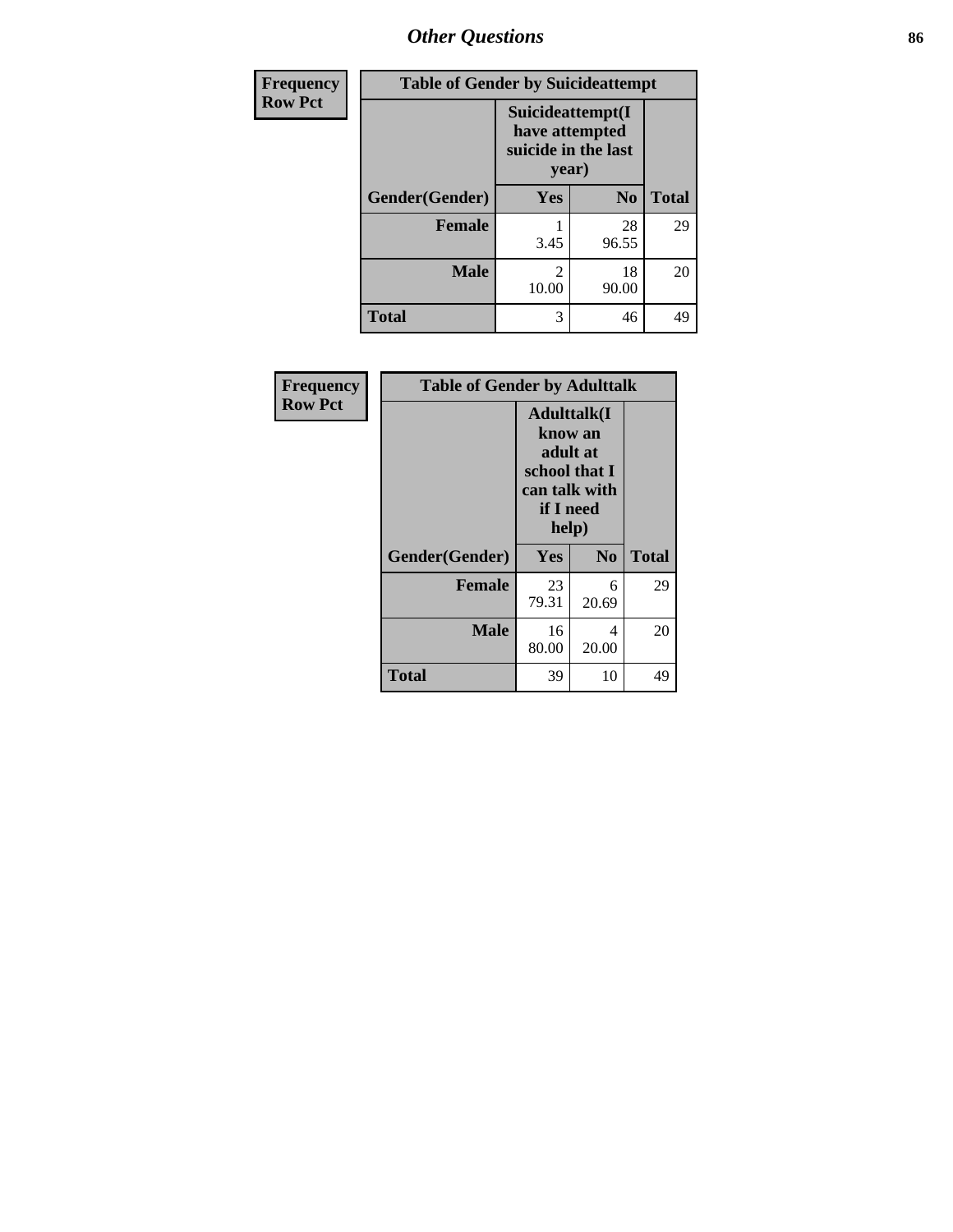## Other Questions

| Frequency Row Pct | Table of Gender by Suicideattempt | | |
|---|---|---|---|
| | Suicideattempt(I have attempted suicide in the last year) | | |
| Gender(Gender) | Yes | No | Total |
| Female | 1<br>3.45 | 28<br>96.55 | 29 |
| Male | 2<br>10.00 | 18<br>90.00 | 20 |
| Total | 3 | 46 | 49 |

| Frequency Row Pct | Table of Gender by Adulttalk | | |
|---|---|---|---|
| | Adulttalk(I know an adult at school that I can talk with if I need help) | | |
| Gender(Gender) | Yes | No | Total |
| Female | 23<br>79.31 | 6<br>20.69 | 29 |
| Male | 16<br>80.00 | 4<br>20.00 | 20 |
| Total | 39 | 10 | 49 |